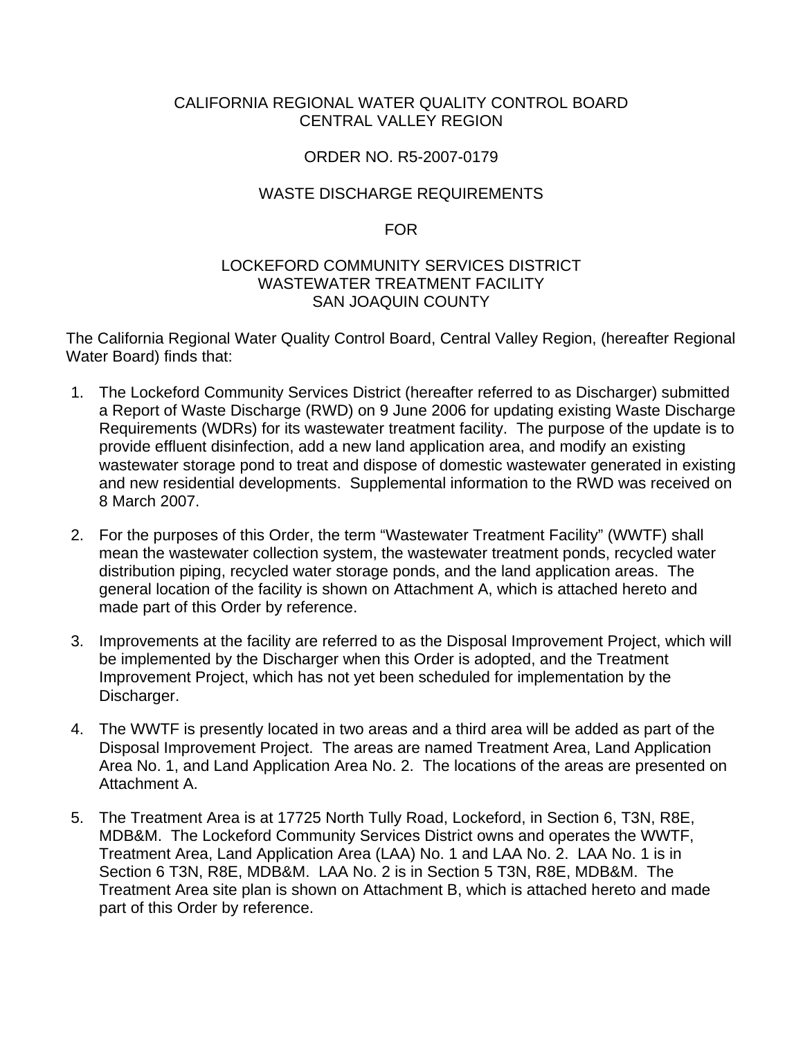CALIFORNIA REGIONAL WATER QUALITY CONTROL BOARD
CENTRAL VALLEY REGION

ORDER NO. R5-2007-0179

WASTE DISCHARGE REQUIREMENTS

FOR

LOCKEFORD COMMUNITY SERVICES DISTRICT
WASTEWATER TREATMENT FACILITY
SAN JOAQUIN COUNTY

The California Regional Water Quality Control Board, Central Valley Region, (hereafter Regional Water Board) finds that:

1. The Lockeford Community Services District (hereafter referred to as Discharger) submitted a Report of Waste Discharge (RWD) on 9 June 2006 for updating existing Waste Discharge Requirements (WDRs) for its wastewater treatment facility. The purpose of the update is to provide effluent disinfection, add a new land application area, and modify an existing wastewater storage pond to treat and dispose of domestic wastewater generated in existing and new residential developments. Supplemental information to the RWD was received on 8 March 2007.

2. For the purposes of this Order, the term "Wastewater Treatment Facility" (WWTF) shall mean the wastewater collection system, the wastewater treatment ponds, recycled water distribution piping, recycled water storage ponds, and the land application areas. The general location of the facility is shown on Attachment A, which is attached hereto and made part of this Order by reference.

3. Improvements at the facility are referred to as the Disposal Improvement Project, which will be implemented by the Discharger when this Order is adopted, and the Treatment Improvement Project, which has not yet been scheduled for implementation by the Discharger.

4. The WWTF is presently located in two areas and a third area will be added as part of the Disposal Improvement Project. The areas are named Treatment Area, Land Application Area No. 1, and Land Application Area No. 2. The locations of the areas are presented on Attachment A.

5. The Treatment Area is at 17725 North Tully Road, Lockeford, in Section 6, T3N, R8E, MDB&M. The Lockeford Community Services District owns and operates the WWTF, Treatment Area, Land Application Area (LAA) No. 1 and LAA No. 2. LAA No. 1 is in Section 6 T3N, R8E, MDB&M. LAA No. 2 is in Section 5 T3N, R8E, MDB&M. The Treatment Area site plan is shown on Attachment B, which is attached hereto and made part of this Order by reference.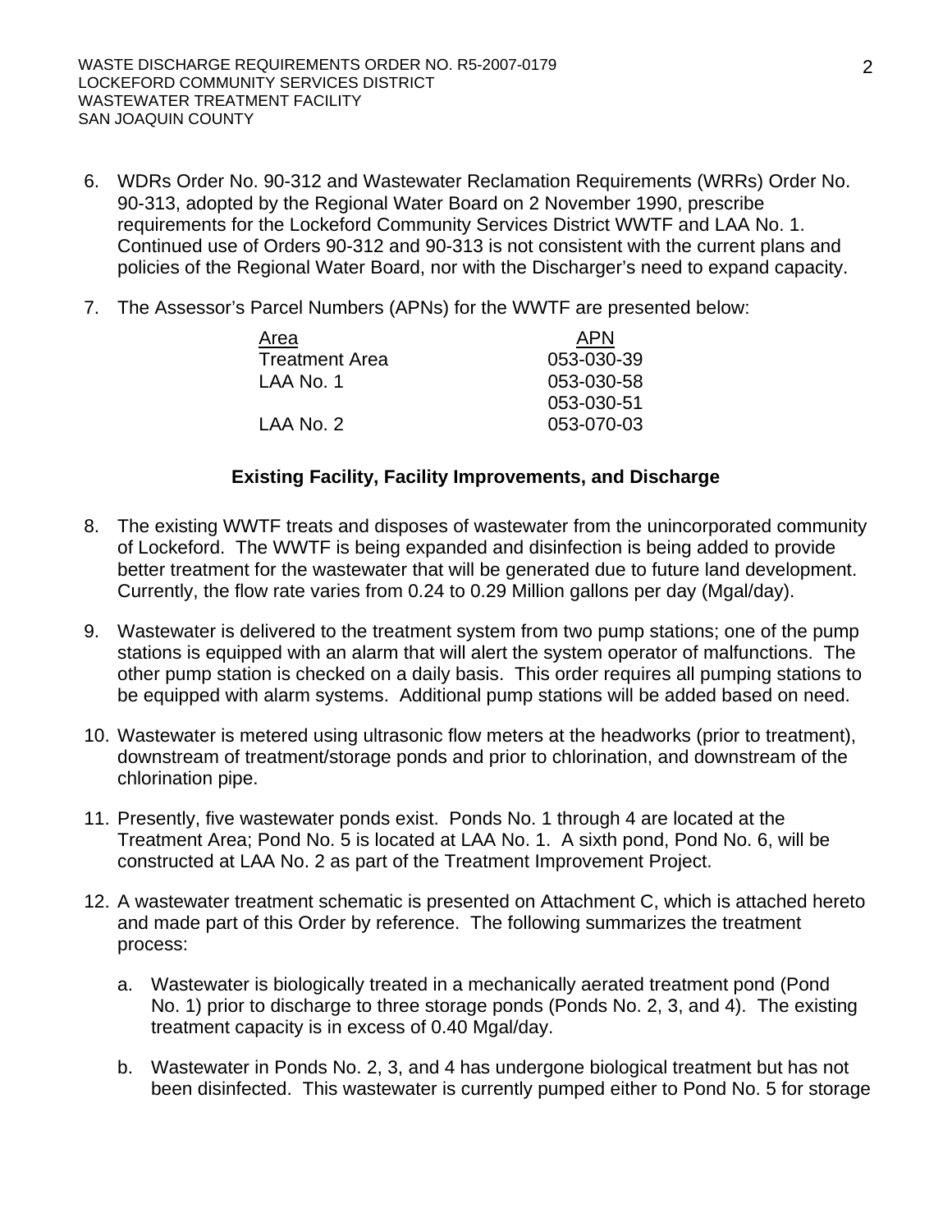6. WDRs Order No. 90-312 and Wastewater Reclamation Requirements (WRRs) Order No. 90-313, adopted by the Regional Water Board on 2 November 1990, prescribe requirements for the Lockeford Community Services District WWTF and LAA No. 1. Continued use of Orders 90-312 and 90-313 is not consistent with the current plans and policies of the Regional Water Board, nor with the Discharger's need to expand capacity.

7. The Assessor's Parcel Numbers (APNs) for the WWTF are presented below:

| Area | APN |
|---|---|
| Treatment Area | 053-030-39 |
| LAA No. 1 | 053-030-58 |
| | 053-030-51 |
| LAA No. 2 | 053-070-03 |

### Existing Facility, Facility Improvements, and Discharge

8. The existing WWTF treats and disposes of wastewater from the unincorporated community of Lockeford. The WWTF is being expanded and disinfection is being added to provide better treatment for the wastewater that will be generated due to future land development. Currently, the flow rate varies from 0.24 to 0.29 Million gallons per day (Mgal/day).

9. Wastewater is delivered to the treatment system from two pump stations; one of the pump stations is equipped with an alarm that will alert the system operator of malfunctions. The other pump station is checked on a daily basis. This order requires all pumping stations to be equipped with alarm systems. Additional pump stations will be added based on need.

10. Wastewater is metered using ultrasonic flow meters at the headworks (prior to treatment), downstream of treatment/storage ponds and prior to chlorination, and downstream of the chlorination pipe.

11. Presently, five wastewater ponds exist. Ponds No. 1 through 4 are located at the Treatment Area; Pond No. 5 is located at LAA No. 1. A sixth pond, Pond No. 6, will be constructed at LAA No. 2 as part of the Treatment Improvement Project.

12. A wastewater treatment schematic is presented on Attachment C, which is attached hereto and made part of this Order by reference. The following summarizes the treatment process:

    a. Wastewater is biologically treated in a mechanically aerated treatment pond (Pond No. 1) prior to discharge to three storage ponds (Ponds No. 2, 3, and 4). The existing treatment capacity is in excess of 0.40 Mgal/day.

    b. Wastewater in Ponds No. 2, 3, and 4 has undergone biological treatment but has not been disinfected. This wastewater is currently pumped either to Pond No. 5 for storage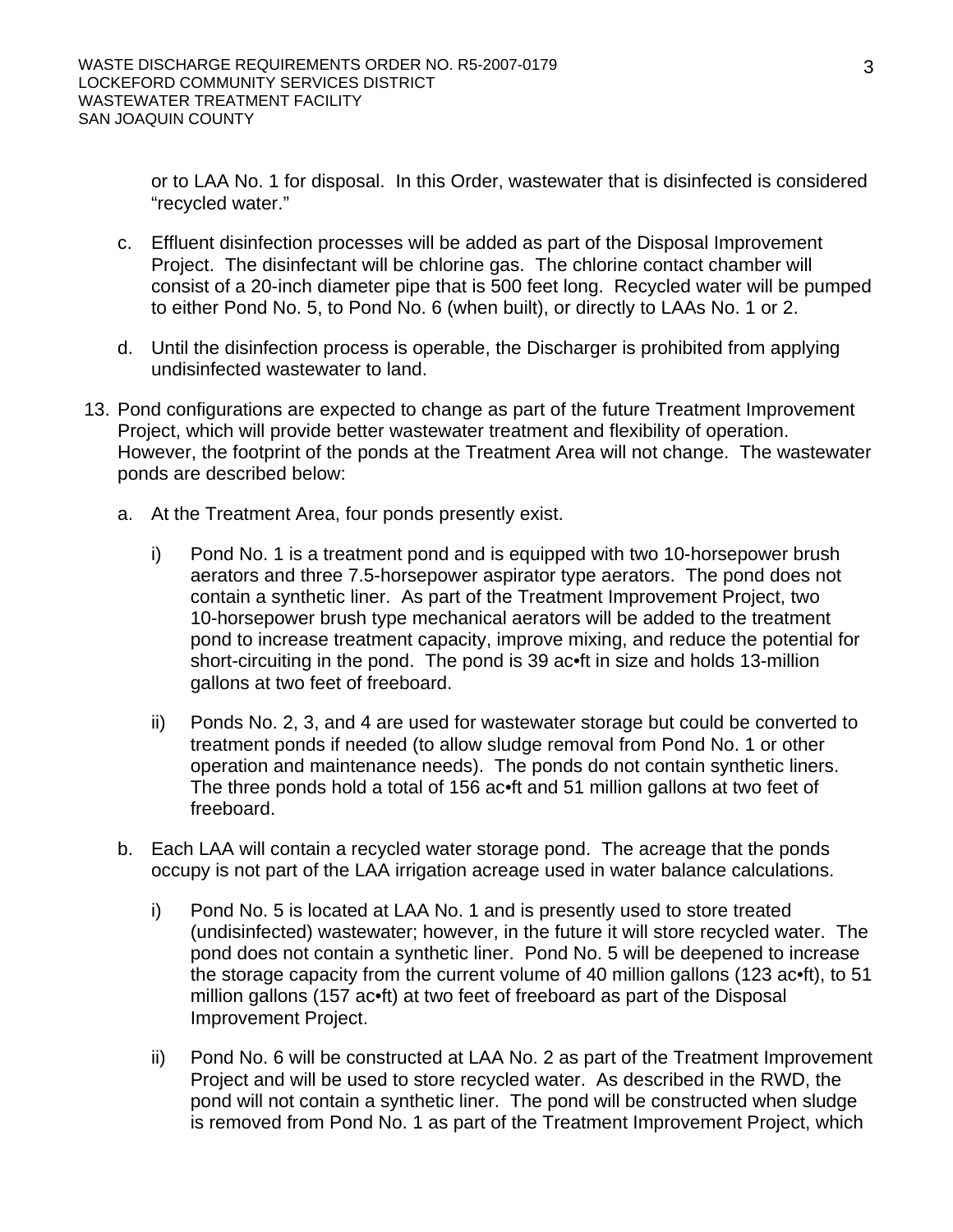or to LAA No. 1 for disposal. In this Order, wastewater that is disinfected is considered "recycled water."

c. Effluent disinfection processes will be added as part of the Disposal Improvement Project. The disinfectant will be chlorine gas. The chlorine contact chamber will consist of a 20-inch diameter pipe that is 500 feet long. Recycled water will be pumped to either Pond No. 5, to Pond No. 6 (when built), or directly to LAAs No. 1 or 2.

d. Until the disinfection process is operable, the Discharger is prohibited from applying undisinfected wastewater to land.

13. Pond configurations are expected to change as part of the future Treatment Improvement Project, which will provide better wastewater treatment and flexibility of operation. However, the footprint of the ponds at the Treatment Area will not change. The wastewater ponds are described below:

    a. At the Treatment Area, four ponds presently exist.

        i) Pond No. 1 is a treatment pond and is equipped with two 10-horsepower brush aerators and three 7.5-horsepower aspirator type aerators. The pond does not contain a synthetic liner. As part of the Treatment Improvement Project, two 10-horsepower brush type mechanical aerators will be added to the treatment pond to increase treatment capacity, improve mixing, and reduce the potential for short-circuiting in the pond. The pond is 39 ac•ft in size and holds 13-million gallons at two feet of freeboard.

        ii) Ponds No. 2, 3, and 4 are used for wastewater storage but could be converted to treatment ponds if needed (to allow sludge removal from Pond No. 1 or other operation and maintenance needs). The ponds do not contain synthetic liners. The three ponds hold a total of 156 ac•ft and 51 million gallons at two feet of freeboard.

    b. Each LAA will contain a recycled water storage pond. The acreage that the ponds occupy is not part of the LAA irrigation acreage used in water balance calculations.

        i) Pond No. 5 is located at LAA No. 1 and is presently used to store treated (undisinfected) wastewater; however, in the future it will store recycled water. The pond does not contain a synthetic liner. Pond No. 5 will be deepened to increase the storage capacity from the current volume of 40 million gallons (123 ac•ft), to 51 million gallons (157 ac•ft) at two feet of freeboard as part of the Disposal Improvement Project.

        ii) Pond No. 6 will be constructed at LAA No. 2 as part of the Treatment Improvement Project and will be used to store recycled water. As described in the RWD, the pond will not contain a synthetic liner. The pond will be constructed when sludge is removed from Pond No. 1 as part of the Treatment Improvement Project, which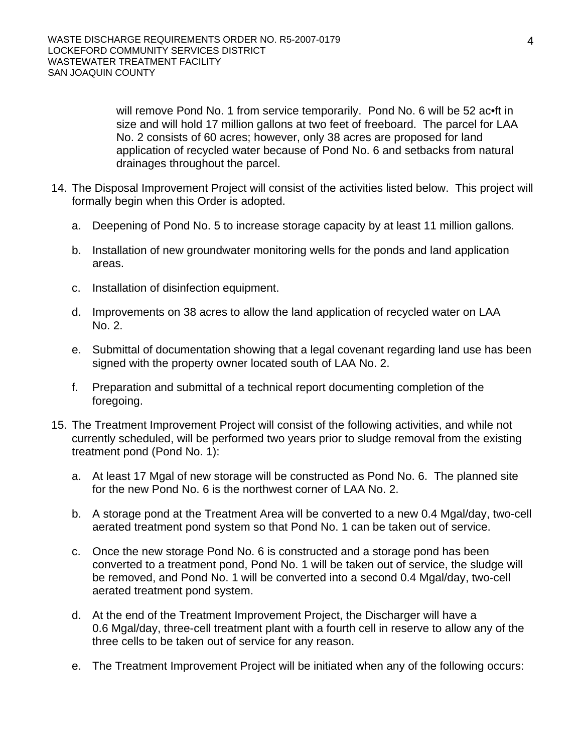will remove Pond No. 1 from service temporarily. Pond No. 6 will be 52 ac•ft in size and will hold 17 million gallons at two feet of freeboard. The parcel for LAA No. 2 consists of 60 acres; however, only 38 acres are proposed for land application of recycled water because of Pond No. 6 and setbacks from natural drainages throughout the parcel.

14. The Disposal Improvement Project will consist of the activities listed below. This project will formally begin when this Order is adopted.

    a. Deepening of Pond No. 5 to increase storage capacity by at least 11 million gallons.

    b. Installation of new groundwater monitoring wells for the ponds and land application areas.

    c. Installation of disinfection equipment.

    d. Improvements on 38 acres to allow the land application of recycled water on LAA No. 2.

    e. Submittal of documentation showing that a legal covenant regarding land use has been signed with the property owner located south of LAA No. 2.

    f. Preparation and submittal of a technical report documenting completion of the foregoing.

15. The Treatment Improvement Project will consist of the following activities, and while not currently scheduled, will be performed two years prior to sludge removal from the existing treatment pond (Pond No. 1):

    a. At least 17 Mgal of new storage will be constructed as Pond No. 6. The planned site for the new Pond No. 6 is the northwest corner of LAA No. 2.

    b. A storage pond at the Treatment Area will be converted to a new 0.4 Mgal/day, two-cell aerated treatment pond system so that Pond No. 1 can be taken out of service.

    c. Once the new storage Pond No. 6 is constructed and a storage pond has been converted to a treatment pond, Pond No. 1 will be taken out of service, the sludge will be removed, and Pond No. 1 will be converted into a second 0.4 Mgal/day, two-cell aerated treatment pond system.

    d. At the end of the Treatment Improvement Project, the Discharger will have a 0.6 Mgal/day, three-cell treatment plant with a fourth cell in reserve to allow any of the three cells to be taken out of service for any reason.

    e. The Treatment Improvement Project will be initiated when any of the following occurs: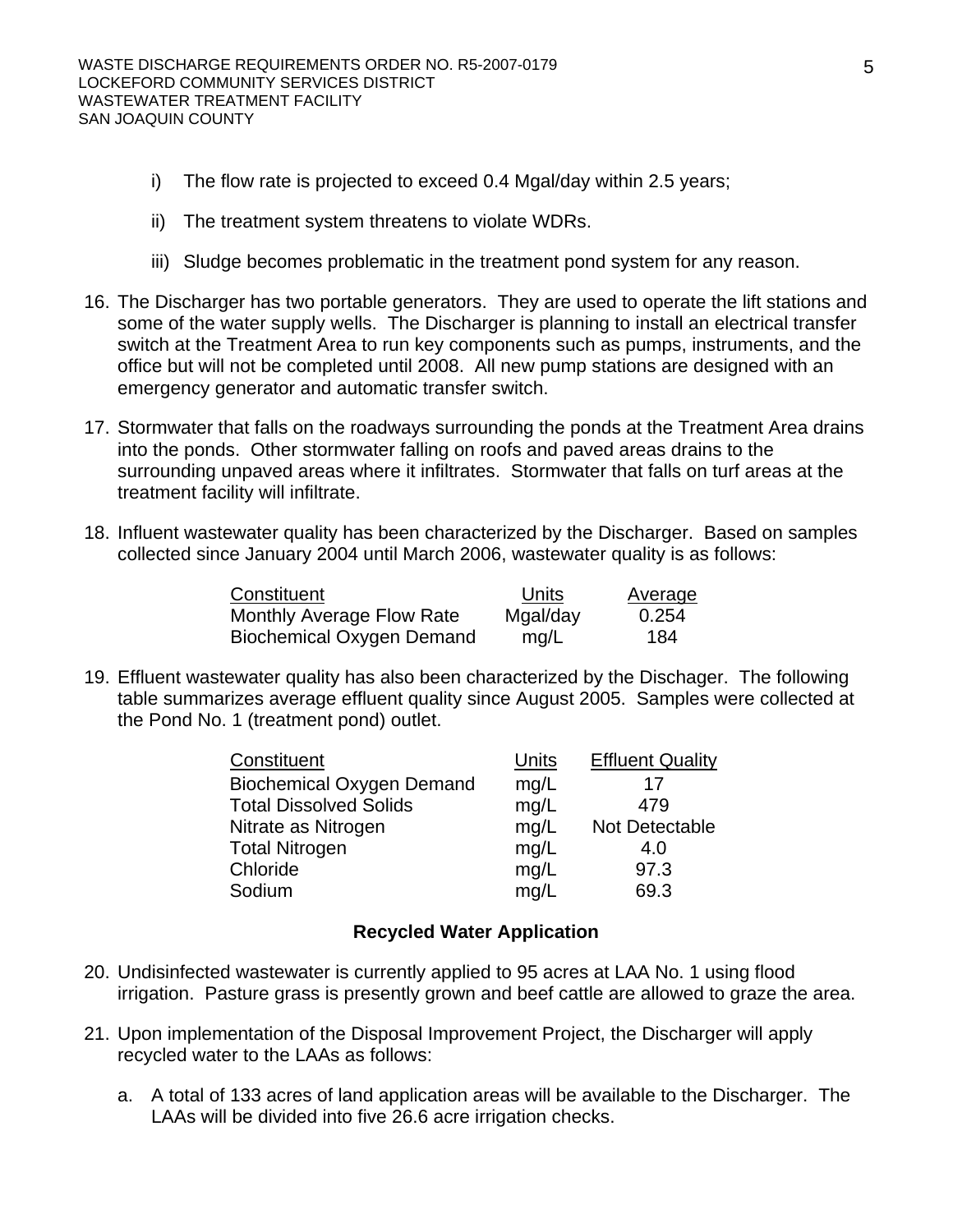i) The flow rate is projected to exceed 0.4 Mgal/day within 2.5 years;

ii) The treatment system threatens to violate WDRs.

iii) Sludge becomes problematic in the treatment pond system for any reason.

16. The Discharger has two portable generators. They are used to operate the lift stations and some of the water supply wells. The Discharger is planning to install an electrical transfer switch at the Treatment Area to run key components such as pumps, instruments, and the office but will not be completed until 2008. All new pump stations are designed with an emergency generator and automatic transfer switch.

17. Stormwater that falls on the roadways surrounding the ponds at the Treatment Area drains into the ponds. Other stormwater falling on roofs and paved areas drains to the surrounding unpaved areas where it infiltrates. Stormwater that falls on turf areas at the treatment facility will infiltrate.

18. Influent wastewater quality has been characterized by the Discharger. Based on samples collected since January 2004 until March 2006, wastewater quality is as follows:

| Constituent | Units | Average |
|---|---|---|
| Monthly Average Flow Rate | Mgal/day | 0.254 |
| Biochemical Oxygen Demand | mg/L | 184 |

19. Effluent wastewater quality has also been characterized by the Dischager. The following table summarizes average effluent quality since August 2005. Samples were collected at the Pond No. 1 (treatment pond) outlet.

| Constituent | Units | Effluent Quality |
|---|---|---|
| Biochemical Oxygen Demand | mg/L | 17 |
| Total Dissolved Solids | mg/L | 479 |
| Nitrate as Nitrogen | mg/L | Not Detectable |
| Total Nitrogen | mg/L | 4.0 |
| Chloride | mg/L | 97.3 |
| Sodium | mg/L | 69.3 |

**Recycled Water Application**

20. Undisinfected wastewater is currently applied to 95 acres at LAA No. 1 using flood irrigation. Pasture grass is presently grown and beef cattle are allowed to graze the area.

21. Upon implementation of the Disposal Improvement Project, the Discharger will apply recycled water to the LAAs as follows:

    a. A total of 133 acres of land application areas will be available to the Discharger. The LAAs will be divided into five 26.6 acre irrigation checks.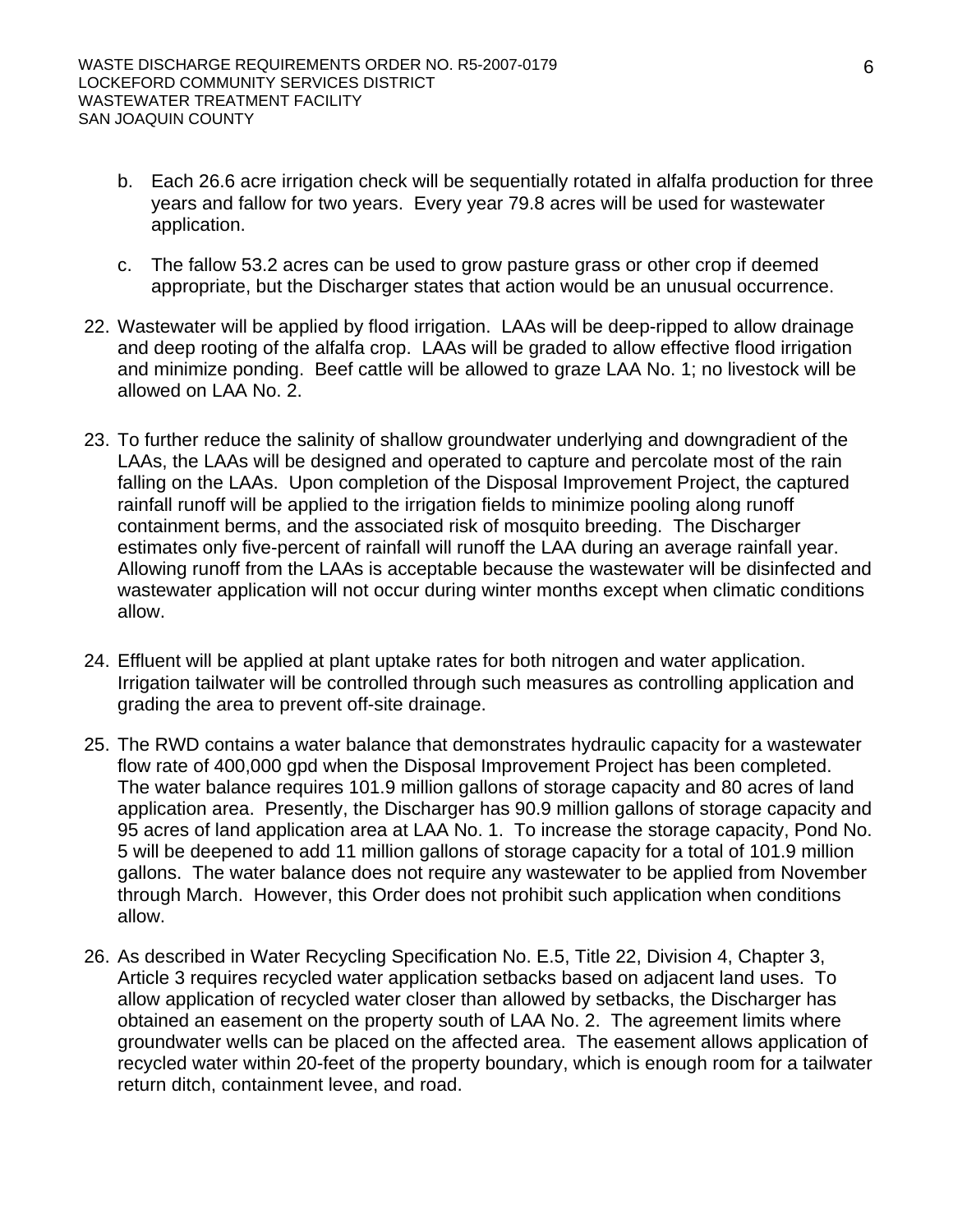b. Each 26.6 acre irrigation check will be sequentially rotated in alfalfa production for three years and fallow for two years. Every year 79.8 acres will be used for wastewater application.

c. The fallow 53.2 acres can be used to grow pasture grass or other crop if deemed appropriate, but the Discharger states that action would be an unusual occurrence.

22. Wastewater will be applied by flood irrigation. LAAs will be deep-ripped to allow drainage and deep rooting of the alfalfa crop. LAAs will be graded to allow effective flood irrigation and minimize ponding. Beef cattle will be allowed to graze LAA No. 1; no livestock will be allowed on LAA No. 2.

23. To further reduce the salinity of shallow groundwater underlying and downgradient of the LAAs, the LAAs will be designed and operated to capture and percolate most of the rain falling on the LAAs. Upon completion of the Disposal Improvement Project, the captured rainfall runoff will be applied to the irrigation fields to minimize pooling along runoff containment berms, and the associated risk of mosquito breeding. The Discharger estimates only five-percent of rainfall will runoff the LAA during an average rainfall year. Allowing runoff from the LAAs is acceptable because the wastewater will be disinfected and wastewater application will not occur during winter months except when climatic conditions allow.

24. Effluent will be applied at plant uptake rates for both nitrogen and water application. Irrigation tailwater will be controlled through such measures as controlling application and grading the area to prevent off-site drainage.

25. The RWD contains a water balance that demonstrates hydraulic capacity for a wastewater flow rate of 400,000 gpd when the Disposal Improvement Project has been completed. The water balance requires 101.9 million gallons of storage capacity and 80 acres of land application area. Presently, the Discharger has 90.9 million gallons of storage capacity and 95 acres of land application area at LAA No. 1. To increase the storage capacity, Pond No. 5 will be deepened to add 11 million gallons of storage capacity for a total of 101.9 million gallons. The water balance does not require any wastewater to be applied from November through March. However, this Order does not prohibit such application when conditions allow.

26. As described in Water Recycling Specification No. E.5, Title 22, Division 4, Chapter 3, Article 3 requires recycled water application setbacks based on adjacent land uses. To allow application of recycled water closer than allowed by setbacks, the Discharger has obtained an easement on the property south of LAA No. 2. The agreement limits where groundwater wells can be placed on the affected area. The easement allows application of recycled water within 20-feet of the property boundary, which is enough room for a tailwater return ditch, containment levee, and road.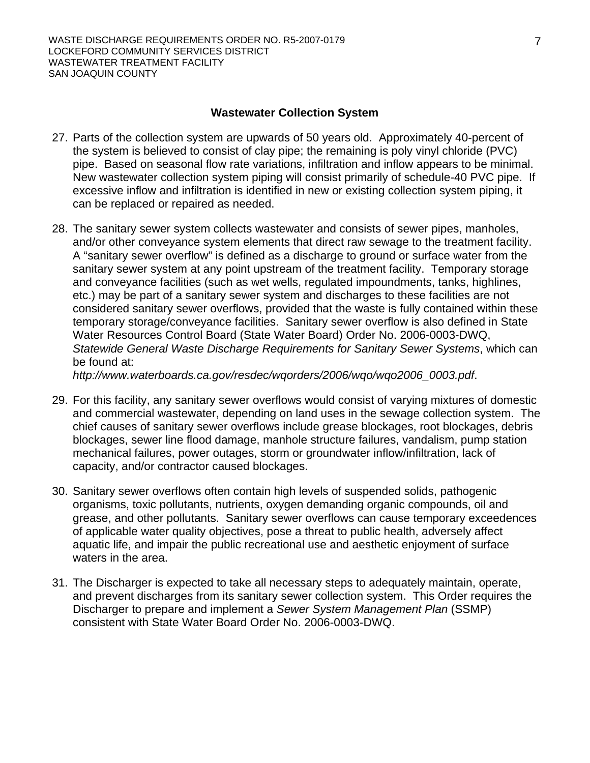## Wastewater Collection System

27. Parts of the collection system are upwards of 50 years old. Approximately 40-percent of the system is believed to consist of clay pipe; the remaining is poly vinyl chloride (PVC) pipe. Based on seasonal flow rate variations, infiltration and inflow appears to be minimal. New wastewater collection system piping will consist primarily of schedule-40 PVC pipe. If excessive inflow and infiltration is identified in new or existing collection system piping, it can be replaced or repaired as needed.

28. The sanitary sewer system collects wastewater and consists of sewer pipes, manholes, and/or other conveyance system elements that direct raw sewage to the treatment facility. A "sanitary sewer overflow" is defined as a discharge to ground or surface water from the sanitary sewer system at any point upstream of the treatment facility. Temporary storage and conveyance facilities (such as wet wells, regulated impoundments, tanks, highlines, etc.) may be part of a sanitary sewer system and discharges to these facilities are not considered sanitary sewer overflows, provided that the waste is fully contained within these temporary storage/conveyance facilities. Sanitary sewer overflow is also defined in State Water Resources Control Board (State Water Board) Order No. 2006-0003-DWQ, *Statewide General Waste Discharge Requirements for Sanitary Sewer Systems*, which can be found at:
*http://www.waterboards.ca.gov/resdec/wqorders/2006/wqo/wqo2006_0003.pdf*.

29. For this facility, any sanitary sewer overflows would consist of varying mixtures of domestic and commercial wastewater, depending on land uses in the sewage collection system. The chief causes of sanitary sewer overflows include grease blockages, root blockages, debris blockages, sewer line flood damage, manhole structure failures, vandalism, pump station mechanical failures, power outages, storm or groundwater inflow/infiltration, lack of capacity, and/or contractor caused blockages.

30. Sanitary sewer overflows often contain high levels of suspended solids, pathogenic organisms, toxic pollutants, nutrients, oxygen demanding organic compounds, oil and grease, and other pollutants. Sanitary sewer overflows can cause temporary exceedences of applicable water quality objectives, pose a threat to public health, adversely affect aquatic life, and impair the public recreational use and aesthetic enjoyment of surface waters in the area.

31. The Discharger is expected to take all necessary steps to adequately maintain, operate, and prevent discharges from its sanitary sewer collection system. This Order requires the Discharger to prepare and implement a *Sewer System Management Plan* (SSMP) consistent with State Water Board Order No. 2006-0003-DWQ.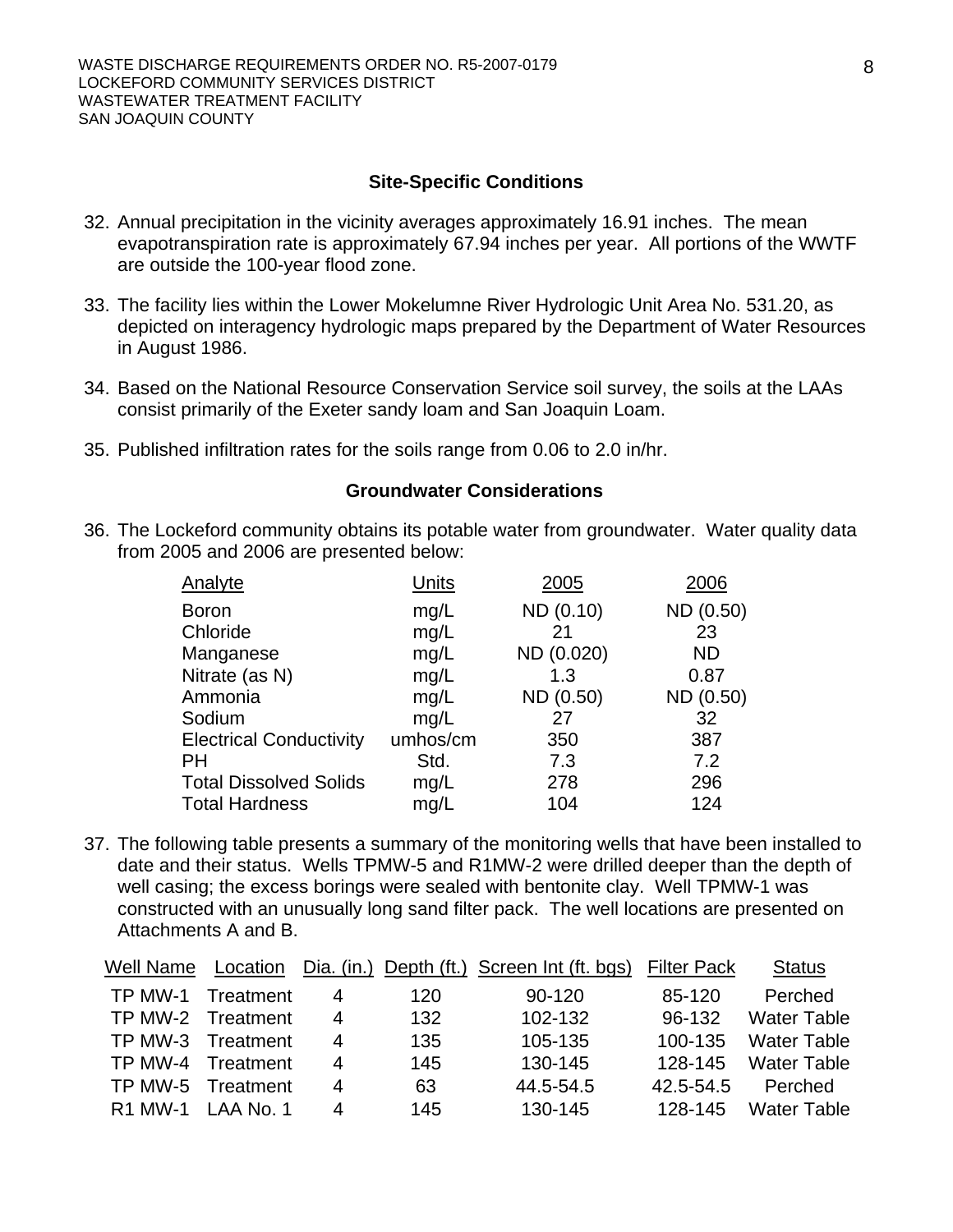**Site-Specific Conditions**

32. Annual precipitation in the vicinity averages approximately 16.91 inches. The mean evapotranspiration rate is approximately 67.94 inches per year. All portions of the WWTF are outside the 100-year flood zone.

33. The facility lies within the Lower Mokelumne River Hydrologic Unit Area No. 531.20, as depicted on interagency hydrologic maps prepared by the Department of Water Resources in August 1986.

34. Based on the National Resource Conservation Service soil survey, the soils at the LAAs consist primarily of the Exeter sandy loam and San Joaquin Loam.

35. Published infiltration rates for the soils range from 0.06 to 2.0 in/hr.

**Groundwater Considerations**

36. The Lockeford community obtains its potable water from groundwater. Water quality data from 2005 and 2006 are presented below:

| Analyte | Units | 2005 | 2006 |
|---|---|---|---|
| Boron | mg/L | ND (0.10) | ND (0.50) |
| Chloride | mg/L | 21 | 23 |
| Manganese | mg/L | ND (0.020) | ND |
| Nitrate (as N) | mg/L | 1.3 | 0.87 |
| Ammonia | mg/L | ND (0.50) | ND (0.50) |
| Sodium | mg/L | 27 | 32 |
| Electrical Conductivity | umhos/cm | 350 | 387 |
| PH | Std. | 7.3 | 7.2 |
| Total Dissolved Solids | mg/L | 278 | 296 |
| Total Hardness | mg/L | 104 | 124 |

37. The following table presents a summary of the monitoring wells that have been installed to date and their status. Wells TPMW-5 and R1MW-2 were drilled deeper than the depth of well casing; the excess borings were sealed with bentonite clay. Well TPMW-1 was constructed with an unusually long sand filter pack. The well locations are presented on Attachments A and B.

| Well Name | Location | Dia. (in.) | Depth (ft.) | Screen Int (ft. bgs) | Filter Pack | Status |
|---|---|---|---|---|---|---|
| TP MW-1 | Treatment | 4 | 120 | 90-120 | 85-120 | Perched |
| TP MW-2 | Treatment | 4 | 132 | 102-132 | 96-132 | Water Table |
| TP MW-3 | Treatment | 4 | 135 | 105-135 | 100-135 | Water Table |
| TP MW-4 | Treatment | 4 | 145 | 130-145 | 128-145 | Water Table |
| TP MW-5 | Treatment | 4 | 63 | 44.5-54.5 | 42.5-54.5 | Perched |
| R1 MW-1 | LAA No. 1 | 4 | 145 | 130-145 | 128-145 | Water Table |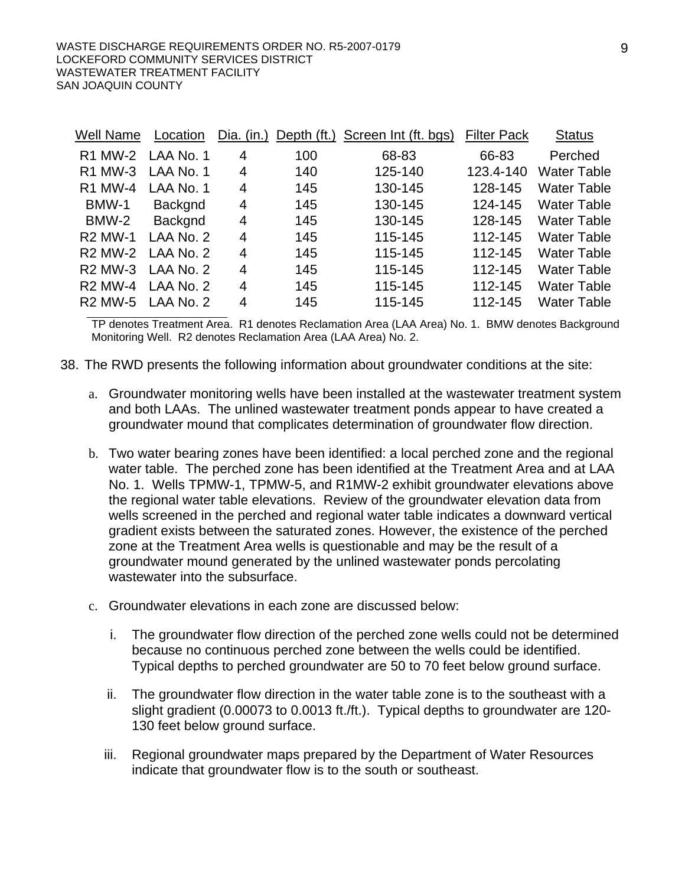| Well Name | Location | Dia. (in.) | Depth (ft.) | Screen Int (ft. bgs) | Filter Pack | Status |
|---|---|---|---|---|---|---|
| R1 MW-2 | LAA No. 1 | 4 | 100 | 68-83 | 66-83 | Perched |
| R1 MW-3 | LAA No. 1 | 4 | 140 | 125-140 | 123.4-140 | Water Table |
| R1 MW-4 | LAA No. 1 | 4 | 145 | 130-145 | 128-145 | Water Table |
| BMW-1 | Backgnd | 4 | 145 | 130-145 | 124-145 | Water Table |
| BMW-2 | Backgnd | 4 | 145 | 130-145 | 128-145 | Water Table |
| R2 MW-1 | LAA No. 2 | 4 | 145 | 115-145 | 112-145 | Water Table |
| R2 MW-2 | LAA No. 2 | 4 | 145 | 115-145 | 112-145 | Water Table |
| R2 MW-3 | LAA No. 2 | 4 | 145 | 115-145 | 112-145 | Water Table |
| R2 MW-4 | LAA No. 2 | 4 | 145 | 115-145 | 112-145 | Water Table |
| R2 MW-5 | LAA No. 2 | 4 | 145 | 115-145 | 112-145 | Water Table |

TP denotes Treatment Area. R1 denotes Reclamation Area (LAA Area) No. 1. BMW denotes Background Monitoring Well. R2 denotes Reclamation Area (LAA Area) No. 2.

38. The RWD presents the following information about groundwater conditions at the site:

   a. Groundwater monitoring wells have been installed at the wastewater treatment system and both LAAs. The unlined wastewater treatment ponds appear to have created a groundwater mound that complicates determination of groundwater flow direction.

   b. Two water bearing zones have been identified: a local perched zone and the regional water table. The perched zone has been identified at the Treatment Area and at LAA No. 1. Wells TPMW-1, TPMW-5, and R1MW-2 exhibit groundwater elevations above the regional water table elevations. Review of the groundwater elevation data from wells screened in the perched and regional water table indicates a downward vertical gradient exists between the saturated zones. However, the existence of the perched zone at the Treatment Area wells is questionable and may be the result of a groundwater mound generated by the unlined wastewater ponds percolating wastewater into the subsurface.

   c. Groundwater elevations in each zone are discussed below:

      i. The groundwater flow direction of the perched zone wells could not be determined because no continuous perched zone between the wells could be identified. Typical depths to perched groundwater are 50 to 70 feet below ground surface.

      ii. The groundwater flow direction in the water table zone is to the southeast with a slight gradient (0.00073 to 0.0013 ft./ft.). Typical depths to groundwater are 120-130 feet below ground surface.

      iii. Regional groundwater maps prepared by the Department of Water Resources indicate that groundwater flow is to the south or southeast.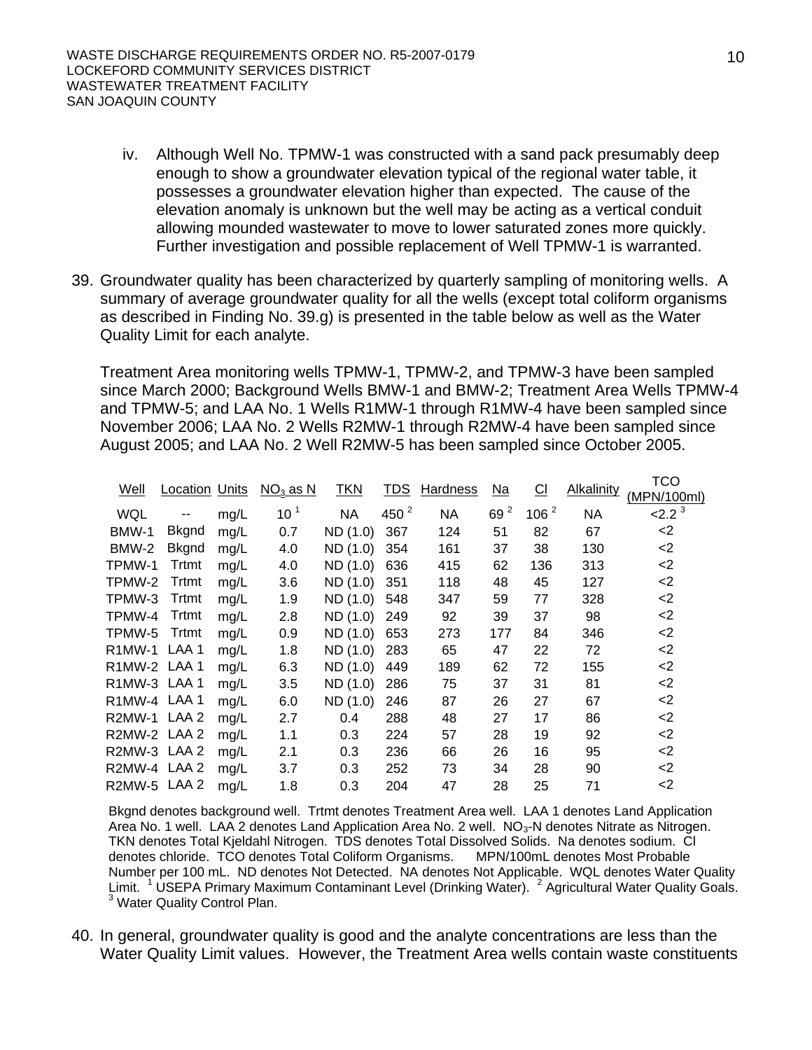iv. Although Well No. TPMW-1 was constructed with a sand pack presumably deep enough to show a groundwater elevation typical of the regional water table, it possesses a groundwater elevation higher than expected. The cause of the elevation anomaly is unknown but the well may be acting as a vertical conduit allowing mounded wastewater to move to lower saturated zones more quickly. Further investigation and possible replacement of Well TPMW-1 is warranted.

39. Groundwater quality has been characterized by quarterly sampling of monitoring wells. A summary of average groundwater quality for all the wells (except total coliform organisms as described in Finding No. 39.g) is presented in the table below as well as the Water Quality Limit for each analyte.

Treatment Area monitoring wells TPMW-1, TPMW-2, and TPMW-3 have been sampled since March 2000; Background Wells BMW-1 and BMW-2; Treatment Area Wells TPMW-4 and TPMW-5; and LAA No. 1 Wells R1MW-1 through R1MW-4 have been sampled since November 2006; LAA No. 2 Wells R2MW-1 through R2MW-4 have been sampled since August 2005; and LAA No. 2 Well R2MW-5 has been sampled since October 2005.

| Well | Location | Units | $NO_3$ as N | TKN | TDS | Hardness | Na | Cl | Alkalinity | TCO (MPN/100ml) |
|---|---|---|---|---|---|---|---|---|---|---|
| WQL | -- | mg/L | 10 [1] | NA | 450 [2] | NA | 69 [2] | 106 [2] | NA | <2.2 [3] |
| BMW-1 | Bkgnd | mg/L | 0.7 | ND (1.0) | 367 | 124 | 51 | 82 | 67 | <2 |
| BMW-2 | Bkgnd | mg/L | 4.0 | ND (1.0) | 354 | 161 | 37 | 38 | 130 | <2 |
| TPMW-1 | Trtmt | mg/L | 4.0 | ND (1.0) | 636 | 415 | 62 | 136 | 313 | <2 |
| TPMW-2 | Trtmt | mg/L | 3.6 | ND (1.0) | 351 | 118 | 48 | 45 | 127 | <2 |
| TPMW-3 | Trtmt | mg/L | 1.9 | ND (1.0) | 548 | 347 | 59 | 77 | 328 | <2 |
| TPMW-4 | Trtmt | mg/L | 2.8 | ND (1.0) | 249 | 92 | 39 | 37 | 98 | <2 |
| TPMW-5 | Trtmt | mg/L | 0.9 | ND (1.0) | 653 | 273 | 177 | 84 | 346 | <2 |
| R1MW-1 | LAA 1 | mg/L | 1.8 | ND (1.0) | 283 | 65 | 47 | 22 | 72 | <2 |
| R1MW-2 | LAA 1 | mg/L | 6.3 | ND (1.0) | 449 | 189 | 62 | 72 | 155 | <2 |
| R1MW-3 | LAA 1 | mg/L | 3.5 | ND (1.0) | 286 | 75 | 37 | 31 | 81 | <2 |
| R1MW-4 | LAA 1 | mg/L | 6.0 | ND (1.0) | 246 | 87 | 26 | 27 | 67 | <2 |
| R2MW-1 | LAA 2 | mg/L | 2.7 | 0.4 | 288 | 48 | 27 | 17 | 86 | <2 |
| R2MW-2 | LAA 2 | mg/L | 1.1 | 0.3 | 224 | 57 | 28 | 19 | 92 | <2 |
| R2MW-3 | LAA 2 | mg/L | 2.1 | 0.3 | 236 | 66 | 26 | 16 | 95 | <2 |
| R2MW-4 | LAA 2 | mg/L | 3.7 | 0.3 | 252 | 73 | 34 | 28 | 90 | <2 |
| R2MW-5 | LAA 2 | mg/L | 1.8 | 0.3 | 204 | 47 | 28 | 25 | 71 | <2 |

Bkgnd denotes background well. Trtmt denotes Treatment Area well. LAA 1 denotes Land Application Area No. 1 well. LAA 2 denotes Land Application Area No. 2 well. $NO_3$-N denotes Nitrate as Nitrogen. TKN denotes Total Kjeldahl Nitrogen. TDS denotes Total Dissolved Solids. Na denotes sodium. Cl denotes chloride. TCO denotes Total Coliform Organisms. MPN/100mL denotes Most Probable Number per 100 mL. ND denotes Not Detected. NA denotes Not Applicable. WQL denotes Water Quality Limit. [1] USEPA Primary Maximum Contaminant Level (Drinking Water). [2] Agricultural Water Quality Goals. [3] Water Quality Control Plan.

40. In general, groundwater quality is good and the analyte concentrations are less than the Water Quality Limit values. However, the Treatment Area wells contain waste constituents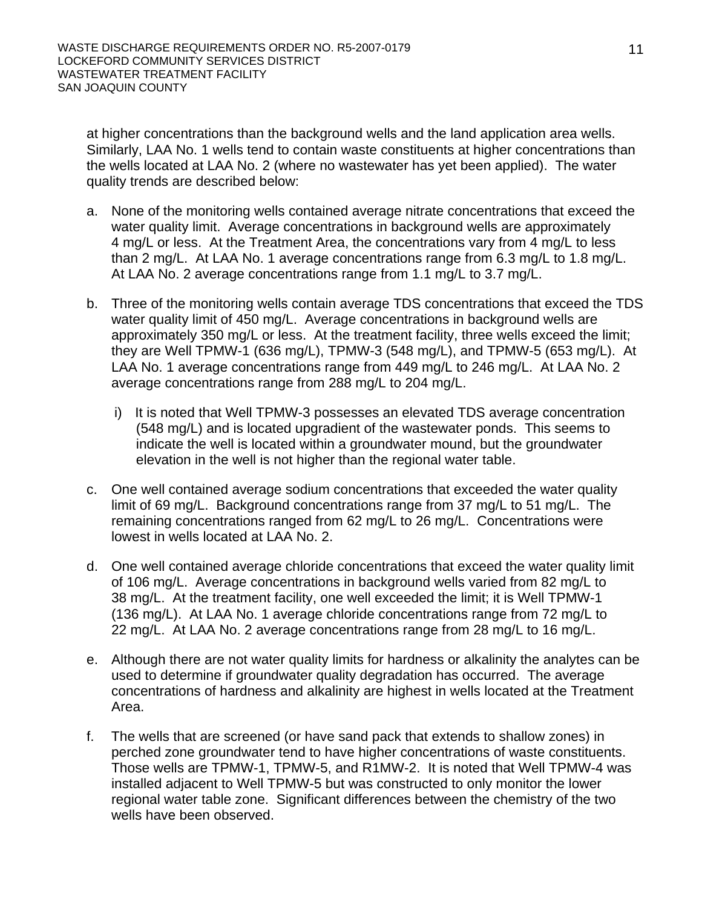at higher concentrations than the background wells and the land application area wells. Similarly, LAA No. 1 wells tend to contain waste constituents at higher concentrations than the wells located at LAA No. 2 (where no wastewater has yet been applied). The water quality trends are described below:

a. None of the monitoring wells contained average nitrate concentrations that exceed the water quality limit. Average concentrations in background wells are approximately 4 mg/L or less. At the Treatment Area, the concentrations vary from 4 mg/L to less than 2 mg/L. At LAA No. 1 average concentrations range from 6.3 mg/L to 1.8 mg/L. At LAA No. 2 average concentrations range from 1.1 mg/L to 3.7 mg/L.

b. Three of the monitoring wells contain average TDS concentrations that exceed the TDS water quality limit of 450 mg/L. Average concentrations in background wells are approximately 350 mg/L or less. At the treatment facility, three wells exceed the limit; they are Well TPMW-1 (636 mg/L), TPMW-3 (548 mg/L), and TPMW-5 (653 mg/L). At LAA No. 1 average concentrations range from 449 mg/L to 246 mg/L. At LAA No. 2 average concentrations range from 288 mg/L to 204 mg/L.

   i) It is noted that Well TPMW-3 possesses an elevated TDS average concentration (548 mg/L) and is located upgradient of the wastewater ponds. This seems to indicate the well is located within a groundwater mound, but the groundwater elevation in the well is not higher than the regional water table.

c. One well contained average sodium concentrations that exceeded the water quality limit of 69 mg/L. Background concentrations range from 37 mg/L to 51 mg/L. The remaining concentrations ranged from 62 mg/L to 26 mg/L. Concentrations were lowest in wells located at LAA No. 2.

d. One well contained average chloride concentrations that exceed the water quality limit of 106 mg/L. Average concentrations in background wells varied from 82 mg/L to 38 mg/L. At the treatment facility, one well exceeded the limit; it is Well TPMW-1 (136 mg/L). At LAA No. 1 average chloride concentrations range from 72 mg/L to 22 mg/L. At LAA No. 2 average concentrations range from 28 mg/L to 16 mg/L.

e. Although there are not water quality limits for hardness or alkalinity the analytes can be used to determine if groundwater quality degradation has occurred. The average concentrations of hardness and alkalinity are highest in wells located at the Treatment Area.

f. The wells that are screened (or have sand pack that extends to shallow zones) in perched zone groundwater tend to have higher concentrations of waste constituents. Those wells are TPMW-1, TPMW-5, and R1MW-2. It is noted that Well TPMW-4 was installed adjacent to Well TPMW-5 but was constructed to only monitor the lower regional water table zone. Significant differences between the chemistry of the two wells have been observed.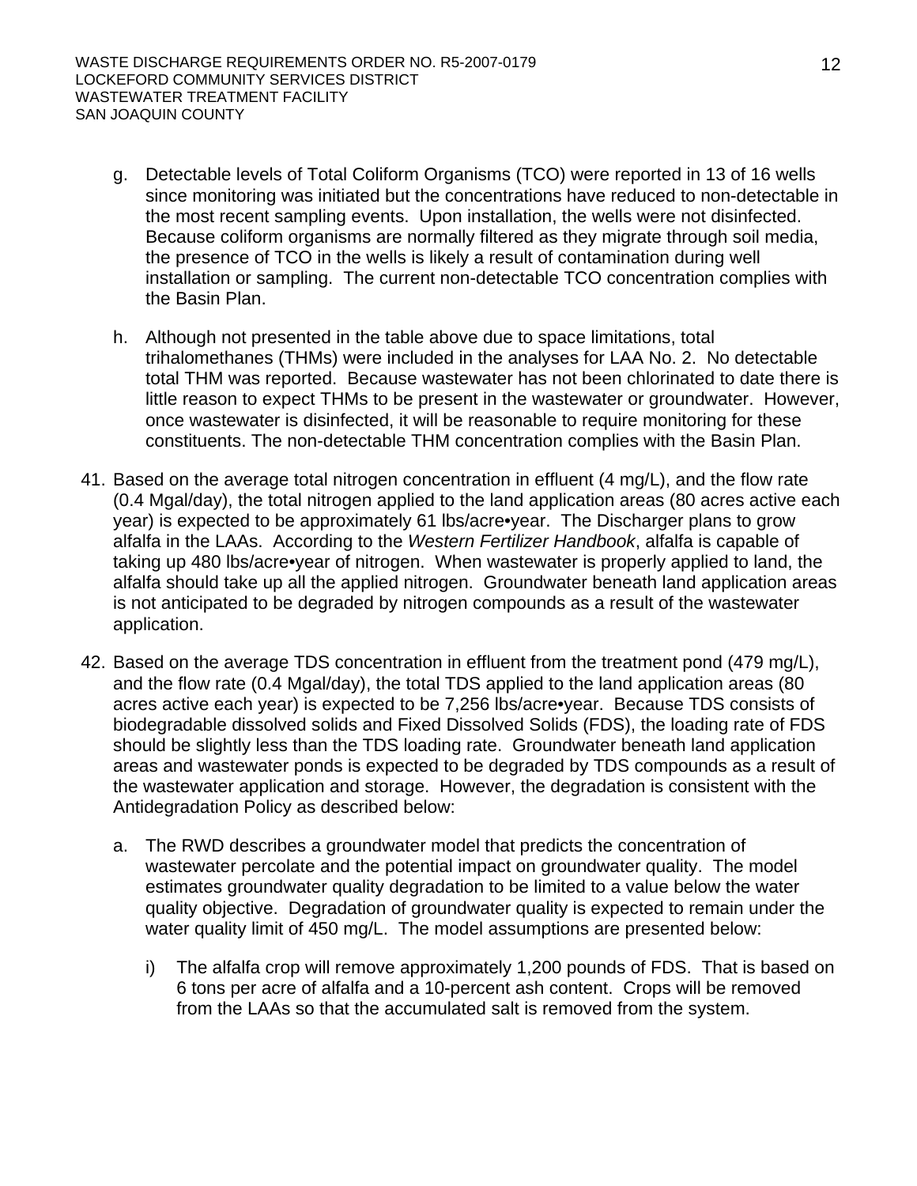g. Detectable levels of Total Coliform Organisms (TCO) were reported in 13 of 16 wells since monitoring was initiated but the concentrations have reduced to non-detectable in the most recent sampling events. Upon installation, the wells were not disinfected. Because coliform organisms are normally filtered as they migrate through soil media, the presence of TCO in the wells is likely a result of contamination during well installation or sampling. The current non-detectable TCO concentration complies with the Basin Plan.

h. Although not presented in the table above due to space limitations, total trihalomethanes (THMs) were included in the analyses for LAA No. 2. No detectable total THM was reported. Because wastewater has not been chlorinated to date there is little reason to expect THMs to be present in the wastewater or groundwater. However, once wastewater is disinfected, it will be reasonable to require monitoring for these constituents. The non-detectable THM concentration complies with the Basin Plan.

41. Based on the average total nitrogen concentration in effluent (4 mg/L), and the flow rate (0.4 Mgal/day), the total nitrogen applied to the land application areas (80 acres active each year) is expected to be approximately 61 lbs/acre•year. The Discharger plans to grow alfalfa in the LAAs. According to the *Western Fertilizer Handbook*, alfalfa is capable of taking up 480 lbs/acre•year of nitrogen. When wastewater is properly applied to land, the alfalfa should take up all the applied nitrogen. Groundwater beneath land application areas is not anticipated to be degraded by nitrogen compounds as a result of the wastewater application.

42. Based on the average TDS concentration in effluent from the treatment pond (479 mg/L), and the flow rate (0.4 Mgal/day), the total TDS applied to the land application areas (80 acres active each year) is expected to be 7,256 lbs/acre•year. Because TDS consists of biodegradable dissolved solids and Fixed Dissolved Solids (FDS), the loading rate of FDS should be slightly less than the TDS loading rate. Groundwater beneath land application areas and wastewater ponds is expected to be degraded by TDS compounds as a result of the wastewater application and storage. However, the degradation is consistent with the Antidegradation Policy as described below:

    a. The RWD describes a groundwater model that predicts the concentration of wastewater percolate and the potential impact on groundwater quality. The model estimates groundwater quality degradation to be limited to a value below the water quality objective. Degradation of groundwater quality is expected to remain under the water quality limit of 450 mg/L. The model assumptions are presented below:

        i) The alfalfa crop will remove approximately 1,200 pounds of FDS. That is based on 6 tons per acre of alfalfa and a 10-percent ash content. Crops will be removed from the LAAs so that the accumulated salt is removed from the system.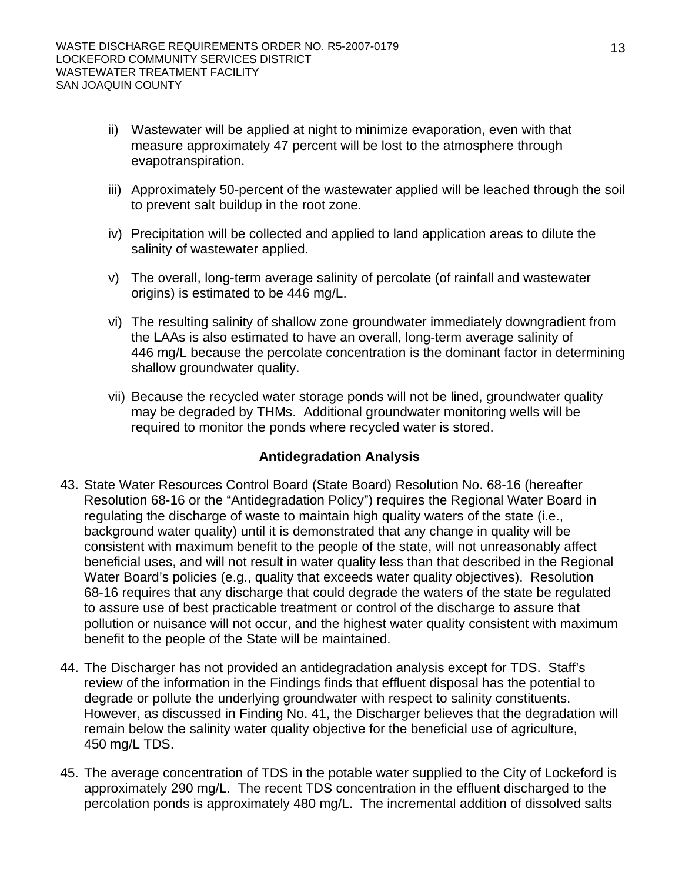ii) Wastewater will be applied at night to minimize evaporation, even with that measure approximately 47 percent will be lost to the atmosphere through evapotranspiration.

iii) Approximately 50-percent of the wastewater applied will be leached through the soil to prevent salt buildup in the root zone.

iv) Precipitation will be collected and applied to land application areas to dilute the salinity of wastewater applied.

v) The overall, long-term average salinity of percolate (of rainfall and wastewater origins) is estimated to be 446 mg/L.

vi) The resulting salinity of shallow zone groundwater immediately downgradient from the LAAs is also estimated to have an overall, long-term average salinity of 446 mg/L because the percolate concentration is the dominant factor in determining shallow groundwater quality.

vii) Because the recycled water storage ponds will not be lined, groundwater quality may be degraded by THMs. Additional groundwater monitoring wells will be required to monitor the ponds where recycled water is stored.

**Antidegradation Analysis**

43. State Water Resources Control Board (State Board) Resolution No. 68-16 (hereafter Resolution 68-16 or the "Antidegradation Policy") requires the Regional Water Board in regulating the discharge of waste to maintain high quality waters of the state (i.e., background water quality) until it is demonstrated that any change in quality will be consistent with maximum benefit to the people of the state, will not unreasonably affect beneficial uses, and will not result in water quality less than that described in the Regional Water Board's policies (e.g., quality that exceeds water quality objectives). Resolution 68-16 requires that any discharge that could degrade the waters of the state be regulated to assure use of best practicable treatment or control of the discharge to assure that pollution or nuisance will not occur, and the highest water quality consistent with maximum benefit to the people of the State will be maintained.

44. The Discharger has not provided an antidegradation analysis except for TDS. Staff's review of the information in the Findings finds that effluent disposal has the potential to degrade or pollute the underlying groundwater with respect to salinity constituents. However, as discussed in Finding No. 41, the Discharger believes that the degradation will remain below the salinity water quality objective for the beneficial use of agriculture, 450 mg/L TDS.

45. The average concentration of TDS in the potable water supplied to the City of Lockeford is approximately 290 mg/L. The recent TDS concentration in the effluent discharged to the percolation ponds is approximately 480 mg/L. The incremental addition of dissolved salts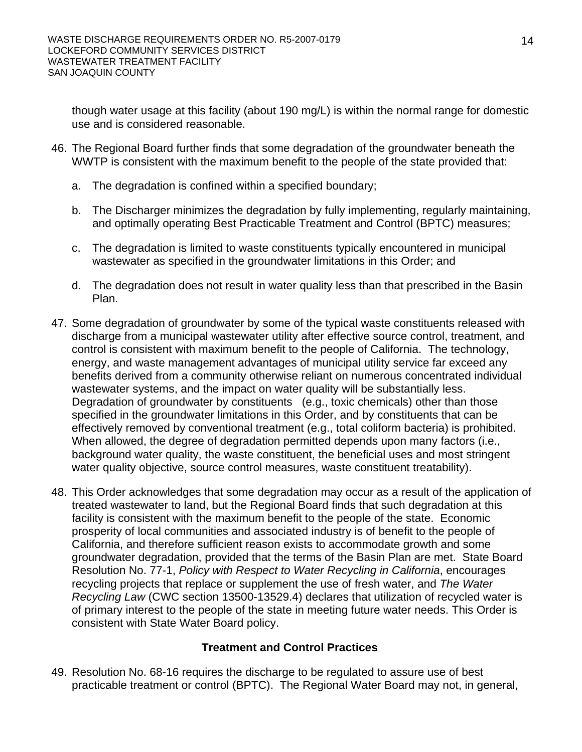though water usage at this facility (about 190 mg/L) is within the normal range for domestic use and is considered reasonable.

46. The Regional Board further finds that some degradation of the groundwater beneath the WWTP is consistent with the maximum benefit to the people of the state provided that:

    a. The degradation is confined within a specified boundary;

    b. The Discharger minimizes the degradation by fully implementing, regularly maintaining, and optimally operating Best Practicable Treatment and Control (BPTC) measures;

    c. The degradation is limited to waste constituents typically encountered in municipal wastewater as specified in the groundwater limitations in this Order; and

    d. The degradation does not result in water quality less than that prescribed in the Basin Plan.

47. Some degradation of groundwater by some of the typical waste constituents released with discharge from a municipal wastewater utility after effective source control, treatment, and control is consistent with maximum benefit to the people of California. The technology, energy, and waste management advantages of municipal utility service far exceed any benefits derived from a community otherwise reliant on numerous concentrated individual wastewater systems, and the impact on water quality will be substantially less. Degradation of groundwater by constituents (e.g., toxic chemicals) other than those specified in the groundwater limitations in this Order, and by constituents that can be effectively removed by conventional treatment (e.g., total coliform bacteria) is prohibited. When allowed, the degree of degradation permitted depends upon many factors (i.e., background water quality, the waste constituent, the beneficial uses and most stringent water quality objective, source control measures, waste constituent treatability).

48. This Order acknowledges that some degradation may occur as a result of the application of treated wastewater to land, but the Regional Board finds that such degradation at this facility is consistent with the maximum benefit to the people of the state. Economic prosperity of local communities and associated industry is of benefit to the people of California, and therefore sufficient reason exists to accommodate growth and some groundwater degradation, provided that the terms of the Basin Plan are met. State Board Resolution No. 77-1, *Policy with Respect to Water Recycling in California*, encourages recycling projects that replace or supplement the use of fresh water, and *The Water Recycling Law* (CWC section 13500-13529.4) declares that utilization of recycled water is of primary interest to the people of the state in meeting future water needs. This Order is consistent with State Water Board policy.

**Treatment and Control Practices**

49. Resolution No. 68-16 requires the discharge to be regulated to assure use of best practicable treatment or control (BPTC). The Regional Water Board may not, in general,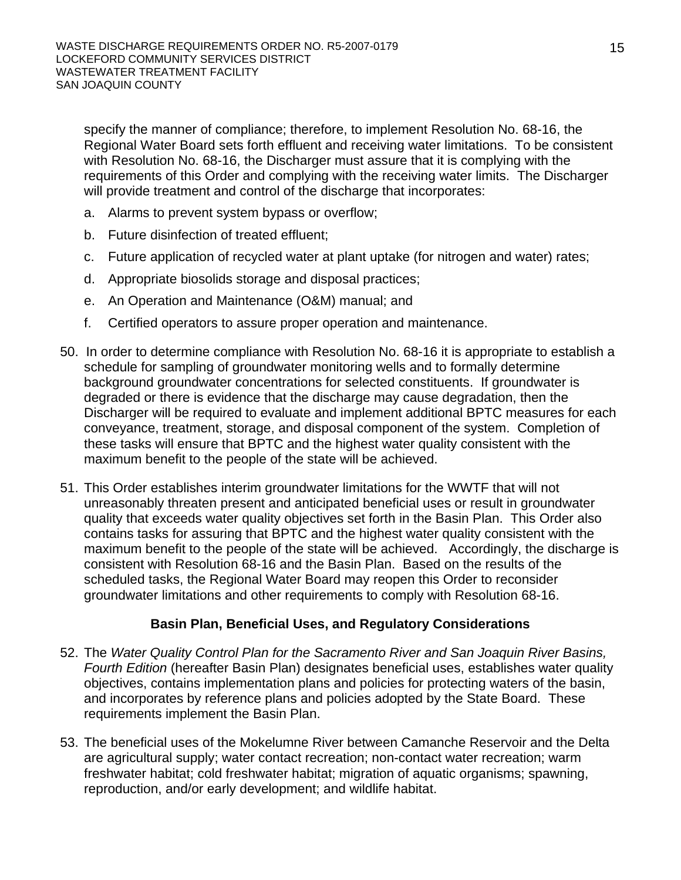specify the manner of compliance; therefore, to implement Resolution No. 68-16, the Regional Water Board sets forth effluent and receiving water limitations. To be consistent with Resolution No. 68-16, the Discharger must assure that it is complying with the requirements of this Order and complying with the receiving water limits. The Discharger will provide treatment and control of the discharge that incorporates:

a. Alarms to prevent system bypass or overflow;

b. Future disinfection of treated effluent;

c. Future application of recycled water at plant uptake (for nitrogen and water) rates;

d. Appropriate biosolids storage and disposal practices;

e. An Operation and Maintenance (O&M) manual; and

f. Certified operators to assure proper operation and maintenance.

50. In order to determine compliance with Resolution No. 68-16 it is appropriate to establish a schedule for sampling of groundwater monitoring wells and to formally determine background groundwater concentrations for selected constituents. If groundwater is degraded or there is evidence that the discharge may cause degradation, then the Discharger will be required to evaluate and implement additional BPTC measures for each conveyance, treatment, storage, and disposal component of the system. Completion of these tasks will ensure that BPTC and the highest water quality consistent with the maximum benefit to the people of the state will be achieved.

51. This Order establishes interim groundwater limitations for the WWTF that will not unreasonably threaten present and anticipated beneficial uses or result in groundwater quality that exceeds water quality objectives set forth in the Basin Plan. This Order also contains tasks for assuring that BPTC and the highest water quality consistent with the maximum benefit to the people of the state will be achieved. Accordingly, the discharge is consistent with Resolution 68-16 and the Basin Plan. Based on the results of the scheduled tasks, the Regional Water Board may reopen this Order to reconsider groundwater limitations and other requirements to comply with Resolution 68-16.

## Basin Plan, Beneficial Uses, and Regulatory Considerations

52. The *Water Quality Control Plan for the Sacramento River and San Joaquin River Basins, Fourth Edition* (hereafter Basin Plan) designates beneficial uses, establishes water quality objectives, contains implementation plans and policies for protecting waters of the basin, and incorporates by reference plans and policies adopted by the State Board. These requirements implement the Basin Plan.

53. The beneficial uses of the Mokelumne River between Camanche Reservoir and the Delta are agricultural supply; water contact recreation; non-contact water recreation; warm freshwater habitat; cold freshwater habitat; migration of aquatic organisms; spawning, reproduction, and/or early development; and wildlife habitat.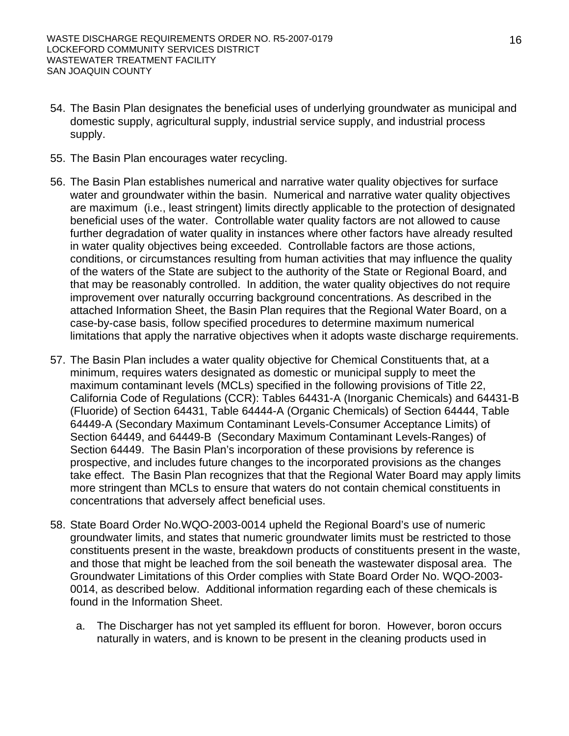54. The Basin Plan designates the beneficial uses of underlying groundwater as municipal and domestic supply, agricultural supply, industrial service supply, and industrial process supply.

55. The Basin Plan encourages water recycling.

56. The Basin Plan establishes numerical and narrative water quality objectives for surface water and groundwater within the basin. Numerical and narrative water quality objectives are maximum (i.e., least stringent) limits directly applicable to the protection of designated beneficial uses of the water. Controllable water quality factors are not allowed to cause further degradation of water quality in instances where other factors have already resulted in water quality objectives being exceeded. Controllable factors are those actions, conditions, or circumstances resulting from human activities that may influence the quality of the waters of the State are subject to the authority of the State or Regional Board, and that may be reasonably controlled. In addition, the water quality objectives do not require improvement over naturally occurring background concentrations. As described in the attached Information Sheet, the Basin Plan requires that the Regional Water Board, on a case-by-case basis, follow specified procedures to determine maximum numerical limitations that apply the narrative objectives when it adopts waste discharge requirements.

57. The Basin Plan includes a water quality objective for Chemical Constituents that, at a minimum, requires waters designated as domestic or municipal supply to meet the maximum contaminant levels (MCLs) specified in the following provisions of Title 22, California Code of Regulations (CCR): Tables 64431-A (Inorganic Chemicals) and 64431-B (Fluoride) of Section 64431, Table 64444-A (Organic Chemicals) of Section 64444, Table 64449-A (Secondary Maximum Contaminant Levels-Consumer Acceptance Limits) of Section 64449, and 64449-B (Secondary Maximum Contaminant Levels-Ranges) of Section 64449. The Basin Plan's incorporation of these provisions by reference is prospective, and includes future changes to the incorporated provisions as the changes take effect. The Basin Plan recognizes that that the Regional Water Board may apply limits more stringent than MCLs to ensure that waters do not contain chemical constituents in concentrations that adversely affect beneficial uses.

58. State Board Order No.WQO-2003-0014 upheld the Regional Board's use of numeric groundwater limits, and states that numeric groundwater limits must be restricted to those constituents present in the waste, breakdown products of constituents present in the waste, and those that might be leached from the soil beneath the wastewater disposal area. The Groundwater Limitations of this Order complies with State Board Order No. WQO-2003-0014, as described below. Additional information regarding each of these chemicals is found in the Information Sheet.

    a. The Discharger has not yet sampled its effluent for boron. However, boron occurs naturally in waters, and is known to be present in the cleaning products used in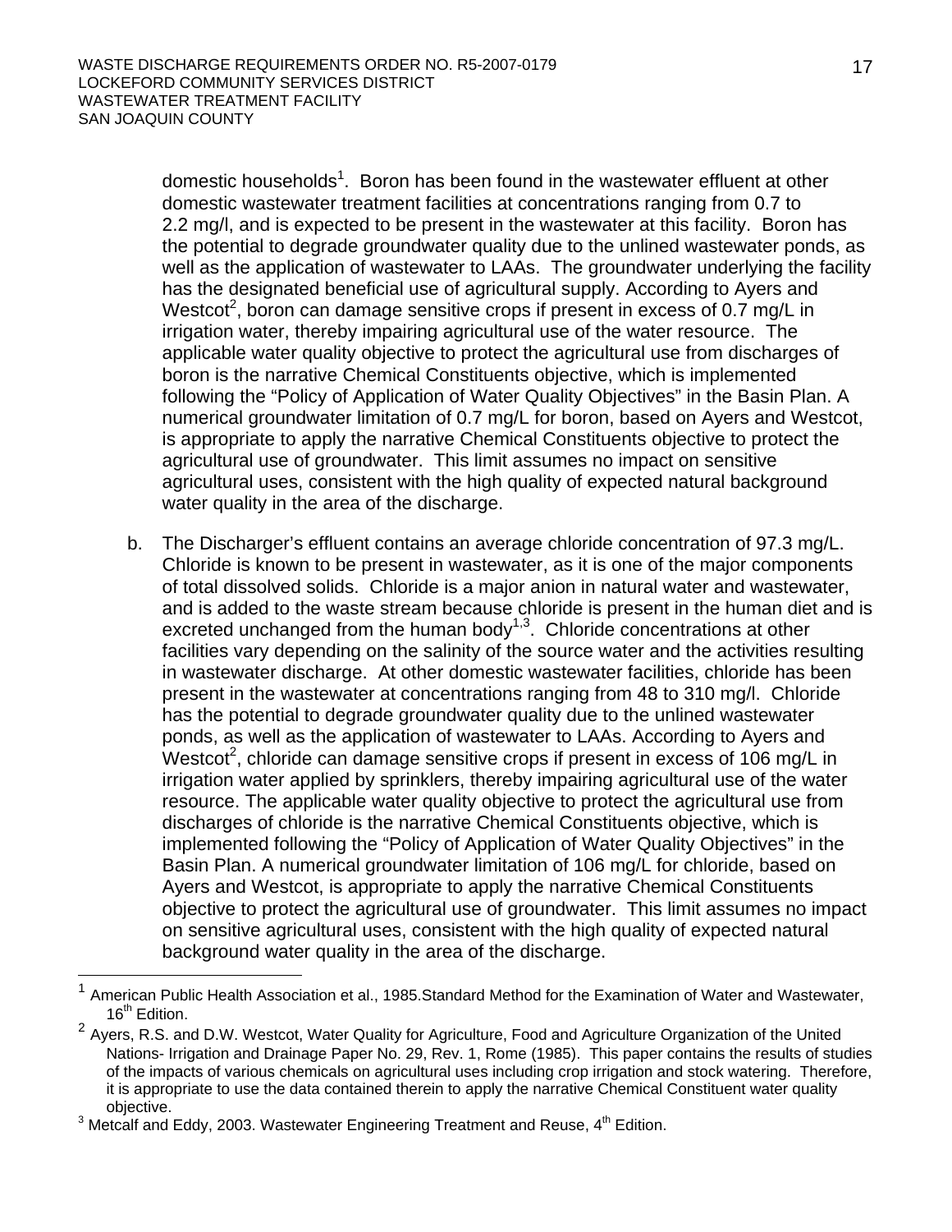domestic households[1]. Boron has been found in the wastewater effluent at other domestic wastewater treatment facilities at concentrations ranging from 0.7 to 2.2 mg/l, and is expected to be present in the wastewater at this facility. Boron has the potential to degrade groundwater quality due to the unlined wastewater ponds, as well as the application of wastewater to LAAs. The groundwater underlying the facility has the designated beneficial use of agricultural supply. According to Ayers and Westcot[2], boron can damage sensitive crops if present in excess of 0.7 mg/L in irrigation water, thereby impairing agricultural use of the water resource. The applicable water quality objective to protect the agricultural use from discharges of boron is the narrative Chemical Constituents objective, which is implemented following the "Policy of Application of Water Quality Objectives" in the Basin Plan. A numerical groundwater limitation of 0.7 mg/L for boron, based on Ayers and Westcot, is appropriate to apply the narrative Chemical Constituents objective to protect the agricultural use of groundwater. This limit assumes no impact on sensitive agricultural uses, consistent with the high quality of expected natural background water quality in the area of the discharge.

b. The Discharger's effluent contains an average chloride concentration of 97.3 mg/L. Chloride is known to be present in wastewater, as it is one of the major components of total dissolved solids. Chloride is a major anion in natural water and wastewater, and is added to the waste stream because chloride is present in the human diet and is excreted unchanged from the human body[1,3]. Chloride concentrations at other facilities vary depending on the salinity of the source water and the activities resulting in wastewater discharge. At other domestic wastewater facilities, chloride has been present in the wastewater at concentrations ranging from 48 to 310 mg/l. Chloride has the potential to degrade groundwater quality due to the unlined wastewater ponds, as well as the application of wastewater to LAAs. According to Ayers and Westcot[2], chloride can damage sensitive crops if present in excess of 106 mg/L in irrigation water applied by sprinklers, thereby impairing agricultural use of the water resource. The applicable water quality objective to protect the agricultural use from discharges of chloride is the narrative Chemical Constituents objective, which is implemented following the "Policy of Application of Water Quality Objectives" in the Basin Plan. A numerical groundwater limitation of 106 mg/L for chloride, based on Ayers and Westcot, is appropriate to apply the narrative Chemical Constituents objective to protect the agricultural use of groundwater. This limit assumes no impact on sensitive agricultural uses, consistent with the high quality of expected natural background water quality in the area of the discharge.

---

[1] American Public Health Association et al., 1985.Standard Method for the Examination of Water and Wastewater, 16th Edition.

[2] Ayers, R.S. and D.W. Westcot, Water Quality for Agriculture, Food and Agriculture Organization of the United Nations- Irrigation and Drainage Paper No. 29, Rev. 1, Rome (1985). This paper contains the results of studies of the impacts of various chemicals on agricultural uses including crop irrigation and stock watering. Therefore, it is appropriate to use the data contained therein to apply the narrative Chemical Constituent water quality objective.

[3] Metcalf and Eddy, 2003. Wastewater Engineering Treatment and Reuse, 4th Edition.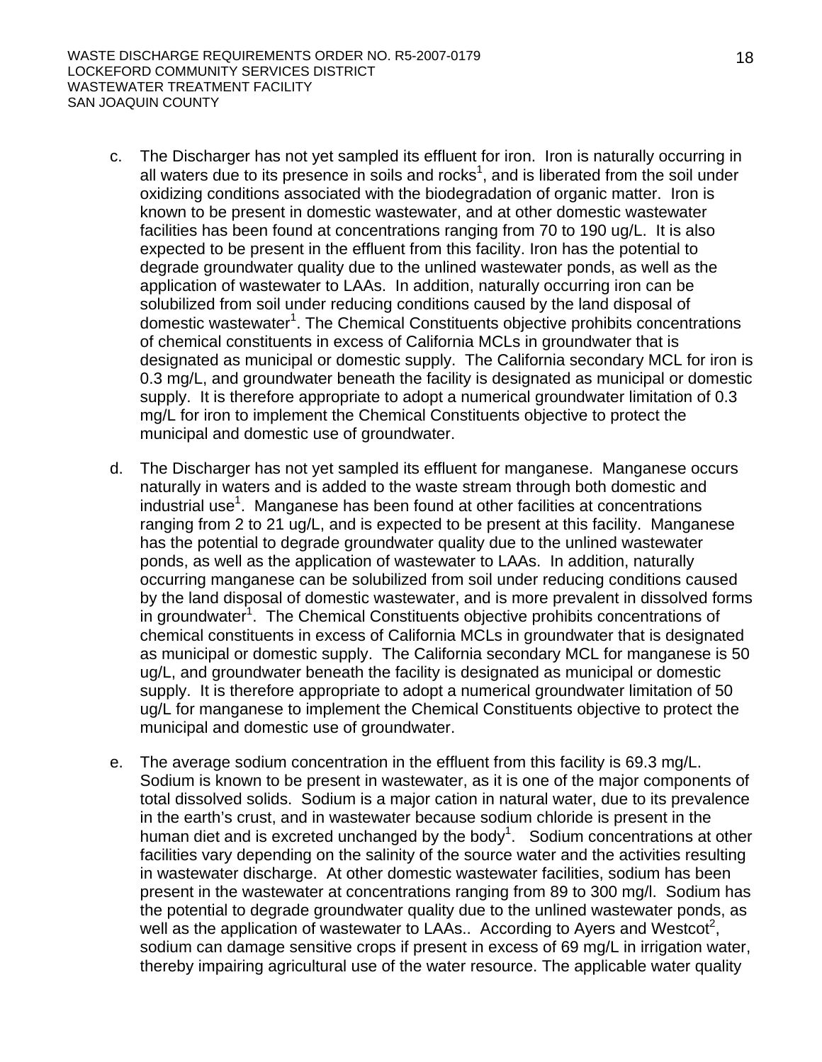c. The Discharger has not yet sampled its effluent for iron. Iron is naturally occurring in all waters due to its presence in soils and rocks[1], and is liberated from the soil under oxidizing conditions associated with the biodegradation of organic matter. Iron is known to be present in domestic wastewater, and at other domestic wastewater facilities has been found at concentrations ranging from 70 to 190 ug/L. It is also expected to be present in the effluent from this facility. Iron has the potential to degrade groundwater quality due to the unlined wastewater ponds, as well as the application of wastewater to LAAs. In addition, naturally occurring iron can be solubilized from soil under reducing conditions caused by the land disposal of domestic wastewater[1]. The Chemical Constituents objective prohibits concentrations of chemical constituents in excess of California MCLs in groundwater that is designated as municipal or domestic supply. The California secondary MCL for iron is 0.3 mg/L, and groundwater beneath the facility is designated as municipal or domestic supply. It is therefore appropriate to adopt a numerical groundwater limitation of 0.3 mg/L for iron to implement the Chemical Constituents objective to protect the municipal and domestic use of groundwater.

d. The Discharger has not yet sampled its effluent for manganese. Manganese occurs naturally in waters and is added to the waste stream through both domestic and industrial use[1]. Manganese has been found at other facilities at concentrations ranging from 2 to 21 ug/L, and is expected to be present at this facility. Manganese has the potential to degrade groundwater quality due to the unlined wastewater ponds, as well as the application of wastewater to LAAs. In addition, naturally occurring manganese can be solubilized from soil under reducing conditions caused by the land disposal of domestic wastewater, and is more prevalent in dissolved forms in groundwater[1]. The Chemical Constituents objective prohibits concentrations of chemical constituents in excess of California MCLs in groundwater that is designated as municipal or domestic supply. The California secondary MCL for manganese is 50 ug/L, and groundwater beneath the facility is designated as municipal or domestic supply. It is therefore appropriate to adopt a numerical groundwater limitation of 50 ug/L for manganese to implement the Chemical Constituents objective to protect the municipal and domestic use of groundwater.

e. The average sodium concentration in the effluent from this facility is 69.3 mg/L. Sodium is known to be present in wastewater, as it is one of the major components of total dissolved solids. Sodium is a major cation in natural water, due to its prevalence in the earth's crust, and in wastewater because sodium chloride is present in the human diet and is excreted unchanged by the body[1]. Sodium concentrations at other facilities vary depending on the salinity of the source water and the activities resulting in wastewater discharge. At other domestic wastewater facilities, sodium has been present in the wastewater at concentrations ranging from 89 to 300 mg/l. Sodium has the potential to degrade groundwater quality due to the unlined wastewater ponds, as well as the application of wastewater to LAAs.. According to Ayers and Westcot[2], sodium can damage sensitive crops if present in excess of 69 mg/L in irrigation water, thereby impairing agricultural use of the water resource. The applicable water quality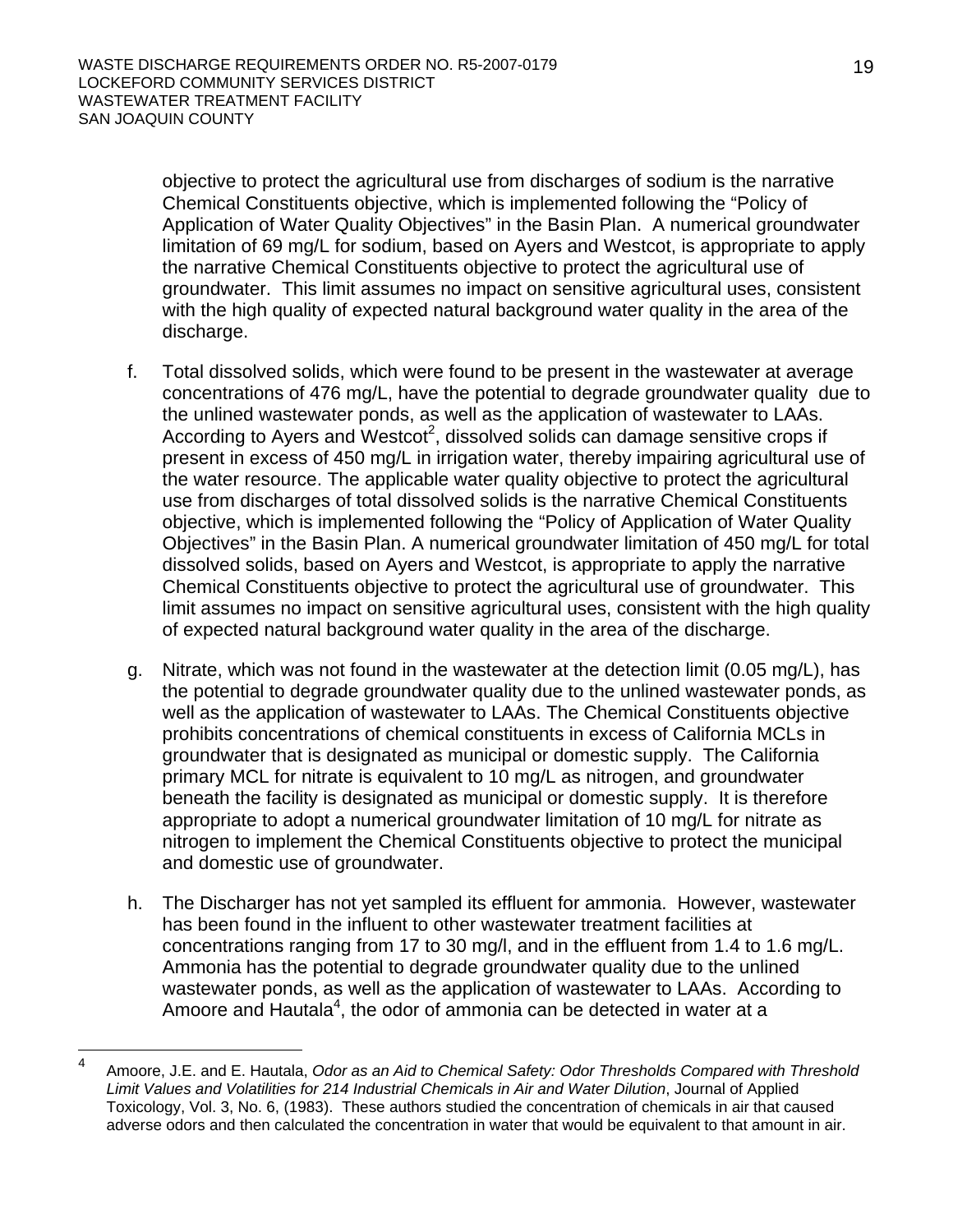objective to protect the agricultural use from discharges of sodium is the narrative Chemical Constituents objective, which is implemented following the "Policy of Application of Water Quality Objectives" in the Basin Plan. A numerical groundwater limitation of 69 mg/L for sodium, based on Ayers and Westcot, is appropriate to apply the narrative Chemical Constituents objective to protect the agricultural use of groundwater. This limit assumes no impact on sensitive agricultural uses, consistent with the high quality of expected natural background water quality in the area of the discharge.

f. Total dissolved solids, which were found to be present in the wastewater at average concentrations of 476 mg/L, have the potential to degrade groundwater quality due to the unlined wastewater ponds, as well as the application of wastewater to LAAs. According to Ayers and Westcot[2], dissolved solids can damage sensitive crops if present in excess of 450 mg/L in irrigation water, thereby impairing agricultural use of the water resource. The applicable water quality objective to protect the agricultural use from discharges of total dissolved solids is the narrative Chemical Constituents objective, which is implemented following the "Policy of Application of Water Quality Objectives" in the Basin Plan. A numerical groundwater limitation of 450 mg/L for total dissolved solids, based on Ayers and Westcot, is appropriate to apply the narrative Chemical Constituents objective to protect the agricultural use of groundwater. This limit assumes no impact on sensitive agricultural uses, consistent with the high quality of expected natural background water quality in the area of the discharge.

g. Nitrate, which was not found in the wastewater at the detection limit (0.05 mg/L), has the potential to degrade groundwater quality due to the unlined wastewater ponds, as well as the application of wastewater to LAAs. The Chemical Constituents objective prohibits concentrations of chemical constituents in excess of California MCLs in groundwater that is designated as municipal or domestic supply. The California primary MCL for nitrate is equivalent to 10 mg/L as nitrogen, and groundwater beneath the facility is designated as municipal or domestic supply. It is therefore appropriate to adopt a numerical groundwater limitation of 10 mg/L for nitrate as nitrogen to implement the Chemical Constituents objective to protect the municipal and domestic use of groundwater.

h. The Discharger has not yet sampled its effluent for ammonia. However, wastewater has been found in the influent to other wastewater treatment facilities at concentrations ranging from 17 to 30 mg/l, and in the effluent from 1.4 to 1.6 mg/L. Ammonia has the potential to degrade groundwater quality due to the unlined wastewater ponds, as well as the application of wastewater to LAAs. According to Amoore and Hautala[4], the odor of ammonia can be detected in water at a

---

[4] Amoore, J.E. and E. Hautala, *Odor as an Aid to Chemical Safety: Odor Thresholds Compared with Threshold Limit Values and Volatilities for 214 Industrial Chemicals in Air and Water Dilution*, Journal of Applied Toxicology, Vol. 3, No. 6, (1983). These authors studied the concentration of chemicals in air that caused adverse odors and then calculated the concentration in water that would be equivalent to that amount in air.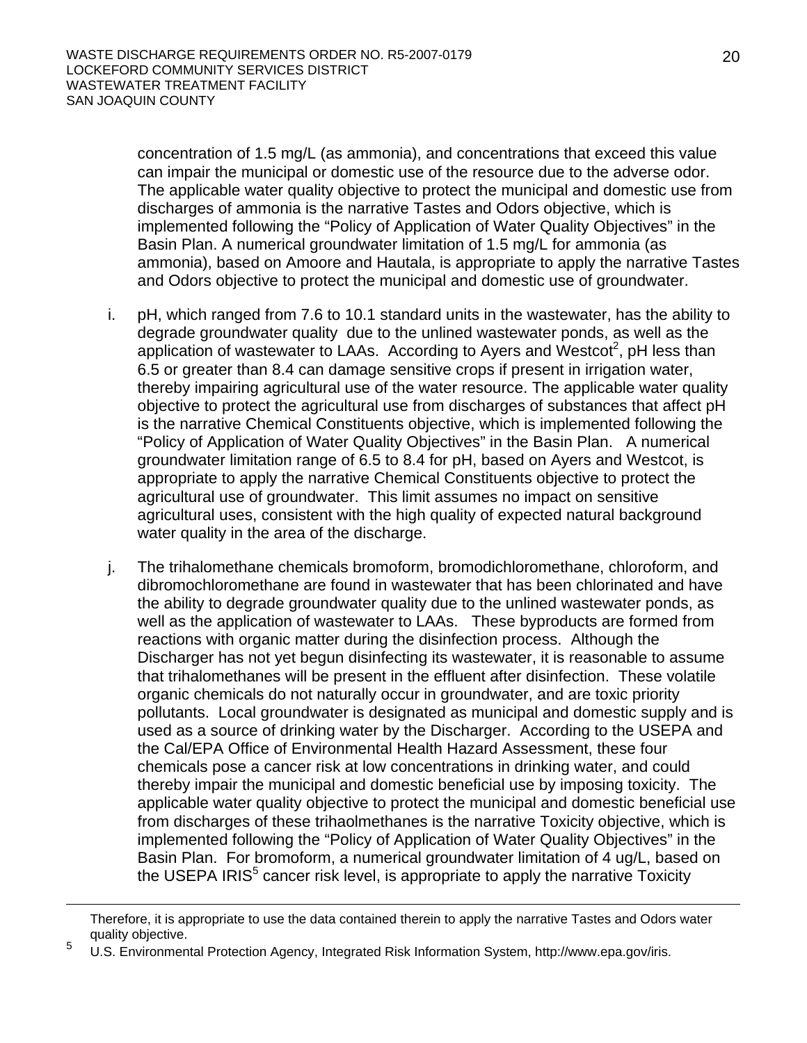concentration of 1.5 mg/L (as ammonia), and concentrations that exceed this value can impair the municipal or domestic use of the resource due to the adverse odor. The applicable water quality objective to protect the municipal and domestic use from discharges of ammonia is the narrative Tastes and Odors objective, which is implemented following the "Policy of Application of Water Quality Objectives" in the Basin Plan. A numerical groundwater limitation of 1.5 mg/L for ammonia (as ammonia), based on Amoore and Hautala, is appropriate to apply the narrative Tastes and Odors objective to protect the municipal and domestic use of groundwater.

i. pH, which ranged from 7.6 to 10.1 standard units in the wastewater, has the ability to degrade groundwater quality due to the unlined wastewater ponds, as well as the application of wastewater to LAAs. According to Ayers and Westcot[2], pH less than 6.5 or greater than 8.4 can damage sensitive crops if present in irrigation water, thereby impairing agricultural use of the water resource. The applicable water quality objective to protect the agricultural use from discharges of substances that affect pH is the narrative Chemical Constituents objective, which is implemented following the "Policy of Application of Water Quality Objectives" in the Basin Plan. A numerical groundwater limitation range of 6.5 to 8.4 for pH, based on Ayers and Westcot, is appropriate to apply the narrative Chemical Constituents objective to protect the agricultural use of groundwater. This limit assumes no impact on sensitive agricultural uses, consistent with the high quality of expected natural background water quality in the area of the discharge.

j. The trihalomethane chemicals bromoform, bromodichloromethane, chloroform, and dibromochloromethane are found in wastewater that has been chlorinated and have the ability to degrade groundwater quality due to the unlined wastewater ponds, as well as the application of wastewater to LAAs. These byproducts are formed from reactions with organic matter during the disinfection process. Although the Discharger has not yet begun disinfecting its wastewater, it is reasonable to assume that trihalomethanes will be present in the effluent after disinfection. These volatile organic chemicals do not naturally occur in groundwater, and are toxic priority pollutants. Local groundwater is designated as municipal and domestic supply and is used as a source of drinking water by the Discharger. According to the USEPA and the Cal/EPA Office of Environmental Health Hazard Assessment, these four chemicals pose a cancer risk at low concentrations in drinking water, and could thereby impair the municipal and domestic beneficial use by imposing toxicity. The applicable water quality objective to protect the municipal and domestic beneficial use from discharges of these trihaolmethanes is the narrative Toxicity objective, which is implemented following the "Policy of Application of Water Quality Objectives" in the Basin Plan. For bromoform, a numerical groundwater limitation of 4 ug/L, based on the USEPA IRIS[5] cancer risk level, is appropriate to apply the narrative Toxicity

---

Therefore, it is appropriate to use the data contained therein to apply the narrative Tastes and Odors water quality objective.

[5] U.S. Environmental Protection Agency, Integrated Risk Information System, http://www.epa.gov/iris.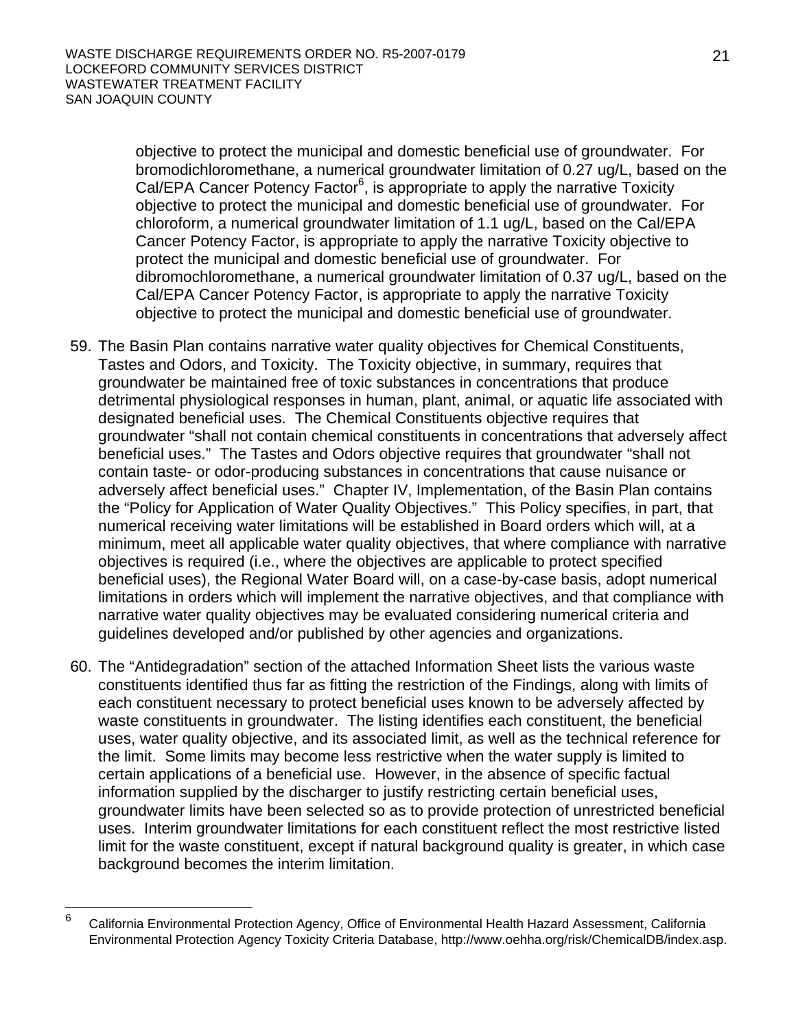objective to protect the municipal and domestic beneficial use of groundwater. For bromodichloromethane, a numerical groundwater limitation of 0.27 ug/L, based on the Cal/EPA Cancer Potency Factor[6], is appropriate to apply the narrative Toxicity objective to protect the municipal and domestic beneficial use of groundwater. For chloroform, a numerical groundwater limitation of 1.1 ug/L, based on the Cal/EPA Cancer Potency Factor, is appropriate to apply the narrative Toxicity objective to protect the municipal and domestic beneficial use of groundwater. For dibromochloromethane, a numerical groundwater limitation of 0.37 ug/L, based on the Cal/EPA Cancer Potency Factor, is appropriate to apply the narrative Toxicity objective to protect the municipal and domestic beneficial use of groundwater.

59. The Basin Plan contains narrative water quality objectives for Chemical Constituents, Tastes and Odors, and Toxicity. The Toxicity objective, in summary, requires that groundwater be maintained free of toxic substances in concentrations that produce detrimental physiological responses in human, plant, animal, or aquatic life associated with designated beneficial uses. The Chemical Constituents objective requires that groundwater "shall not contain chemical constituents in concentrations that adversely affect beneficial uses." The Tastes and Odors objective requires that groundwater "shall not contain taste- or odor-producing substances in concentrations that cause nuisance or adversely affect beneficial uses." Chapter IV, Implementation, of the Basin Plan contains the "Policy for Application of Water Quality Objectives." This Policy specifies, in part, that numerical receiving water limitations will be established in Board orders which will, at a minimum, meet all applicable water quality objectives, that where compliance with narrative objectives is required (i.e., where the objectives are applicable to protect specified beneficial uses), the Regional Water Board will, on a case-by-case basis, adopt numerical limitations in orders which will implement the narrative objectives, and that compliance with narrative water quality objectives may be evaluated considering numerical criteria and guidelines developed and/or published by other agencies and organizations.

60. The "Antidegradation" section of the attached Information Sheet lists the various waste constituents identified thus far as fitting the restriction of the Findings, along with limits of each constituent necessary to protect beneficial uses known to be adversely affected by waste constituents in groundwater. The listing identifies each constituent, the beneficial uses, water quality objective, and its associated limit, as well as the technical reference for the limit. Some limits may become less restrictive when the water supply is limited to certain applications of a beneficial use. However, in the absence of specific factual information supplied by the discharger to justify restricting certain beneficial uses, groundwater limits have been selected so as to provide protection of unrestricted beneficial uses. Interim groundwater limitations for each constituent reflect the most restrictive listed limit for the waste constituent, except if natural background quality is greater, in which case background becomes the interim limitation.

---

[6] California Environmental Protection Agency, Office of Environmental Health Hazard Assessment, California Environmental Protection Agency Toxicity Criteria Database, http://www.oehha.org/risk/ChemicalDB/index.asp.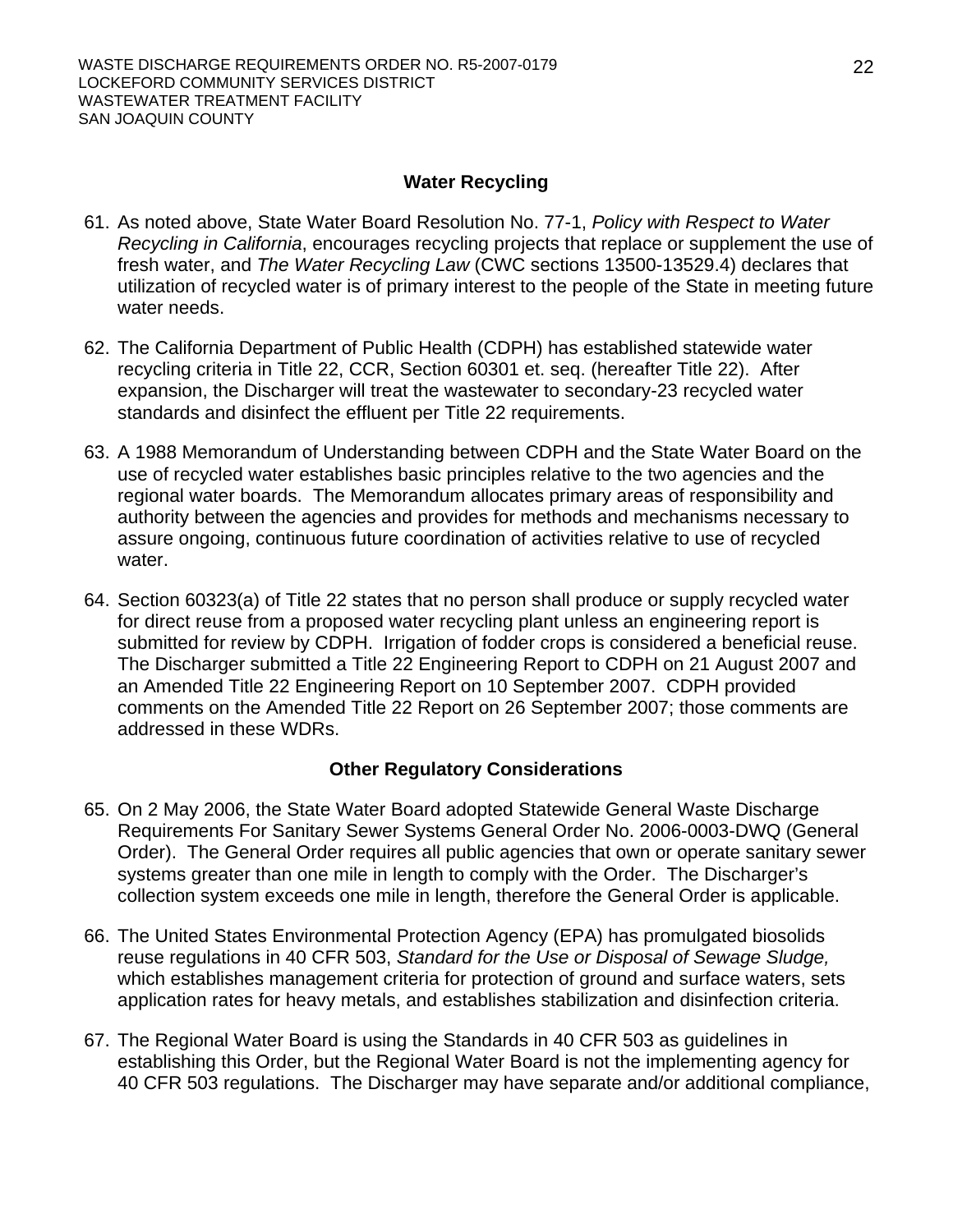### Water Recycling

61. As noted above, State Water Board Resolution No. 77-1, *Policy with Respect to Water Recycling in California*, encourages recycling projects that replace or supplement the use of fresh water, and *The Water Recycling Law* (CWC sections 13500-13529.4) declares that utilization of recycled water is of primary interest to the people of the State in meeting future water needs.

62. The California Department of Public Health (CDPH) has established statewide water recycling criteria in Title 22, CCR, Section 60301 et. seq. (hereafter Title 22). After expansion, the Discharger will treat the wastewater to secondary-23 recycled water standards and disinfect the effluent per Title 22 requirements.

63. A 1988 Memorandum of Understanding between CDPH and the State Water Board on the use of recycled water establishes basic principles relative to the two agencies and the regional water boards. The Memorandum allocates primary areas of responsibility and authority between the agencies and provides for methods and mechanisms necessary to assure ongoing, continuous future coordination of activities relative to use of recycled water.

64. Section 60323(a) of Title 22 states that no person shall produce or supply recycled water for direct reuse from a proposed water recycling plant unless an engineering report is submitted for review by CDPH. Irrigation of fodder crops is considered a beneficial reuse. The Discharger submitted a Title 22 Engineering Report to CDPH on 21 August 2007 and an Amended Title 22 Engineering Report on 10 September 2007. CDPH provided comments on the Amended Title 22 Report on 26 September 2007; those comments are addressed in these WDRs.

### Other Regulatory Considerations

65. On 2 May 2006, the State Water Board adopted Statewide General Waste Discharge Requirements For Sanitary Sewer Systems General Order No. 2006-0003-DWQ (General Order). The General Order requires all public agencies that own or operate sanitary sewer systems greater than one mile in length to comply with the Order. The Discharger's collection system exceeds one mile in length, therefore the General Order is applicable.

66. The United States Environmental Protection Agency (EPA) has promulgated biosolids reuse regulations in 40 CFR 503, *Standard for the Use or Disposal of Sewage Sludge,* which establishes management criteria for protection of ground and surface waters, sets application rates for heavy metals, and establishes stabilization and disinfection criteria.

67. The Regional Water Board is using the Standards in 40 CFR 503 as guidelines in establishing this Order, but the Regional Water Board is not the implementing agency for 40 CFR 503 regulations. The Discharger may have separate and/or additional compliance,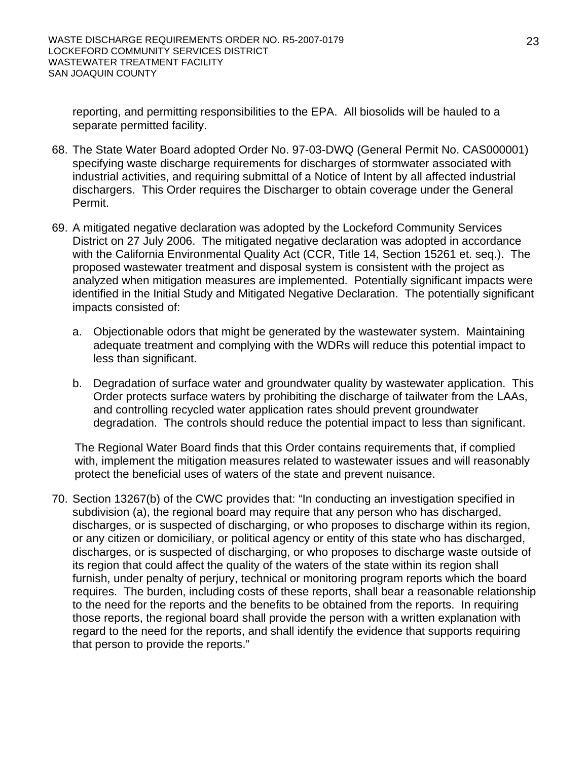reporting, and permitting responsibilities to the EPA. All biosolids will be hauled to a separate permitted facility.

68. The State Water Board adopted Order No. 97-03-DWQ (General Permit No. CAS000001) specifying waste discharge requirements for discharges of stormwater associated with industrial activities, and requiring submittal of a Notice of Intent by all affected industrial dischargers. This Order requires the Discharger to obtain coverage under the General Permit.

69. A mitigated negative declaration was adopted by the Lockeford Community Services District on 27 July 2006. The mitigated negative declaration was adopted in accordance with the California Environmental Quality Act (CCR, Title 14, Section 15261 et. seq.). The proposed wastewater treatment and disposal system is consistent with the project as analyzed when mitigation measures are implemented. Potentially significant impacts were identified in the Initial Study and Mitigated Negative Declaration. The potentially significant impacts consisted of:

    a. Objectionable odors that might be generated by the wastewater system. Maintaining adequate treatment and complying with the WDRs will reduce this potential impact to less than significant.

    b. Degradation of surface water and groundwater quality by wastewater application. This Order protects surface waters by prohibiting the discharge of tailwater from the LAAs, and controlling recycled water application rates should prevent groundwater degradation. The controls should reduce the potential impact to less than significant.

    The Regional Water Board finds that this Order contains requirements that, if complied with, implement the mitigation measures related to wastewater issues and will reasonably protect the beneficial uses of waters of the state and prevent nuisance.

70. Section 13267(b) of the CWC provides that: "In conducting an investigation specified in subdivision (a), the regional board may require that any person who has discharged, discharges, or is suspected of discharging, or who proposes to discharge within its region, or any citizen or domiciliary, or political agency or entity of this state who has discharged, discharges, or is suspected of discharging, or who proposes to discharge waste outside of its region that could affect the quality of the waters of the state within its region shall furnish, under penalty of perjury, technical or monitoring program reports which the board requires. The burden, including costs of these reports, shall bear a reasonable relationship to the need for the reports and the benefits to be obtained from the reports. In requiring those reports, the regional board shall provide the person with a written explanation with regard to the need for the reports, and shall identify the evidence that supports requiring that person to provide the reports."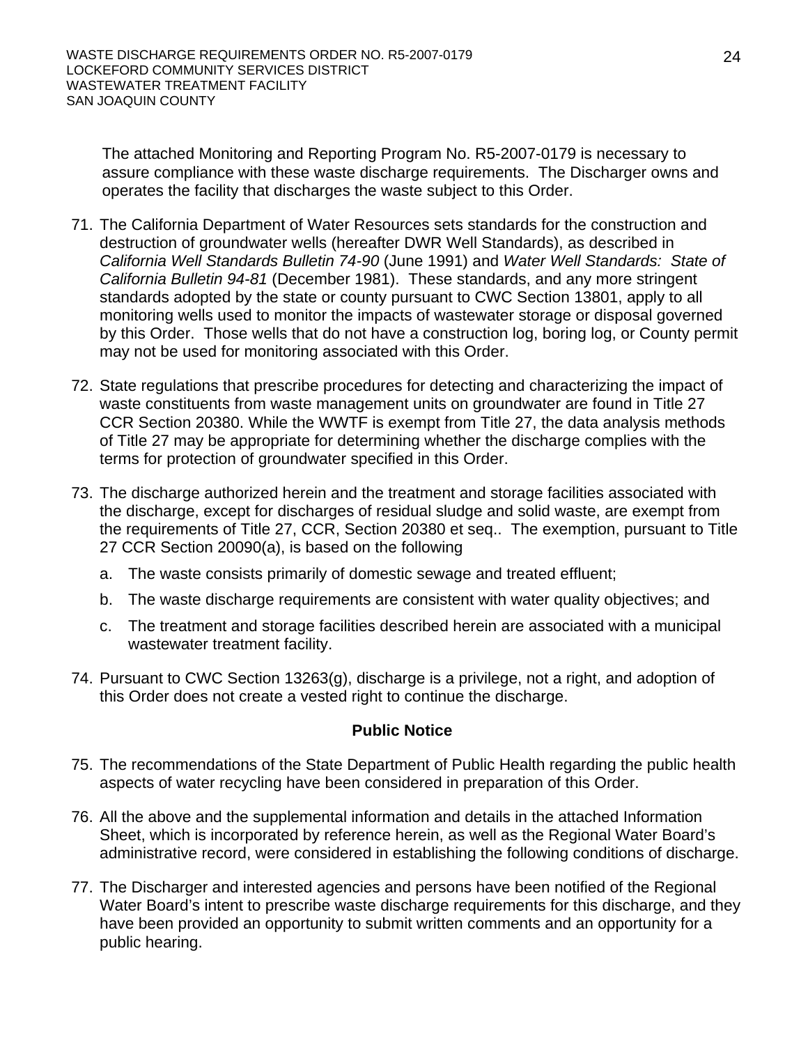The attached Monitoring and Reporting Program No. R5-2007-0179 is necessary to assure compliance with these waste discharge requirements. The Discharger owns and operates the facility that discharges the waste subject to this Order.

71. The California Department of Water Resources sets standards for the construction and destruction of groundwater wells (hereafter DWR Well Standards), as described in *California Well Standards Bulletin 74-90* (June 1991) and *Water Well Standards: State of California Bulletin 94-81* (December 1981). These standards, and any more stringent standards adopted by the state or county pursuant to CWC Section 13801, apply to all monitoring wells used to monitor the impacts of wastewater storage or disposal governed by this Order. Those wells that do not have a construction log, boring log, or County permit may not be used for monitoring associated with this Order.

72. State regulations that prescribe procedures for detecting and characterizing the impact of waste constituents from waste management units on groundwater are found in Title 27 CCR Section 20380. While the WWTF is exempt from Title 27, the data analysis methods of Title 27 may be appropriate for determining whether the discharge complies with the terms for protection of groundwater specified in this Order.

73. The discharge authorized herein and the treatment and storage facilities associated with the discharge, except for discharges of residual sludge and solid waste, are exempt from the requirements of Title 27, CCR, Section 20380 et seq.. The exemption, pursuant to Title 27 CCR Section 20090(a), is based on the following

    a. The waste consists primarily of domestic sewage and treated effluent;

    b. The waste discharge requirements are consistent with water quality objectives; and

    c. The treatment and storage facilities described herein are associated with a municipal wastewater treatment facility.

74. Pursuant to CWC Section 13263(g), discharge is a privilege, not a right, and adoption of this Order does not create a vested right to continue the discharge.

**Public Notice**

75. The recommendations of the State Department of Public Health regarding the public health aspects of water recycling have been considered in preparation of this Order.

76. All the above and the supplemental information and details in the attached Information Sheet, which is incorporated by reference herein, as well as the Regional Water Board's administrative record, were considered in establishing the following conditions of discharge.

77. The Discharger and interested agencies and persons have been notified of the Regional Water Board's intent to prescribe waste discharge requirements for this discharge, and they have been provided an opportunity to submit written comments and an opportunity for a public hearing.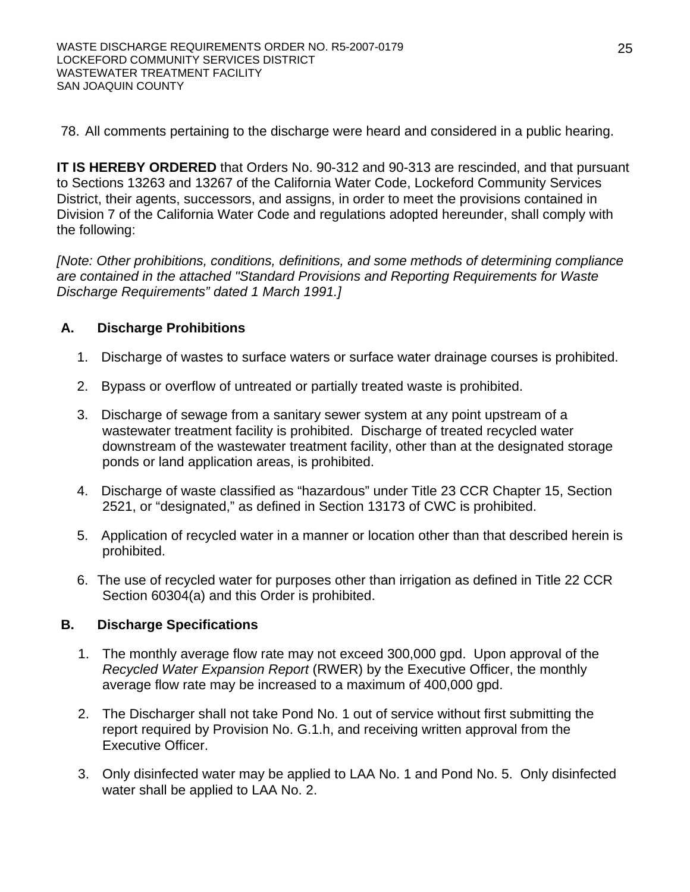78. All comments pertaining to the discharge were heard and considered in a public hearing.

**IT IS HEREBY ORDERED** that Orders No. 90-312 and 90-313 are rescinded, and that pursuant to Sections 13263 and 13267 of the California Water Code, Lockeford Community Services District, their agents, successors, and assigns, in order to meet the provisions contained in Division 7 of the California Water Code and regulations adopted hereunder, shall comply with the following:

*[Note: Other prohibitions, conditions, definitions, and some methods of determining compliance are contained in the attached "Standard Provisions and Reporting Requirements for Waste Discharge Requirements" dated 1 March 1991.]*

## A. Discharge Prohibitions

1. Discharge of wastes to surface waters or surface water drainage courses is prohibited.
2. Bypass or overflow of untreated or partially treated waste is prohibited.
3. Discharge of sewage from a sanitary sewer system at any point upstream of a wastewater treatment facility is prohibited. Discharge of treated recycled water downstream of the wastewater treatment facility, other than at the designated storage ponds or land application areas, is prohibited.
4. Discharge of waste classified as "hazardous" under Title 23 CCR Chapter 15, Section 2521, or "designated," as defined in Section 13173 of CWC is prohibited.
5. Application of recycled water in a manner or location other than that described herein is prohibited.
6. The use of recycled water for purposes other than irrigation as defined in Title 22 CCR Section 60304(a) and this Order is prohibited.

## B. Discharge Specifications

1. The monthly average flow rate may not exceed 300,000 gpd. Upon approval of the *Recycled Water Expansion Report* (RWER) by the Executive Officer, the monthly average flow rate may be increased to a maximum of 400,000 gpd.
2. The Discharger shall not take Pond No. 1 out of service without first submitting the report required by Provision No. G.1.h, and receiving written approval from the Executive Officer.
3. Only disinfected water may be applied to LAA No. 1 and Pond No. 5. Only disinfected water shall be applied to LAA No. 2.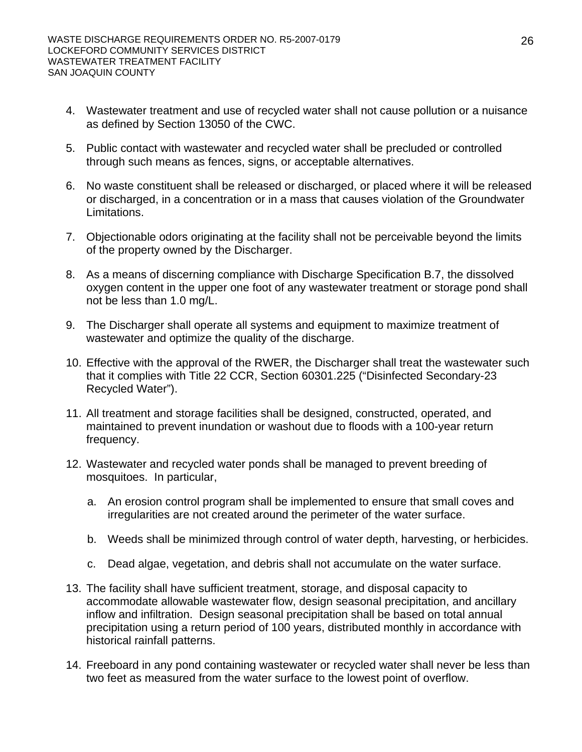4. Wastewater treatment and use of recycled water shall not cause pollution or a nuisance as defined by Section 13050 of the CWC.

5. Public contact with wastewater and recycled water shall be precluded or controlled through such means as fences, signs, or acceptable alternatives.

6. No waste constituent shall be released or discharged, or placed where it will be released or discharged, in a concentration or in a mass that causes violation of the Groundwater Limitations.

7. Objectionable odors originating at the facility shall not be perceivable beyond the limits of the property owned by the Discharger.

8. As a means of discerning compliance with Discharge Specification B.7, the dissolved oxygen content in the upper one foot of any wastewater treatment or storage pond shall not be less than 1.0 mg/L.

9. The Discharger shall operate all systems and equipment to maximize treatment of wastewater and optimize the quality of the discharge.

10. Effective with the approval of the RWER, the Discharger shall treat the wastewater such that it complies with Title 22 CCR, Section 60301.225 ("Disinfected Secondary-23 Recycled Water").

11. All treatment and storage facilities shall be designed, constructed, operated, and maintained to prevent inundation or washout due to floods with a 100-year return frequency.

12. Wastewater and recycled water ponds shall be managed to prevent breeding of mosquitoes. In particular,

    a. An erosion control program shall be implemented to ensure that small coves and irregularities are not created around the perimeter of the water surface.

    b. Weeds shall be minimized through control of water depth, harvesting, or herbicides.

    c. Dead algae, vegetation, and debris shall not accumulate on the water surface.

13. The facility shall have sufficient treatment, storage, and disposal capacity to accommodate allowable wastewater flow, design seasonal precipitation, and ancillary inflow and infiltration. Design seasonal precipitation shall be based on total annual precipitation using a return period of 100 years, distributed monthly in accordance with historical rainfall patterns.

14. Freeboard in any pond containing wastewater or recycled water shall never be less than two feet as measured from the water surface to the lowest point of overflow.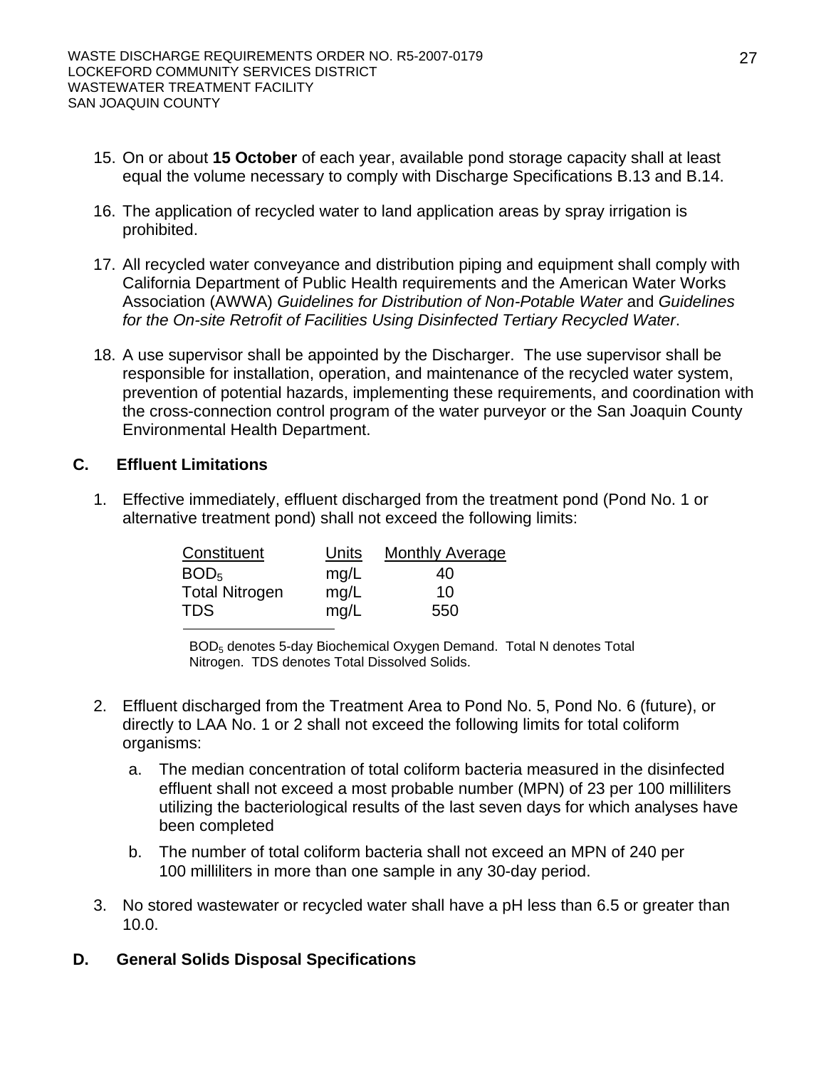15. On or about **15 October** of each year, available pond storage capacity shall at least equal the volume necessary to comply with Discharge Specifications B.13 and B.14.

16. The application of recycled water to land application areas by spray irrigation is prohibited.

17. All recycled water conveyance and distribution piping and equipment shall comply with California Department of Public Health requirements and the American Water Works Association (AWWA) *Guidelines for Distribution of Non-Potable Water* and *Guidelines for the On-site Retrofit of Facilities Using Disinfected Tertiary Recycled Water*.

18. A use supervisor shall be appointed by the Discharger. The use supervisor shall be responsible for installation, operation, and maintenance of the recycled water system, prevention of potential hazards, implementing these requirements, and coordination with the cross-connection control program of the water purveyor or the San Joaquin County Environmental Health Department.

## C. Effluent Limitations

1. Effective immediately, effluent discharged from the treatment pond (Pond No. 1 or alternative treatment pond) shall not exceed the following limits:

| Constituent | Units | Monthly Average |
|---|---|---|
| $BOD_5$ | mg/L | 40 |
| Total Nitrogen | mg/L | 10 |
| TDS | mg/L | 550 |

$BOD_5$ denotes 5-day Biochemical Oxygen Demand. Total N denotes Total Nitrogen. TDS denotes Total Dissolved Solids.

2. Effluent discharged from the Treatment Area to Pond No. 5, Pond No. 6 (future), or directly to LAA No. 1 or 2 shall not exceed the following limits for total coliform organisms:

   a. The median concentration of total coliform bacteria measured in the disinfected effluent shall not exceed a most probable number (MPN) of 23 per 100 milliliters utilizing the bacteriological results of the last seven days for which analyses have been completed

   b. The number of total coliform bacteria shall not exceed an MPN of 240 per 100 milliliters in more than one sample in any 30-day period.

3. No stored wastewater or recycled water shall have a pH less than 6.5 or greater than 10.0.

## D. General Solids Disposal Specifications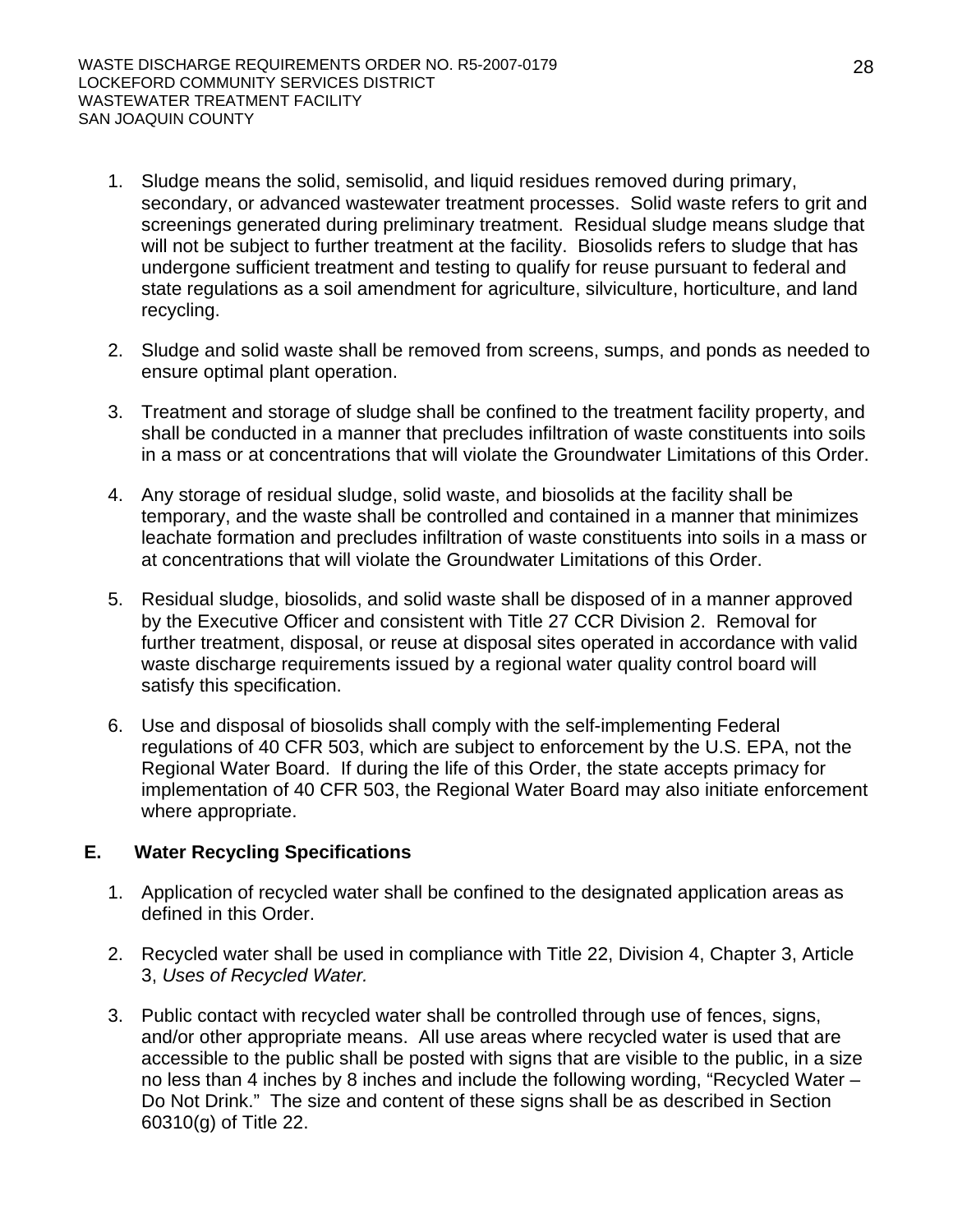1. Sludge means the solid, semisolid, and liquid residues removed during primary, secondary, or advanced wastewater treatment processes. Solid waste refers to grit and screenings generated during preliminary treatment. Residual sludge means sludge that will not be subject to further treatment at the facility. Biosolids refers to sludge that has undergone sufficient treatment and testing to qualify for reuse pursuant to federal and state regulations as a soil amendment for agriculture, silviculture, horticulture, and land recycling.

2. Sludge and solid waste shall be removed from screens, sumps, and ponds as needed to ensure optimal plant operation.

3. Treatment and storage of sludge shall be confined to the treatment facility property, and shall be conducted in a manner that precludes infiltration of waste constituents into soils in a mass or at concentrations that will violate the Groundwater Limitations of this Order.

4. Any storage of residual sludge, solid waste, and biosolids at the facility shall be temporary, and the waste shall be controlled and contained in a manner that minimizes leachate formation and precludes infiltration of waste constituents into soils in a mass or at concentrations that will violate the Groundwater Limitations of this Order.

5. Residual sludge, biosolids, and solid waste shall be disposed of in a manner approved by the Executive Officer and consistent with Title 27 CCR Division 2. Removal for further treatment, disposal, or reuse at disposal sites operated in accordance with valid waste discharge requirements issued by a regional water quality control board will satisfy this specification.

6. Use and disposal of biosolids shall comply with the self-implementing Federal regulations of 40 CFR 503, which are subject to enforcement by the U.S. EPA, not the Regional Water Board. If during the life of this Order, the state accepts primacy for implementation of 40 CFR 503, the Regional Water Board may also initiate enforcement where appropriate.

## E. Water Recycling Specifications

1. Application of recycled water shall be confined to the designated application areas as defined in this Order.

2. Recycled water shall be used in compliance with Title 22, Division 4, Chapter 3, Article 3, *Uses of Recycled Water.*

3. Public contact with recycled water shall be controlled through use of fences, signs, and/or other appropriate means. All use areas where recycled water is used that are accessible to the public shall be posted with signs that are visible to the public, in a size no less than 4 inches by 8 inches and include the following wording, "Recycled Water – Do Not Drink." The size and content of these signs shall be as described in Section 60310(g) of Title 22.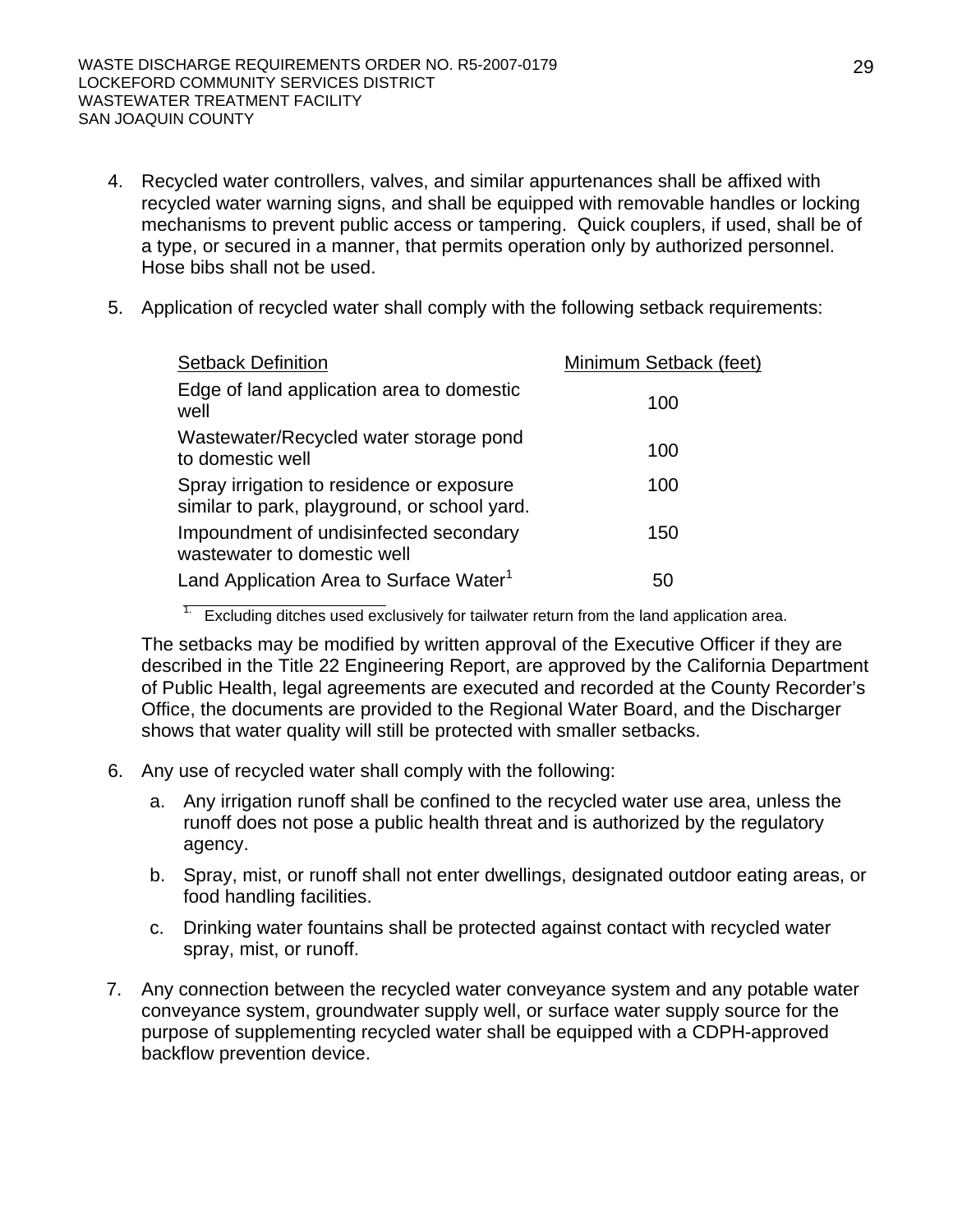4. Recycled water controllers, valves, and similar appurtenances shall be affixed with recycled water warning signs, and shall be equipped with removable handles or locking mechanisms to prevent public access or tampering. Quick couplers, if used, shall be of a type, or secured in a manner, that permits operation only by authorized personnel. Hose bibs shall not be used.

5. Application of recycled water shall comply with the following setback requirements:

| Setback Definition | Minimum Setback (feet) |
|---|---|
| Edge of land application area to domestic well | 100 |
| Wastewater/Recycled water storage pond to domestic well | 100 |
| Spray irrigation to residence or exposure similar to park, playground, or school yard. | 100 |
| Impoundment of undisinfected secondary wastewater to domestic well | 150 |
| Land Application Area to Surface Water[1] | 50 |

[1] Excluding ditches used exclusively for tailwater return from the land application area.

The setbacks may be modified by written approval of the Executive Officer if they are described in the Title 22 Engineering Report, are approved by the California Department of Public Health, legal agreements are executed and recorded at the County Recorder's Office, the documents are provided to the Regional Water Board, and the Discharger shows that water quality will still be protected with smaller setbacks.

6. Any use of recycled water shall comply with the following:

   a. Any irrigation runoff shall be confined to the recycled water use area, unless the runoff does not pose a public health threat and is authorized by the regulatory agency.

   b. Spray, mist, or runoff shall not enter dwellings, designated outdoor eating areas, or food handling facilities.

   c. Drinking water fountains shall be protected against contact with recycled water spray, mist, or runoff.

7. Any connection between the recycled water conveyance system and any potable water conveyance system, groundwater supply well, or surface water supply source for the purpose of supplementing recycled water shall be equipped with a CDPH-approved backflow prevention device.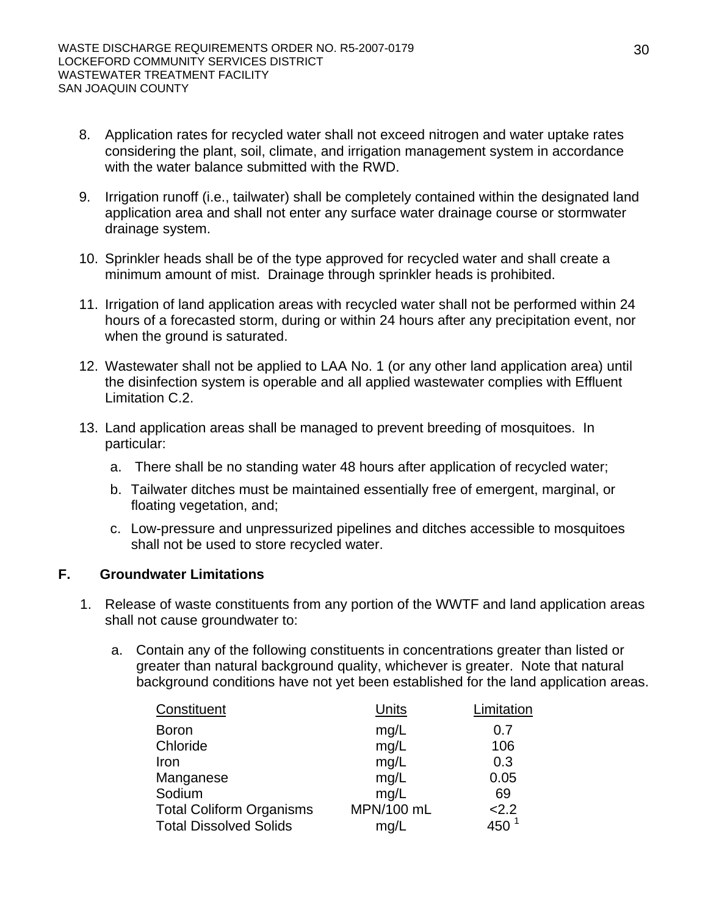8. Application rates for recycled water shall not exceed nitrogen and water uptake rates considering the plant, soil, climate, and irrigation management system in accordance with the water balance submitted with the RWD.

9. Irrigation runoff (i.e., tailwater) shall be completely contained within the designated land application area and shall not enter any surface water drainage course or stormwater drainage system.

10. Sprinkler heads shall be of the type approved for recycled water and shall create a minimum amount of mist. Drainage through sprinkler heads is prohibited.

11. Irrigation of land application areas with recycled water shall not be performed within 24 hours of a forecasted storm, during or within 24 hours after any precipitation event, nor when the ground is saturated.

12. Wastewater shall not be applied to LAA No. 1 (or any other land application area) until the disinfection system is operable and all applied wastewater complies with Effluent Limitation C.2.

13. Land application areas shall be managed to prevent breeding of mosquitoes. In particular:

    a. There shall be no standing water 48 hours after application of recycled water;

    b. Tailwater ditches must be maintained essentially free of emergent, marginal, or floating vegetation, and;

    c. Low-pressure and unpressurized pipelines and ditches accessible to mosquitoes shall not be used to store recycled water.

## F. Groundwater Limitations

1. Release of waste constituents from any portion of the WWTF and land application areas shall not cause groundwater to:

    a. Contain any of the following constituents in concentrations greater than listed or greater than natural background quality, whichever is greater. Note that natural background conditions have not yet been established for the land application areas.

| Constituent | Units | Limitation |
|---|---|---|
| Boron | mg/L | 0.7 |
| Chloride | mg/L | 106 |
| Iron | mg/L | 0.3 |
| Manganese | mg/L | 0.05 |
| Sodium | mg/L | 69 |
| Total Coliform Organisms | MPN/100 mL | <2.2 |
| Total Dissolved Solids | mg/L | 450 [1] |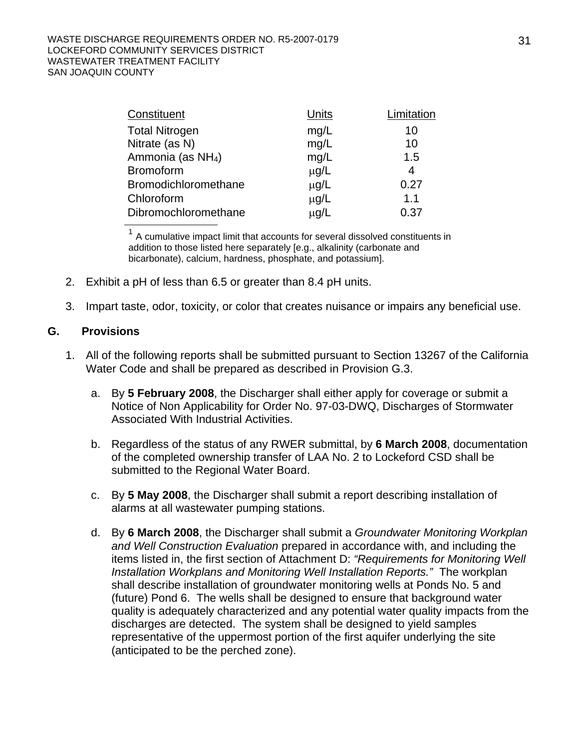| Constituent | Units | Limitation |
|---|---|---|
| Total Nitrogen | mg/L | 10 |
| Nitrate (as N) | mg/L | 10 |
| Ammonia (as $NH_4$) | mg/L | 1.5 |
| Bromoform | μg/L | 4 |
| Bromodichloromethane | μg/L | 0.27 |
| Chloroform | μg/L | 1.1 |
| Dibromochloromethane | μg/L | 0.37 |

[1] A cumulative impact limit that accounts for several dissolved constituents in addition to those listed here separately [e.g., alkalinity (carbonate and bicarbonate), calcium, hardness, phosphate, and potassium].

2. Exhibit a pH of less than 6.5 or greater than 8.4 pH units.

3. Impart taste, odor, toxicity, or color that creates nuisance or impairs any beneficial use.

## G. Provisions

1. All of the following reports shall be submitted pursuant to Section 13267 of the California Water Code and shall be prepared as described in Provision G.3.

   a. By **5 February 2008**, the Discharger shall either apply for coverage or submit a Notice of Non Applicability for Order No. 97-03-DWQ, Discharges of Stormwater Associated With Industrial Activities.

   b. Regardless of the status of any RWER submittal, by **6 March 2008**, documentation of the completed ownership transfer of LAA No. 2 to Lockeford CSD shall be submitted to the Regional Water Board.

   c. By **5 May 2008**, the Discharger shall submit a report describing installation of alarms at all wastewater pumping stations.

   d. By **6 March 2008**, the Discharger shall submit a *Groundwater Monitoring Workplan and Well Construction Evaluation* prepared in accordance with, and including the items listed in, the first section of Attachment D: *"Requirements for Monitoring Well Installation Workplans and Monitoring Well Installation Reports."* The workplan shall describe installation of groundwater monitoring wells at Ponds No. 5 and (future) Pond 6. The wells shall be designed to ensure that background water quality is adequately characterized and any potential water quality impacts from the discharges are detected. The system shall be designed to yield samples representative of the uppermost portion of the first aquifer underlying the site (anticipated to be the perched zone).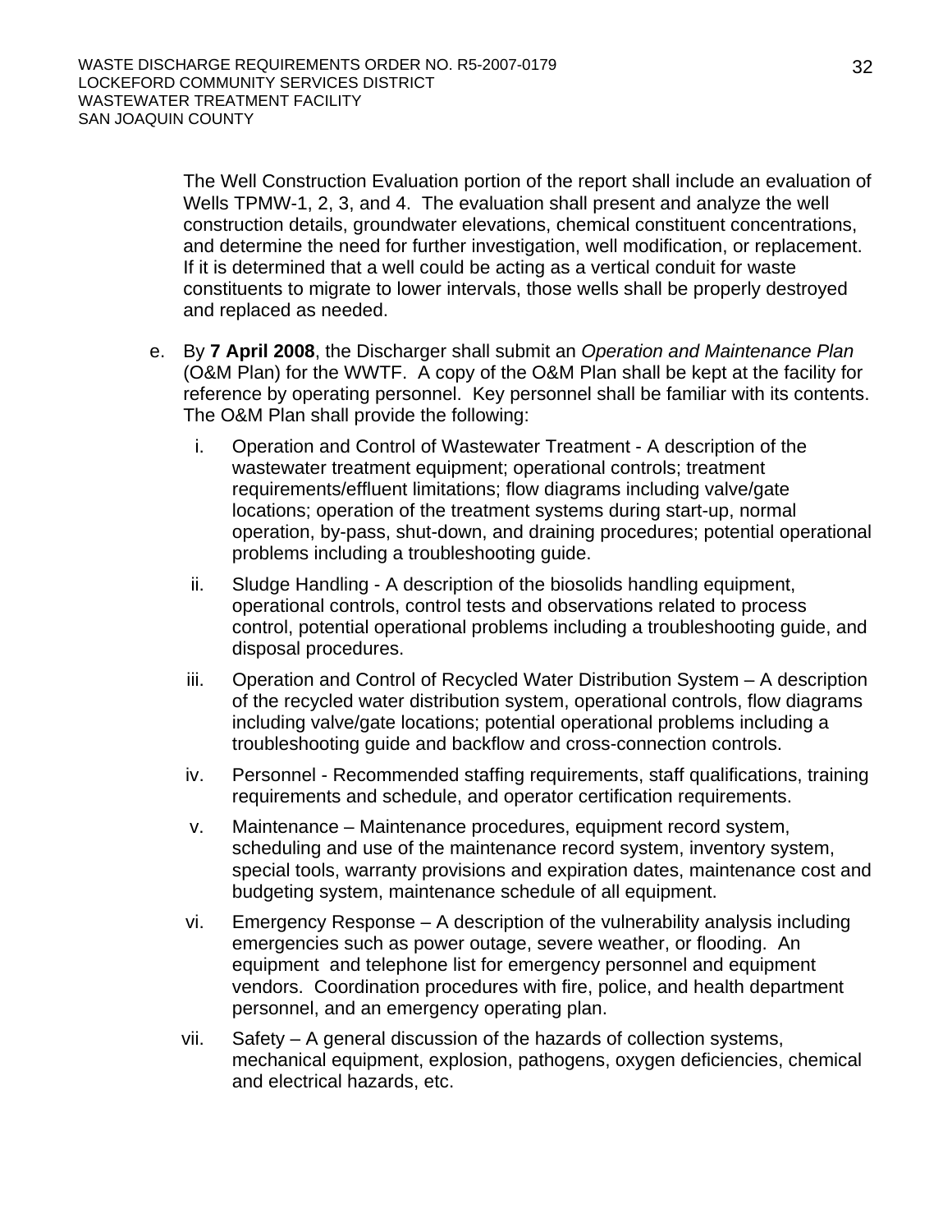The Well Construction Evaluation portion of the report shall include an evaluation of Wells TPMW-1, 2, 3, and 4. The evaluation shall present and analyze the well construction details, groundwater elevations, chemical constituent concentrations, and determine the need for further investigation, well modification, or replacement. If it is determined that a well could be acting as a vertical conduit for waste constituents to migrate to lower intervals, those wells shall be properly destroyed and replaced as needed.

e. By **7 April 2008**, the Discharger shall submit an *Operation and Maintenance Plan* (O&M Plan) for the WWTF. A copy of the O&M Plan shall be kept at the facility for reference by operating personnel. Key personnel shall be familiar with its contents. The O&M Plan shall provide the following:

   i. Operation and Control of Wastewater Treatment - A description of the wastewater treatment equipment; operational controls; treatment requirements/effluent limitations; flow diagrams including valve/gate locations; operation of the treatment systems during start-up, normal operation, by-pass, shut-down, and draining procedures; potential operational problems including a troubleshooting guide.

   ii. Sludge Handling - A description of the biosolids handling equipment, operational controls, control tests and observations related to process control, potential operational problems including a troubleshooting guide, and disposal procedures.

   iii. Operation and Control of Recycled Water Distribution System – A description of the recycled water distribution system, operational controls, flow diagrams including valve/gate locations; potential operational problems including a troubleshooting guide and backflow and cross-connection controls.

   iv. Personnel - Recommended staffing requirements, staff qualifications, training requirements and schedule, and operator certification requirements.

   v. Maintenance – Maintenance procedures, equipment record system, scheduling and use of the maintenance record system, inventory system, special tools, warranty provisions and expiration dates, maintenance cost and budgeting system, maintenance schedule of all equipment.

   vi. Emergency Response – A description of the vulnerability analysis including emergencies such as power outage, severe weather, or flooding. An equipment and telephone list for emergency personnel and equipment vendors. Coordination procedures with fire, police, and health department personnel, and an emergency operating plan.

   vii. Safety – A general discussion of the hazards of collection systems, mechanical equipment, explosion, pathogens, oxygen deficiencies, chemical and electrical hazards, etc.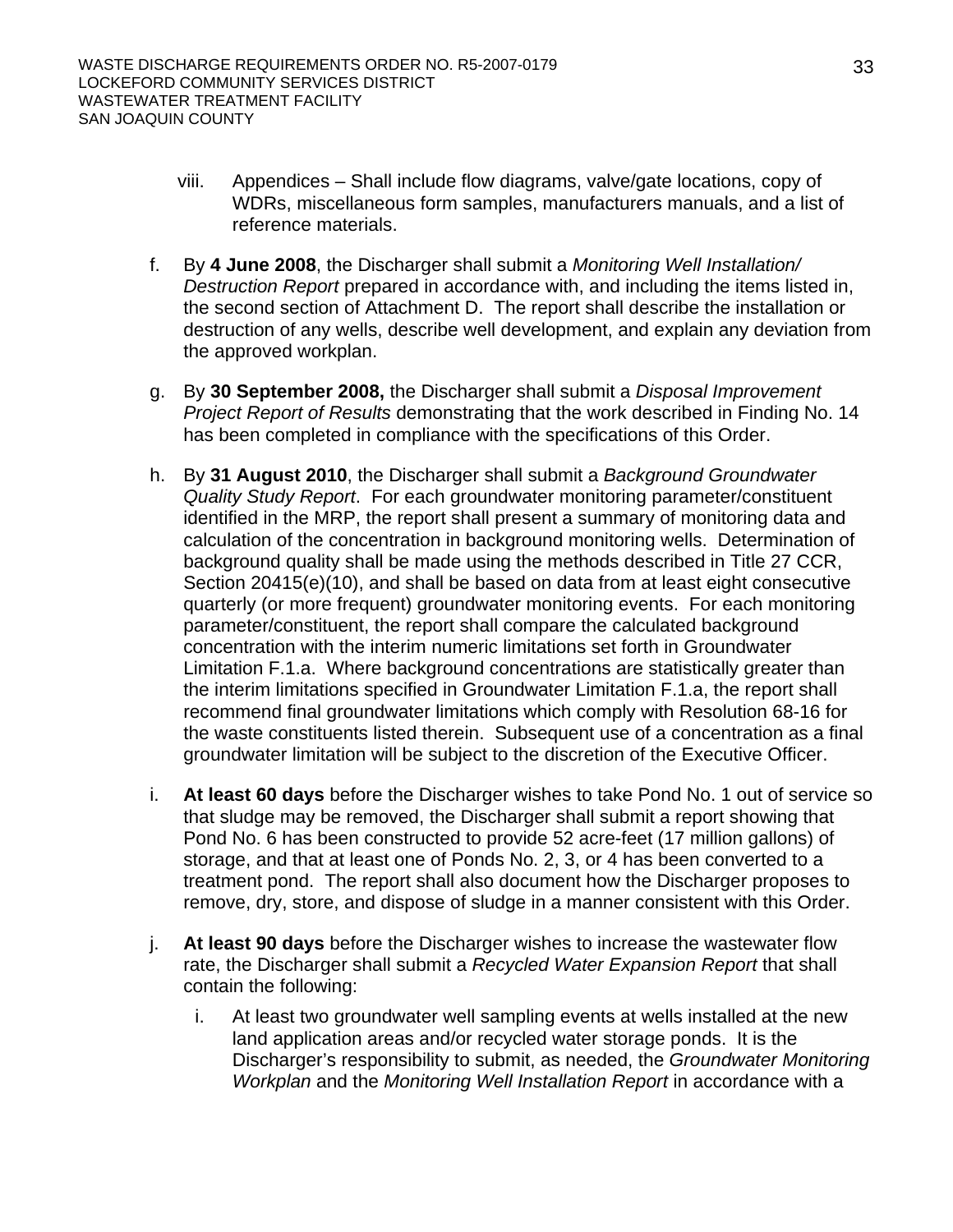viii. Appendices – Shall include flow diagrams, valve/gate locations, copy of WDRs, miscellaneous form samples, manufacturers manuals, and a list of reference materials.

f. By **4 June 2008**, the Discharger shall submit a *Monitoring Well Installation/ Destruction Report* prepared in accordance with, and including the items listed in, the second section of Attachment D. The report shall describe the installation or destruction of any wells, describe well development, and explain any deviation from the approved workplan.

g. By **30 September 2008,** the Discharger shall submit a *Disposal Improvement Project Report of Results* demonstrating that the work described in Finding No. 14 has been completed in compliance with the specifications of this Order.

h. By **31 August 2010**, the Discharger shall submit a *Background Groundwater Quality Study Report*. For each groundwater monitoring parameter/constituent identified in the MRP, the report shall present a summary of monitoring data and calculation of the concentration in background monitoring wells. Determination of background quality shall be made using the methods described in Title 27 CCR, Section 20415(e)(10), and shall be based on data from at least eight consecutive quarterly (or more frequent) groundwater monitoring events. For each monitoring parameter/constituent, the report shall compare the calculated background concentration with the interim numeric limitations set forth in Groundwater Limitation F.1.a. Where background concentrations are statistically greater than the interim limitations specified in Groundwater Limitation F.1.a, the report shall recommend final groundwater limitations which comply with Resolution 68-16 for the waste constituents listed therein. Subsequent use of a concentration as a final groundwater limitation will be subject to the discretion of the Executive Officer.

i. **At least 60 days** before the Discharger wishes to take Pond No. 1 out of service so that sludge may be removed, the Discharger shall submit a report showing that Pond No. 6 has been constructed to provide 52 acre-feet (17 million gallons) of storage, and that at least one of Ponds No. 2, 3, or 4 has been converted to a treatment pond. The report shall also document how the Discharger proposes to remove, dry, store, and dispose of sludge in a manner consistent with this Order.

j. **At least 90 days** before the Discharger wishes to increase the wastewater flow rate, the Discharger shall submit a *Recycled Water Expansion Report* that shall contain the following:

   i. At least two groundwater well sampling events at wells installed at the new land application areas and/or recycled water storage ponds. It is the Discharger's responsibility to submit, as needed, the *Groundwater Monitoring Workplan* and the *Monitoring Well Installation Report* in accordance with a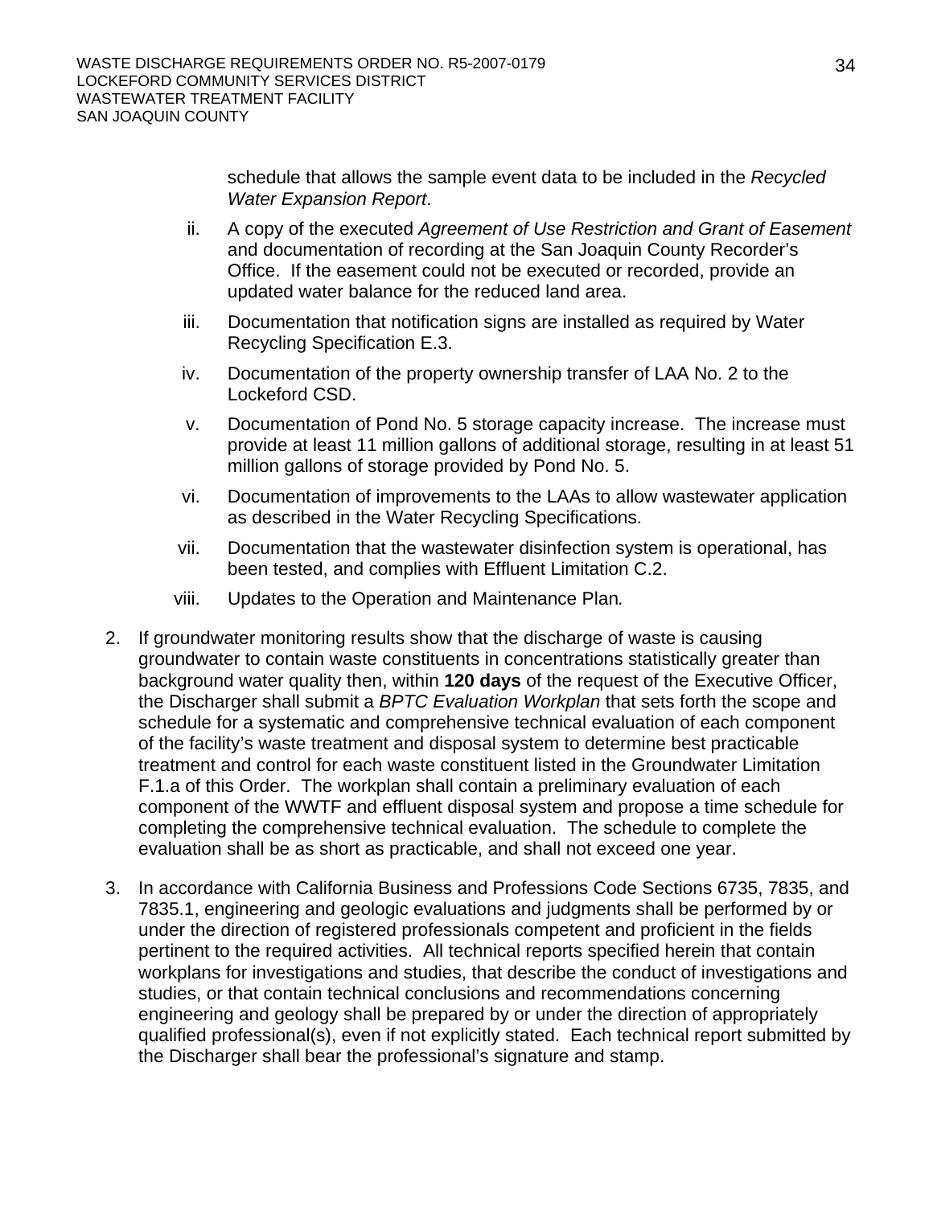schedule that allows the sample event data to be included in the *Recycled Water Expansion Report*.

ii. A copy of the executed *Agreement of Use Restriction and Grant of Easement* and documentation of recording at the San Joaquin County Recorder's Office. If the easement could not be executed or recorded, provide an updated water balance for the reduced land area.

iii. Documentation that notification signs are installed as required by Water Recycling Specification E.3.

iv. Documentation of the property ownership transfer of LAA No. 2 to the Lockeford CSD.

v. Documentation of Pond No. 5 storage capacity increase. The increase must provide at least 11 million gallons of additional storage, resulting in at least 51 million gallons of storage provided by Pond No. 5.

vi. Documentation of improvements to the LAAs to allow wastewater application as described in the Water Recycling Specifications.

vii. Documentation that the wastewater disinfection system is operational, has been tested, and complies with Effluent Limitation C.2.

viii. Updates to the Operation and Maintenance Plan*.*

2. If groundwater monitoring results show that the discharge of waste is causing groundwater to contain waste constituents in concentrations statistically greater than background water quality then, within **120 days** of the request of the Executive Officer, the Discharger shall submit a *BPTC Evaluation Workplan* that sets forth the scope and schedule for a systematic and comprehensive technical evaluation of each component of the facility's waste treatment and disposal system to determine best practicable treatment and control for each waste constituent listed in the Groundwater Limitation F.1.a of this Order. The workplan shall contain a preliminary evaluation of each component of the WWTF and effluent disposal system and propose a time schedule for completing the comprehensive technical evaluation. The schedule to complete the evaluation shall be as short as practicable, and shall not exceed one year.

3. In accordance with California Business and Professions Code Sections 6735, 7835, and 7835.1, engineering and geologic evaluations and judgments shall be performed by or under the direction of registered professionals competent and proficient in the fields pertinent to the required activities. All technical reports specified herein that contain workplans for investigations and studies, that describe the conduct of investigations and studies, or that contain technical conclusions and recommendations concerning engineering and geology shall be prepared by or under the direction of appropriately qualified professional(s), even if not explicitly stated. Each technical report submitted by the Discharger shall bear the professional's signature and stamp.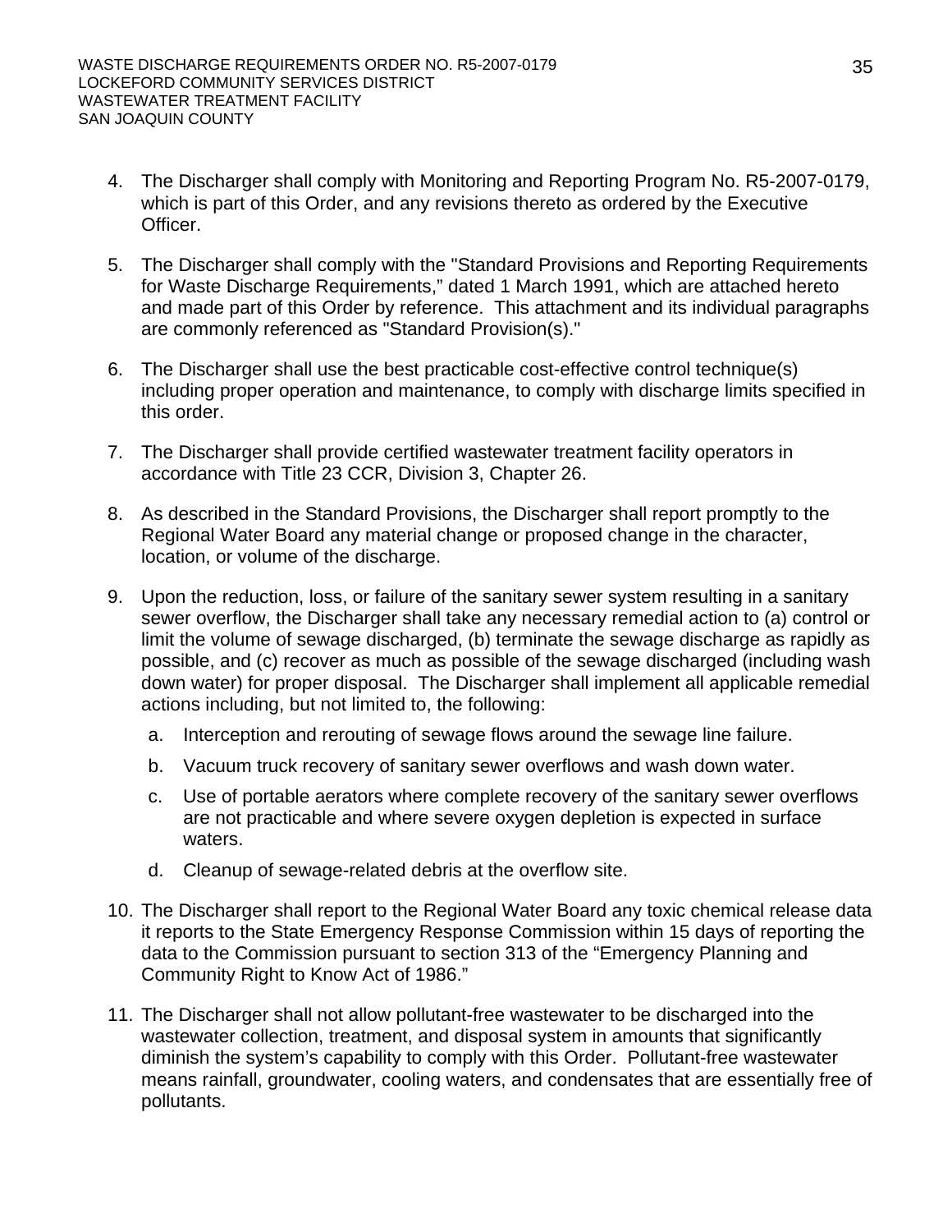4. The Discharger shall comply with Monitoring and Reporting Program No. R5-2007-0179, which is part of this Order, and any revisions thereto as ordered by the Executive Officer.

5. The Discharger shall comply with the "Standard Provisions and Reporting Requirements for Waste Discharge Requirements," dated 1 March 1991, which are attached hereto and made part of this Order by reference. This attachment and its individual paragraphs are commonly referenced as "Standard Provision(s)."

6. The Discharger shall use the best practicable cost-effective control technique(s) including proper operation and maintenance, to comply with discharge limits specified in this order.

7. The Discharger shall provide certified wastewater treatment facility operators in accordance with Title 23 CCR, Division 3, Chapter 26.

8. As described in the Standard Provisions, the Discharger shall report promptly to the Regional Water Board any material change or proposed change in the character, location, or volume of the discharge.

9. Upon the reduction, loss, or failure of the sanitary sewer system resulting in a sanitary sewer overflow, the Discharger shall take any necessary remedial action to (a) control or limit the volume of sewage discharged, (b) terminate the sewage discharge as rapidly as possible, and (c) recover as much as possible of the sewage discharged (including wash down water) for proper disposal. The Discharger shall implement all applicable remedial actions including, but not limited to, the following:

   a. Interception and rerouting of sewage flows around the sewage line failure.

   b. Vacuum truck recovery of sanitary sewer overflows and wash down water.

   c. Use of portable aerators where complete recovery of the sanitary sewer overflows are not practicable and where severe oxygen depletion is expected in surface waters.

   d. Cleanup of sewage-related debris at the overflow site.

10. The Discharger shall report to the Regional Water Board any toxic chemical release data it reports to the State Emergency Response Commission within 15 days of reporting the data to the Commission pursuant to section 313 of the "Emergency Planning and Community Right to Know Act of 1986."

11. The Discharger shall not allow pollutant-free wastewater to be discharged into the wastewater collection, treatment, and disposal system in amounts that significantly diminish the system's capability to comply with this Order. Pollutant-free wastewater means rainfall, groundwater, cooling waters, and condensates that are essentially free of pollutants.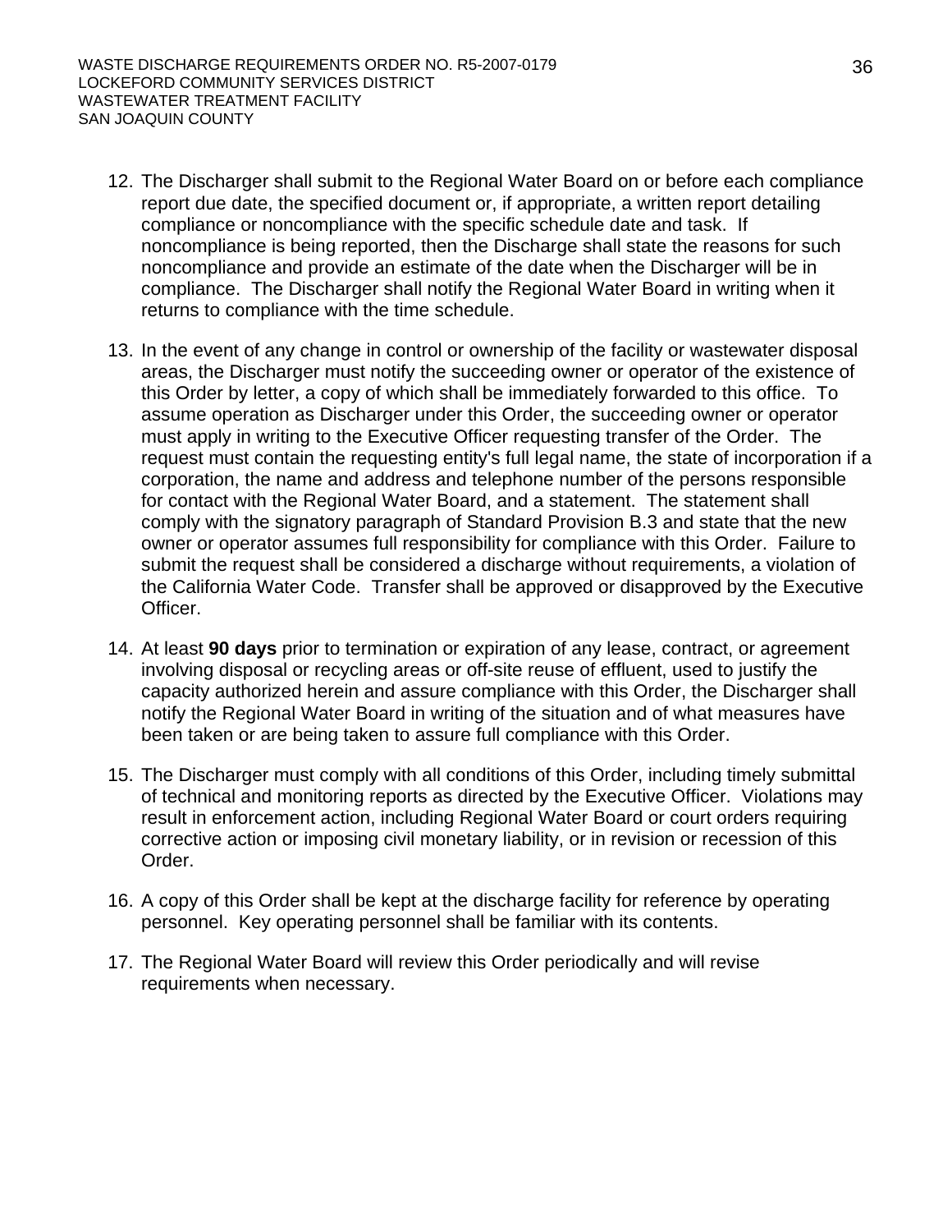12. The Discharger shall submit to the Regional Water Board on or before each compliance report due date, the specified document or, if appropriate, a written report detailing compliance or noncompliance with the specific schedule date and task. If noncompliance is being reported, then the Discharge shall state the reasons for such noncompliance and provide an estimate of the date when the Discharger will be in compliance. The Discharger shall notify the Regional Water Board in writing when it returns to compliance with the time schedule.

13. In the event of any change in control or ownership of the facility or wastewater disposal areas, the Discharger must notify the succeeding owner or operator of the existence of this Order by letter, a copy of which shall be immediately forwarded to this office. To assume operation as Discharger under this Order, the succeeding owner or operator must apply in writing to the Executive Officer requesting transfer of the Order. The request must contain the requesting entity's full legal name, the state of incorporation if a corporation, the name and address and telephone number of the persons responsible for contact with the Regional Water Board, and a statement. The statement shall comply with the signatory paragraph of Standard Provision B.3 and state that the new owner or operator assumes full responsibility for compliance with this Order. Failure to submit the request shall be considered a discharge without requirements, a violation of the California Water Code. Transfer shall be approved or disapproved by the Executive Officer.

14. At least **90 days** prior to termination or expiration of any lease, contract, or agreement involving disposal or recycling areas or off-site reuse of effluent, used to justify the capacity authorized herein and assure compliance with this Order, the Discharger shall notify the Regional Water Board in writing of the situation and of what measures have been taken or are being taken to assure full compliance with this Order.

15. The Discharger must comply with all conditions of this Order, including timely submittal of technical and monitoring reports as directed by the Executive Officer. Violations may result in enforcement action, including Regional Water Board or court orders requiring corrective action or imposing civil monetary liability, or in revision or recession of this Order.

16. A copy of this Order shall be kept at the discharge facility for reference by operating personnel. Key operating personnel shall be familiar with its contents.

17. The Regional Water Board will review this Order periodically and will revise requirements when necessary.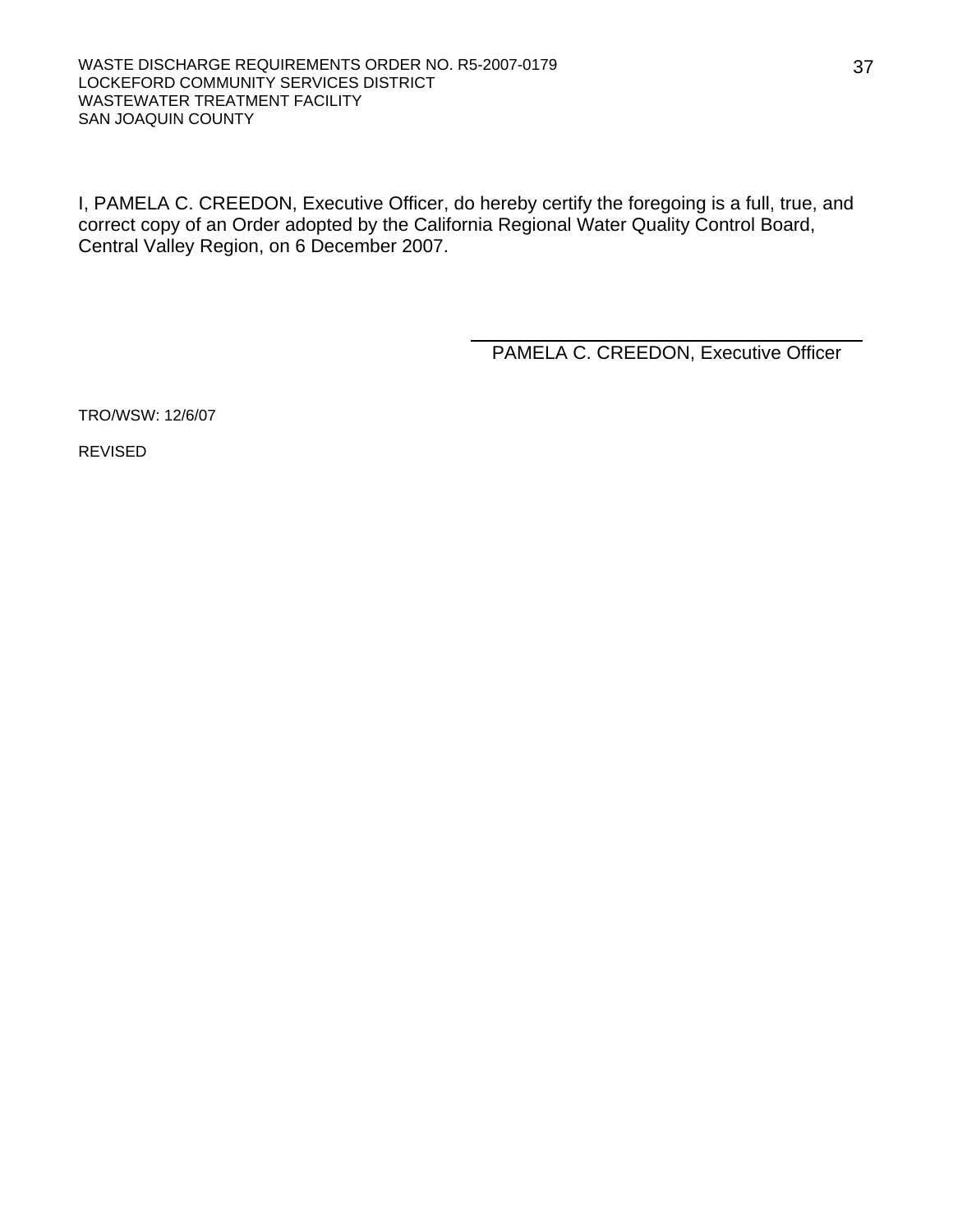I, PAMELA C. CREEDON, Executive Officer, do hereby certify the foregoing is a full, true, and correct copy of an Order adopted by the California Regional Water Quality Control Board, Central Valley Region, on 6 December 2007.

\_\_\_\_\_\_\_\_\_\_\_\_\_\_\_\_\_\_\_\_\_\_\_\_\_\_\_\_\_\_\_\_\_\_\_\_\_\_

PAMELA C. CREEDON, Executive Officer

TRO/WSW: 12/6/07

REVISED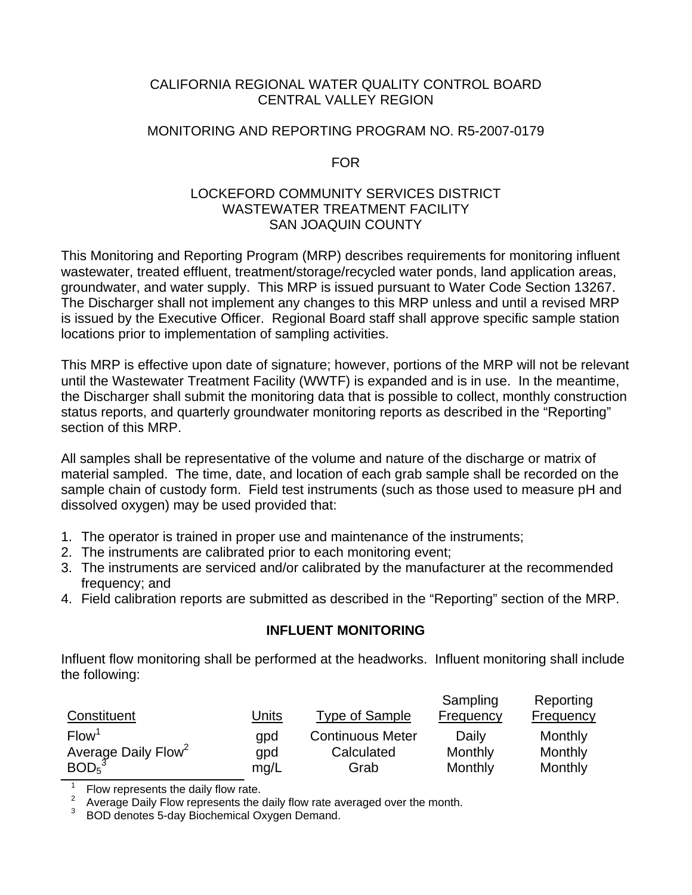CALIFORNIA REGIONAL WATER QUALITY CONTROL BOARD
CENTRAL VALLEY REGION

MONITORING AND REPORTING PROGRAM NO. R5-2007-0179

FOR

LOCKEFORD COMMUNITY SERVICES DISTRICT
WASTEWATER TREATMENT FACILITY
SAN JOAQUIN COUNTY

This Monitoring and Reporting Program (MRP) describes requirements for monitoring influent wastewater, treated effluent, treatment/storage/recycled water ponds, land application areas, groundwater, and water supply. This MRP is issued pursuant to Water Code Section 13267. The Discharger shall not implement any changes to this MRP unless and until a revised MRP is issued by the Executive Officer. Regional Board staff shall approve specific sample station locations prior to implementation of sampling activities.

This MRP is effective upon date of signature; however, portions of the MRP will not be relevant until the Wastewater Treatment Facility (WWTF) is expanded and is in use. In the meantime, the Discharger shall submit the monitoring data that is possible to collect, monthly construction status reports, and quarterly groundwater monitoring reports as described in the "Reporting" section of this MRP.

All samples shall be representative of the volume and nature of the discharge or matrix of material sampled. The time, date, and location of each grab sample shall be recorded on the sample chain of custody form. Field test instruments (such as those used to measure pH and dissolved oxygen) may be used provided that:

1. The operator is trained in proper use and maintenance of the instruments;
2. The instruments are calibrated prior to each monitoring event;
3. The instruments are serviced and/or calibrated by the manufacturer at the recommended frequency; and
4. Field calibration reports are submitted as described in the "Reporting" section of the MRP.

## INFLUENT MONITORING

Influent flow monitoring shall be performed at the headworks. Influent monitoring shall include the following:

| Constituent | Units | Type of Sample | Sampling Frequency | Reporting Frequency |
|---|---|---|---|---|
| Flow[1] | gpd | Continuous Meter | Daily | Monthly |
| Average Daily Flow[2] | gpd | Calculated | Monthly | Monthly |
| $BOD_5$[3] | mg/L | Grab | Monthly | Monthly |

[1] Flow represents the daily flow rate.
[2] Average Daily Flow represents the daily flow rate averaged over the month.
[3] BOD denotes 5-day Biochemical Oxygen Demand.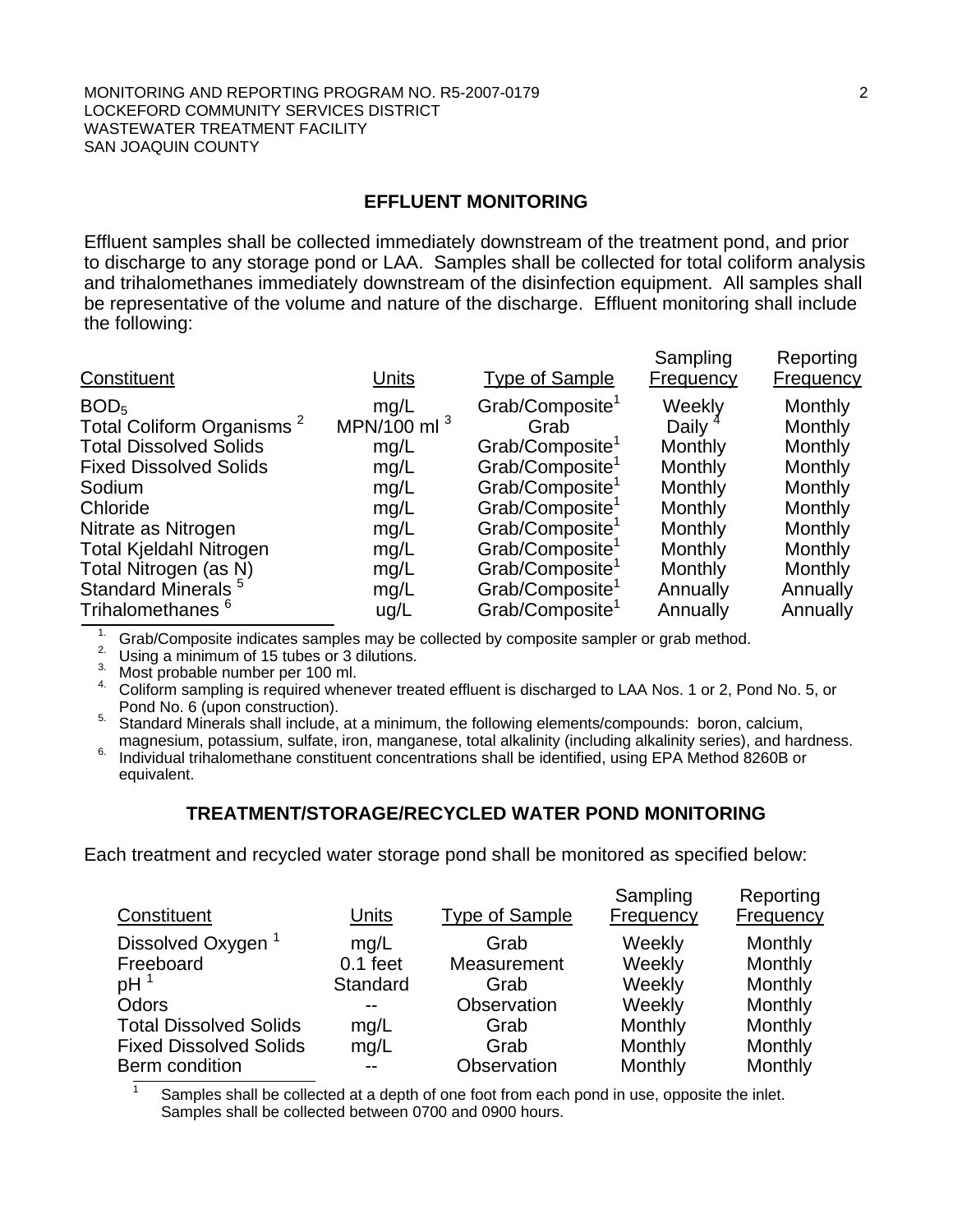## EFFLUENT MONITORING

Effluent samples shall be collected immediately downstream of the treatment pond, and prior to discharge to any storage pond or LAA. Samples shall be collected for total coliform analysis and trihalomethanes immediately downstream of the disinfection equipment. All samples shall be representative of the volume and nature of the discharge. Effluent monitoring shall include the following:

| Constituent | Units | Type of Sample | Sampling Frequency | Reporting Frequency |
|---|---|---|---|---|
| $BOD_5$ | mg/L | Grab/Composite[1] | Weekly | Monthly |
| Total Coliform Organisms [2] | MPN/100 ml [3] | Grab | Daily [4] | Monthly |
| Total Dissolved Solids | mg/L | Grab/Composite[1] | Monthly | Monthly |
| Fixed Dissolved Solids | mg/L | Grab/Composite[1] | Monthly | Monthly |
| Sodium | mg/L | Grab/Composite[1] | Monthly | Monthly |
| Chloride | mg/L | Grab/Composite[1] | Monthly | Monthly |
| Nitrate as Nitrogen | mg/L | Grab/Composite[1] | Monthly | Monthly |
| Total Kjeldahl Nitrogen | mg/L | Grab/Composite[1] | Monthly | Monthly |
| Total Nitrogen (as N) | mg/L | Grab/Composite[1] | Monthly | Monthly |
| Standard Minerals [5] | mg/L | Grab/Composite[1] | Annually | Annually |
| Trihalomethanes [6] | ug/L | Grab/Composite[1] | Annually | Annually |

1. Grab/Composite indicates samples may be collected by composite sampler or grab method.
2. Using a minimum of 15 tubes or 3 dilutions.
3. Most probable number per 100 ml.
4. Coliform sampling is required whenever treated effluent is discharged to LAA Nos. 1 or 2, Pond No. 5, or Pond No. 6 (upon construction).
5. Standard Minerals shall include, at a minimum, the following elements/compounds: boron, calcium, magnesium, potassium, sulfate, iron, manganese, total alkalinity (including alkalinity series), and hardness.
6. Individual trihalomethane constituent concentrations shall be identified, using EPA Method 8260B or equivalent.

## TREATMENT/STORAGE/RECYCLED WATER POND MONITORING

Each treatment and recycled water storage pond shall be monitored as specified below:

| Constituent | Units | Type of Sample | Sampling Frequency | Reporting Frequency |
|---|---|---|---|---|
| Dissolved Oxygen [1] | mg/L | Grab | Weekly | Monthly |
| Freeboard | 0.1 feet | Measurement | Weekly | Monthly |
| pH [1] | Standard | Grab | Weekly | Monthly |
| Odors | -- | Observation | Weekly | Monthly |
| Total Dissolved Solids | mg/L | Grab | Monthly | Monthly |
| Fixed Dissolved Solids | mg/L | Grab | Monthly | Monthly |
| Berm condition | -- | Observation | Monthly | Monthly |

1. Samples shall be collected at a depth of one foot from each pond in use, opposite the inlet. Samples shall be collected between 0700 and 0900 hours.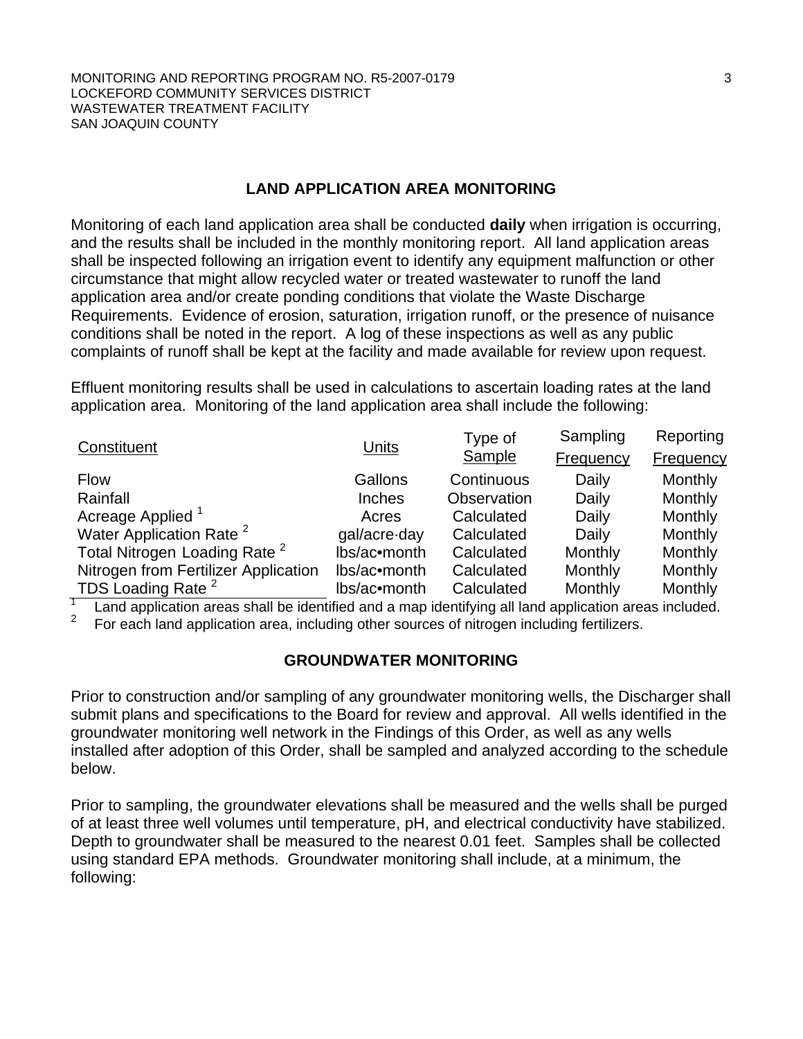## LAND APPLICATION AREA MONITORING

Monitoring of each land application area shall be conducted **daily** when irrigation is occurring, and the results shall be included in the monthly monitoring report. All land application areas shall be inspected following an irrigation event to identify any equipment malfunction or other circumstance that might allow recycled water or treated wastewater to runoff the land application area and/or create ponding conditions that violate the Waste Discharge Requirements. Evidence of erosion, saturation, irrigation runoff, or the presence of nuisance conditions shall be noted in the report. A log of these inspections as well as any public complaints of runoff shall be kept at the facility and made available for review upon request.

Effluent monitoring results shall be used in calculations to ascertain loading rates at the land application area. Monitoring of the land application area shall include the following:

| Constituent | Units | Type of Sample | Sampling Frequency | Reporting Frequency |
|---|---|---|---|---|
| Flow | Gallons | Continuous | Daily | Monthly |
| Rainfall | Inches | Observation | Daily | Monthly |
| Acreage Applied [1] | Acres | Calculated | Daily | Monthly |
| Water Application Rate [2] | gal/acre·day | Calculated | Daily | Monthly |
| Total Nitrogen Loading Rate [2] | lbs/ac•month | Calculated | Monthly | Monthly |
| Nitrogen from Fertilizer Application | lbs/ac•month | Calculated | Monthly | Monthly |
| TDS Loading Rate [2] | lbs/ac•month | Calculated | Monthly | Monthly |

[1] Land application areas shall be identified and a map identifying all land application areas included.

[2] For each land application area, including other sources of nitrogen including fertilizers.

## GROUNDWATER MONITORING

Prior to construction and/or sampling of any groundwater monitoring wells, the Discharger shall submit plans and specifications to the Board for review and approval. All wells identified in the groundwater monitoring well network in the Findings of this Order, as well as any wells installed after adoption of this Order, shall be sampled and analyzed according to the schedule below.

Prior to sampling, the groundwater elevations shall be measured and the wells shall be purged of at least three well volumes until temperature, pH, and electrical conductivity have stabilized. Depth to groundwater shall be measured to the nearest 0.01 feet. Samples shall be collected using standard EPA methods. Groundwater monitoring shall include, at a minimum, the following: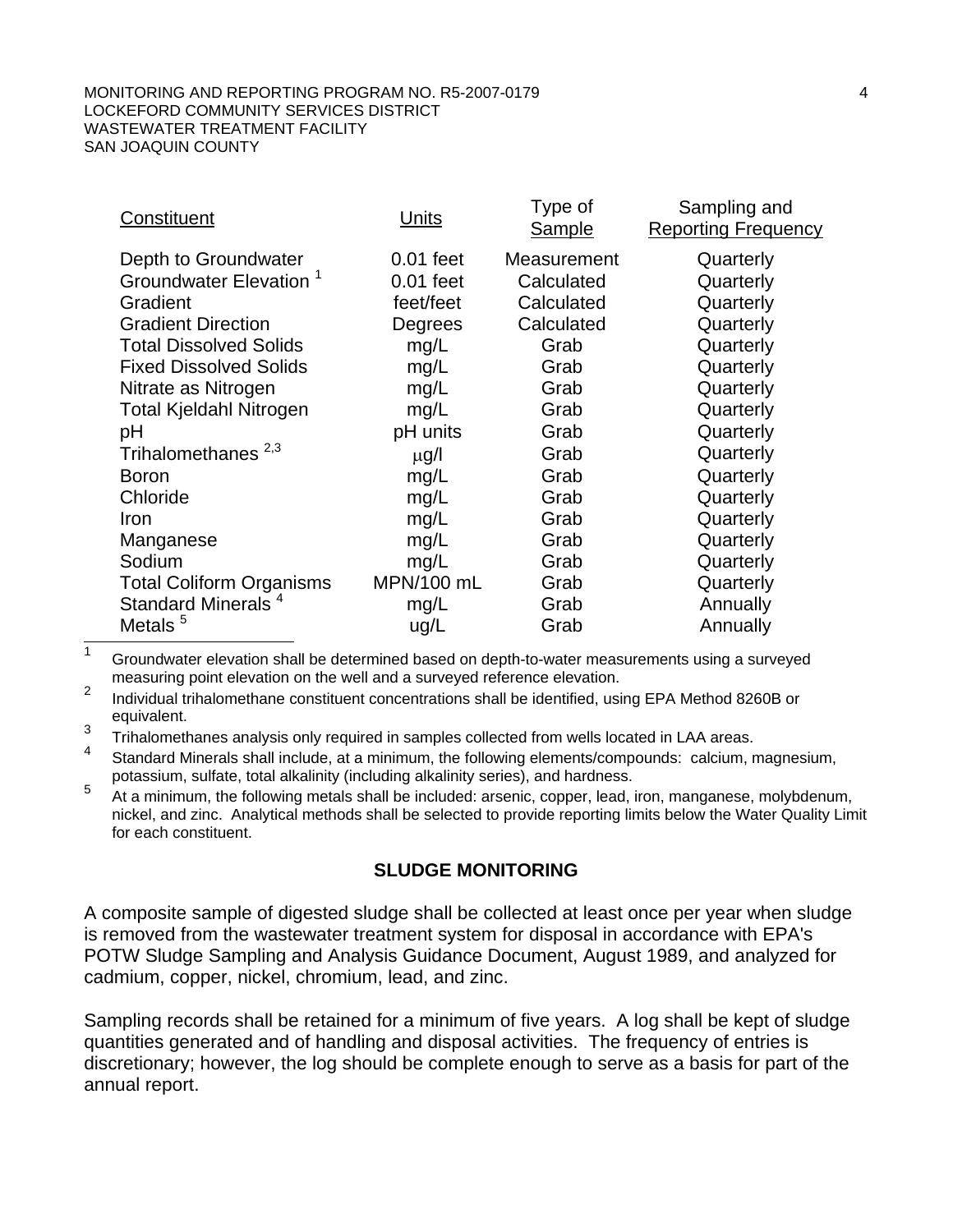| Constituent | Units | Type of Sample | Sampling and Reporting Frequency |
| --- | --- | --- | --- |
| Depth to Groundwater | 0.01 feet | Measurement | Quarterly |
| Groundwater Elevation [1] | 0.01 feet | Calculated | Quarterly |
| Gradient | feet/feet | Calculated | Quarterly |
| Gradient Direction | Degrees | Calculated | Quarterly |
| Total Dissolved Solids | mg/L | Grab | Quarterly |
| Fixed Dissolved Solids | mg/L | Grab | Quarterly |
| Nitrate as Nitrogen | mg/L | Grab | Quarterly |
| Total Kjeldahl Nitrogen | mg/L | Grab | Quarterly |
| pH | pH units | Grab | Quarterly |
| Trihalomethanes [2,3] | μg/l | Grab | Quarterly |
| Boron | mg/L | Grab | Quarterly |
| Chloride | mg/L | Grab | Quarterly |
| Iron | mg/L | Grab | Quarterly |
| Manganese | mg/L | Grab | Quarterly |
| Sodium | mg/L | Grab | Quarterly |
| Total Coliform Organisms | MPN/100 mL | Grab | Quarterly |
| Standard Minerals [4] | mg/L | Grab | Annually |
| Metals [5] | ug/L | Grab | Annually |

[1] Groundwater elevation shall be determined based on depth-to-water measurements using a surveyed measuring point elevation on the well and a surveyed reference elevation.

[2] Individual trihalomethane constituent concentrations shall be identified, using EPA Method 8260B or equivalent.

[3] Trihalomethanes analysis only required in samples collected from wells located in LAA areas.

[4] Standard Minerals shall include, at a minimum, the following elements/compounds: calcium, magnesium, potassium, sulfate, total alkalinity (including alkalinity series), and hardness.

[5] At a minimum, the following metals shall be included: arsenic, copper, lead, iron, manganese, molybdenum, nickel, and zinc. Analytical methods shall be selected to provide reporting limits below the Water Quality Limit for each constituent.

## SLUDGE MONITORING

A composite sample of digested sludge shall be collected at least once per year when sludge is removed from the wastewater treatment system for disposal in accordance with EPA's POTW Sludge Sampling and Analysis Guidance Document, August 1989, and analyzed for cadmium, copper, nickel, chromium, lead, and zinc.

Sampling records shall be retained for a minimum of five years. A log shall be kept of sludge quantities generated and of handling and disposal activities. The frequency of entries is discretionary; however, the log should be complete enough to serve as a basis for part of the annual report.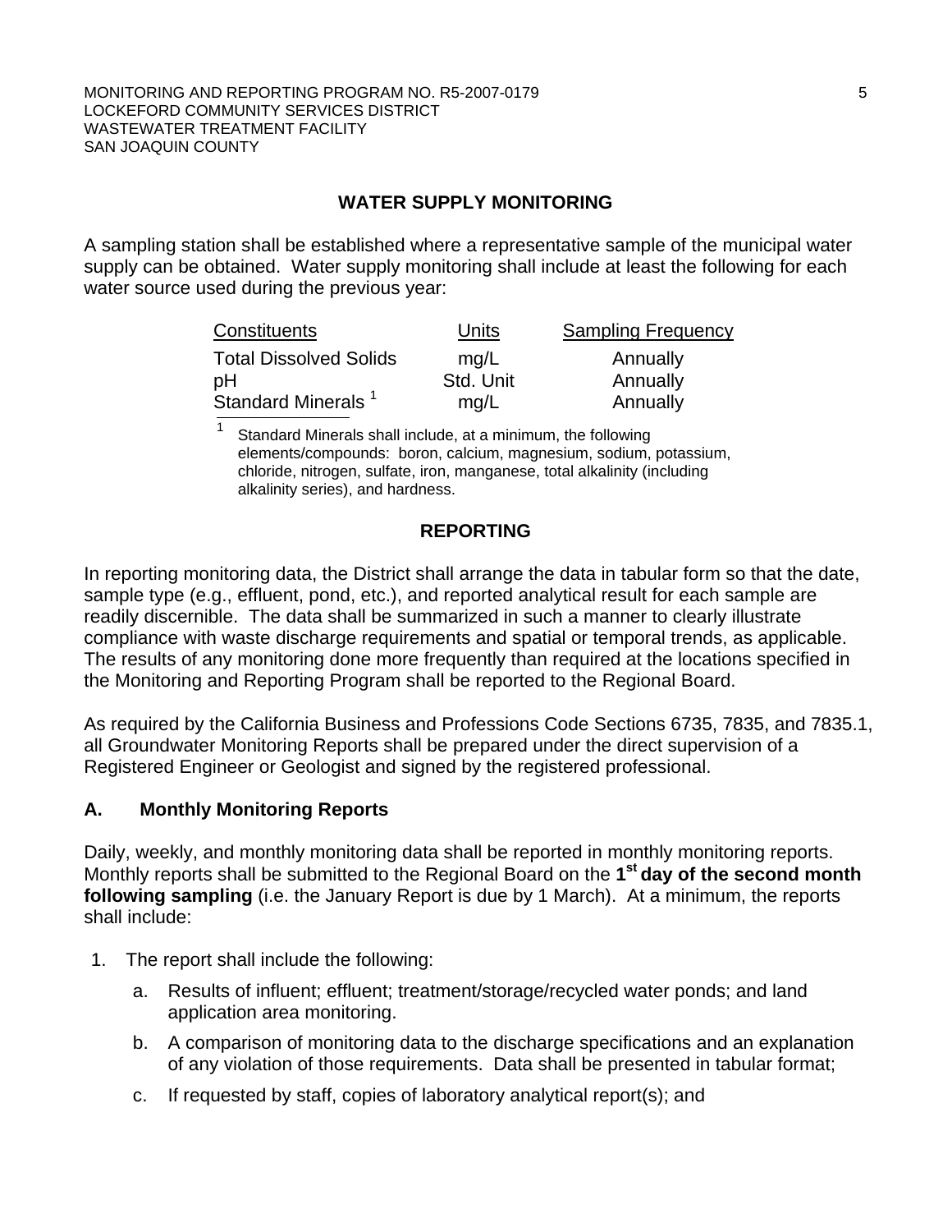## WATER SUPPLY MONITORING

A sampling station shall be established where a representative sample of the municipal water supply can be obtained. Water supply monitoring shall include at least the following for each water source used during the previous year:

| Constituents | Units | Sampling Frequency |
|---|---|---|
| Total Dissolved Solids | mg/L | Annually |
| pH | Std. Unit | Annually |
| Standard Minerals [1] | mg/L | Annually |

[1] Standard Minerals shall include, at a minimum, the following elements/compounds: boron, calcium, magnesium, sodium, potassium, chloride, nitrogen, sulfate, iron, manganese, total alkalinity (including alkalinity series), and hardness.

## REPORTING

In reporting monitoring data, the District shall arrange the data in tabular form so that the date, sample type (e.g., effluent, pond, etc.), and reported analytical result for each sample are readily discernible. The data shall be summarized in such a manner to clearly illustrate compliance with waste discharge requirements and spatial or temporal trends, as applicable. The results of any monitoring done more frequently than required at the locations specified in the Monitoring and Reporting Program shall be reported to the Regional Board.

As required by the California Business and Professions Code Sections 6735, 7835, and 7835.1, all Groundwater Monitoring Reports shall be prepared under the direct supervision of a Registered Engineer or Geologist and signed by the registered professional.

### A. Monthly Monitoring Reports

Daily, weekly, and monthly monitoring data shall be reported in monthly monitoring reports. Monthly reports shall be submitted to the Regional Board on the **1st day of the second month following sampling** (i.e. the January Report is due by 1 March). At a minimum, the reports shall include:

1. The report shall include the following:
   a. Results of influent; effluent; treatment/storage/recycled water ponds; and land application area monitoring.
   b. A comparison of monitoring data to the discharge specifications and an explanation of any violation of those requirements. Data shall be presented in tabular format;
   c. If requested by staff, copies of laboratory analytical report(s); and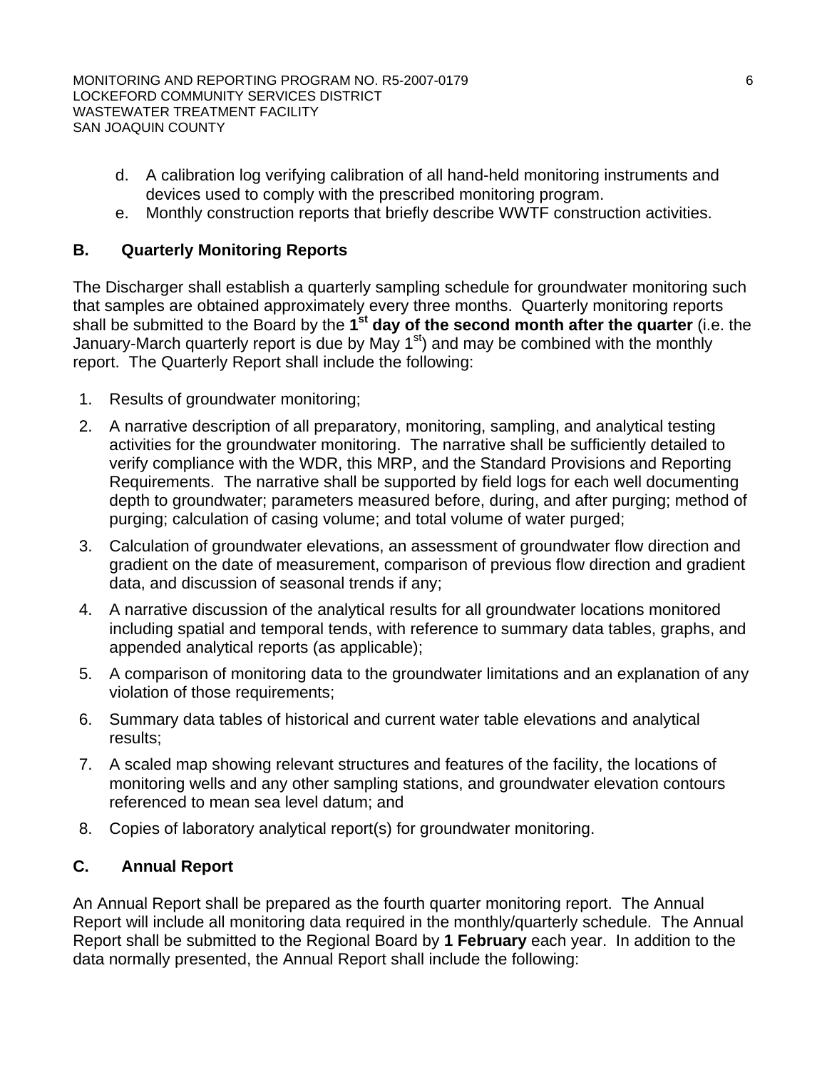d. A calibration log verifying calibration of all hand-held monitoring instruments and devices used to comply with the prescribed monitoring program.
e. Monthly construction reports that briefly describe WWTF construction activities.

## B. Quarterly Monitoring Reports

The Discharger shall establish a quarterly sampling schedule for groundwater monitoring such that samples are obtained approximately every three months. Quarterly monitoring reports shall be submitted to the Board by the **1st day of the second month after the quarter** (i.e. the January-March quarterly report is due by May 1st) and may be combined with the monthly report. The Quarterly Report shall include the following:

1. Results of groundwater monitoring;
2. A narrative description of all preparatory, monitoring, sampling, and analytical testing activities for the groundwater monitoring. The narrative shall be sufficiently detailed to verify compliance with the WDR, this MRP, and the Standard Provisions and Reporting Requirements. The narrative shall be supported by field logs for each well documenting depth to groundwater; parameters measured before, during, and after purging; method of purging; calculation of casing volume; and total volume of water purged;
3. Calculation of groundwater elevations, an assessment of groundwater flow direction and gradient on the date of measurement, comparison of previous flow direction and gradient data, and discussion of seasonal trends if any;
4. A narrative discussion of the analytical results for all groundwater locations monitored including spatial and temporal tends, with reference to summary data tables, graphs, and appended analytical reports (as applicable);
5. A comparison of monitoring data to the groundwater limitations and an explanation of any violation of those requirements;
6. Summary data tables of historical and current water table elevations and analytical results;
7. A scaled map showing relevant structures and features of the facility, the locations of monitoring wells and any other sampling stations, and groundwater elevation contours referenced to mean sea level datum; and
8. Copies of laboratory analytical report(s) for groundwater monitoring.

## C. Annual Report

An Annual Report shall be prepared as the fourth quarter monitoring report. The Annual Report will include all monitoring data required in the monthly/quarterly schedule. The Annual Report shall be submitted to the Regional Board by **1 February** each year. In addition to the data normally presented, the Annual Report shall include the following: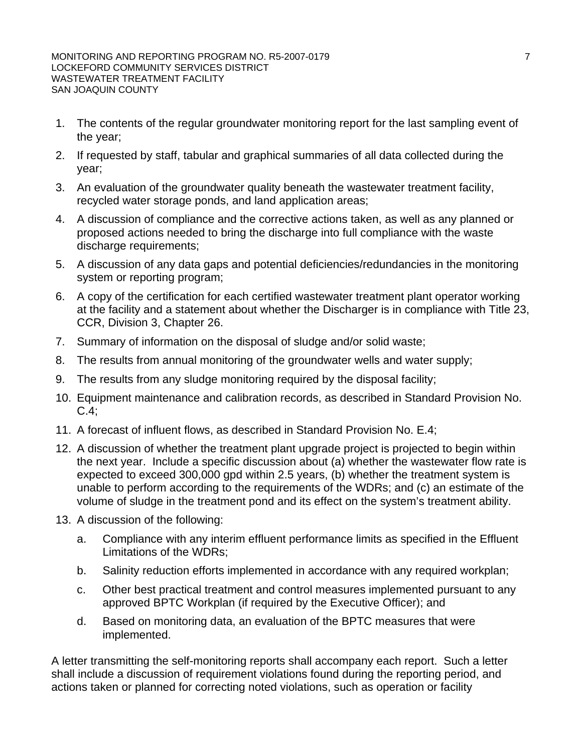1. The contents of the regular groundwater monitoring report for the last sampling event of the year;
2. If requested by staff, tabular and graphical summaries of all data collected during the year;
3. An evaluation of the groundwater quality beneath the wastewater treatment facility, recycled water storage ponds, and land application areas;
4. A discussion of compliance and the corrective actions taken, as well as any planned or proposed actions needed to bring the discharge into full compliance with the waste discharge requirements;
5. A discussion of any data gaps and potential deficiencies/redundancies in the monitoring system or reporting program;
6. A copy of the certification for each certified wastewater treatment plant operator working at the facility and a statement about whether the Discharger is in compliance with Title 23, CCR, Division 3, Chapter 26.
7. Summary of information on the disposal of sludge and/or solid waste;
8. The results from annual monitoring of the groundwater wells and water supply;
9. The results from any sludge monitoring required by the disposal facility;
10. Equipment maintenance and calibration records, as described in Standard Provision No. C.4;
11. A forecast of influent flows, as described in Standard Provision No. E.4;
12. A discussion of whether the treatment plant upgrade project is projected to begin within the next year. Include a specific discussion about (a) whether the wastewater flow rate is expected to exceed 300,000 gpd within 2.5 years, (b) whether the treatment system is unable to perform according to the requirements of the WDRs; and (c) an estimate of the volume of sludge in the treatment pond and its effect on the system's treatment ability.
13. A discussion of the following:
    a. Compliance with any interim effluent performance limits as specified in the Effluent Limitations of the WDRs;
    b. Salinity reduction efforts implemented in accordance with any required workplan;
    c. Other best practical treatment and control measures implemented pursuant to any approved BPTC Workplan (if required by the Executive Officer); and
    d. Based on monitoring data, an evaluation of the BPTC measures that were implemented.

A letter transmitting the self-monitoring reports shall accompany each report. Such a letter shall include a discussion of requirement violations found during the reporting period, and actions taken or planned for correcting noted violations, such as operation or facility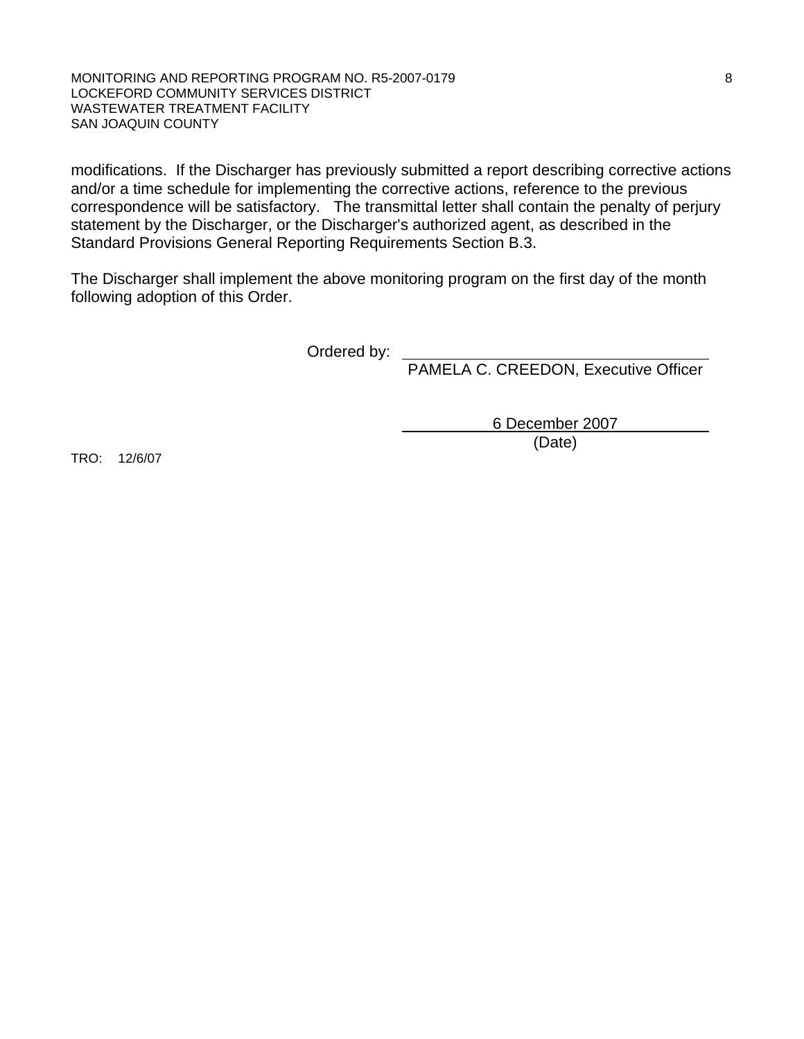modifications. If the Discharger has previously submitted a report describing corrective actions and/or a time schedule for implementing the corrective actions, reference to the previous correspondence will be satisfactory. The transmittal letter shall contain the penalty of perjury statement by the Discharger, or the Discharger's authorized agent, as described in the Standard Provisions General Reporting Requirements Section B.3.

The Discharger shall implement the above monitoring program on the first day of the month following adoption of this Order.

Ordered by: ______________________________
PAMELA C. CREEDON, Executive Officer

6 December 2007
(Date)

TRO: 12/6/07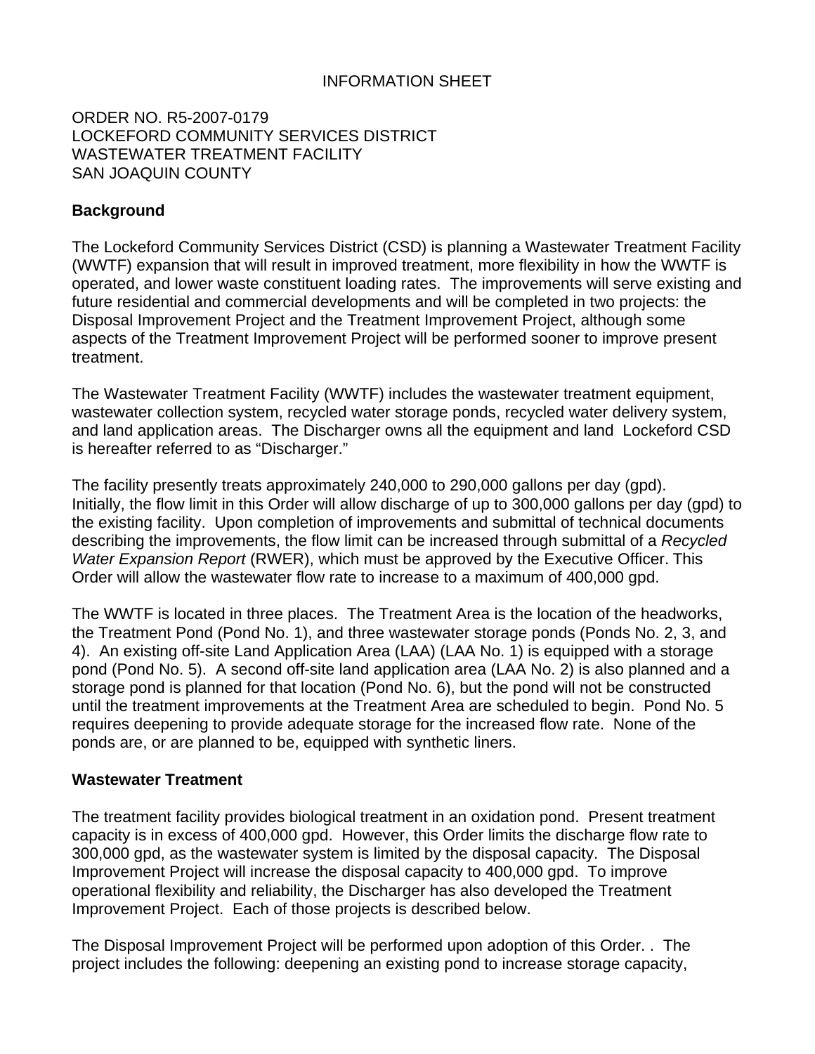INFORMATION SHEET

ORDER NO. R5-2007-0179
LOCKEFORD COMMUNITY SERVICES DISTRICT
WASTEWATER TREATMENT FACILITY
SAN JOAQUIN COUNTY

**Background**

The Lockeford Community Services District (CSD) is planning a Wastewater Treatment Facility (WWTF) expansion that will result in improved treatment, more flexibility in how the WWTF is operated, and lower waste constituent loading rates. The improvements will serve existing and future residential and commercial developments and will be completed in two projects: the Disposal Improvement Project and the Treatment Improvement Project, although some aspects of the Treatment Improvement Project will be performed sooner to improve present treatment.

The Wastewater Treatment Facility (WWTF) includes the wastewater treatment equipment, wastewater collection system, recycled water storage ponds, recycled water delivery system, and land application areas. The Discharger owns all the equipment and land Lockeford CSD is hereafter referred to as "Discharger."

The facility presently treats approximately 240,000 to 290,000 gallons per day (gpd). Initially, the flow limit in this Order will allow discharge of up to 300,000 gallons per day (gpd) to the existing facility. Upon completion of improvements and submittal of technical documents describing the improvements, the flow limit can be increased through submittal of a *Recycled Water Expansion Report* (RWER), which must be approved by the Executive Officer. This Order will allow the wastewater flow rate to increase to a maximum of 400,000 gpd.

The WWTF is located in three places. The Treatment Area is the location of the headworks, the Treatment Pond (Pond No. 1), and three wastewater storage ponds (Ponds No. 2, 3, and 4). An existing off-site Land Application Area (LAA) (LAA No. 1) is equipped with a storage pond (Pond No. 5). A second off-site land application area (LAA No. 2) is also planned and a storage pond is planned for that location (Pond No. 6), but the pond will not be constructed until the treatment improvements at the Treatment Area are scheduled to begin. Pond No. 5 requires deepening to provide adequate storage for the increased flow rate. None of the ponds are, or are planned to be, equipped with synthetic liners.

**Wastewater Treatment**

The treatment facility provides biological treatment in an oxidation pond. Present treatment capacity is in excess of 400,000 gpd. However, this Order limits the discharge flow rate to 300,000 gpd, as the wastewater system is limited by the disposal capacity. The Disposal Improvement Project will increase the disposal capacity to 400,000 gpd. To improve operational flexibility and reliability, the Discharger has also developed the Treatment Improvement Project. Each of those projects is described below.

The Disposal Improvement Project will be performed upon adoption of this Order. . The project includes the following: deepening an existing pond to increase storage capacity,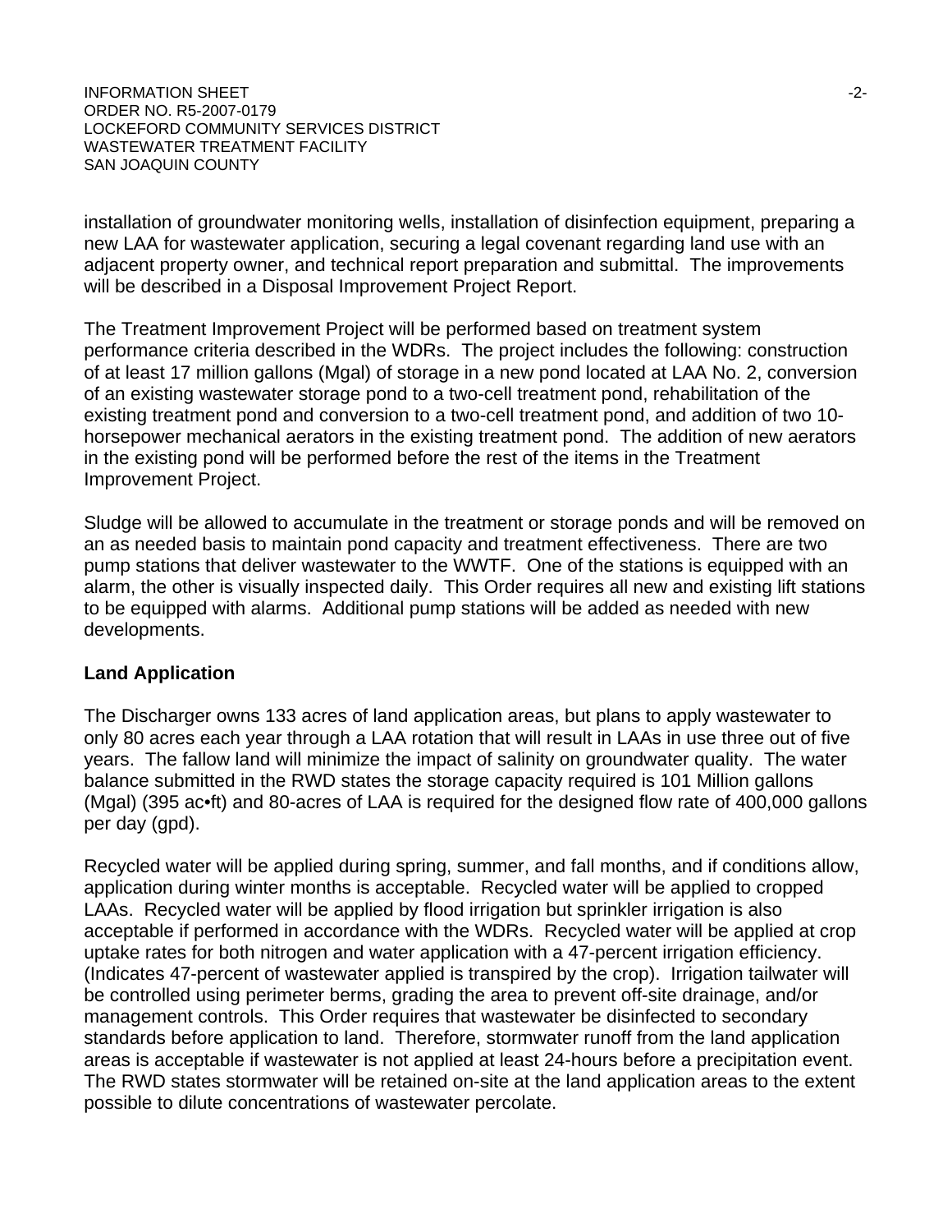installation of groundwater monitoring wells, installation of disinfection equipment, preparing a new LAA for wastewater application, securing a legal covenant regarding land use with an adjacent property owner, and technical report preparation and submittal. The improvements will be described in a Disposal Improvement Project Report.

The Treatment Improvement Project will be performed based on treatment system performance criteria described in the WDRs. The project includes the following: construction of at least 17 million gallons (Mgal) of storage in a new pond located at LAA No. 2, conversion of an existing wastewater storage pond to a two-cell treatment pond, rehabilitation of the existing treatment pond and conversion to a two-cell treatment pond, and addition of two 10-horsepower mechanical aerators in the existing treatment pond. The addition of new aerators in the existing pond will be performed before the rest of the items in the Treatment Improvement Project.

Sludge will be allowed to accumulate in the treatment or storage ponds and will be removed on an as needed basis to maintain pond capacity and treatment effectiveness. There are two pump stations that deliver wastewater to the WWTF. One of the stations is equipped with an alarm, the other is visually inspected daily. This Order requires all new and existing lift stations to be equipped with alarms. Additional pump stations will be added as needed with new developments.

## Land Application

The Discharger owns 133 acres of land application areas, but plans to apply wastewater to only 80 acres each year through a LAA rotation that will result in LAAs in use three out of five years. The fallow land will minimize the impact of salinity on groundwater quality. The water balance submitted in the RWD states the storage capacity required is 101 Million gallons (Mgal) (395 ac•ft) and 80-acres of LAA is required for the designed flow rate of 400,000 gallons per day (gpd).

Recycled water will be applied during spring, summer, and fall months, and if conditions allow, application during winter months is acceptable. Recycled water will be applied to cropped LAAs. Recycled water will be applied by flood irrigation but sprinkler irrigation is also acceptable if performed in accordance with the WDRs. Recycled water will be applied at crop uptake rates for both nitrogen and water application with a 47-percent irrigation efficiency. (Indicates 47-percent of wastewater applied is transpired by the crop). Irrigation tailwater will be controlled using perimeter berms, grading the area to prevent off-site drainage, and/or management controls. This Order requires that wastewater be disinfected to secondary standards before application to land. Therefore, stormwater runoff from the land application areas is acceptable if wastewater is not applied at least 24-hours before a precipitation event. The RWD states stormwater will be retained on-site at the land application areas to the extent possible to dilute concentrations of wastewater percolate.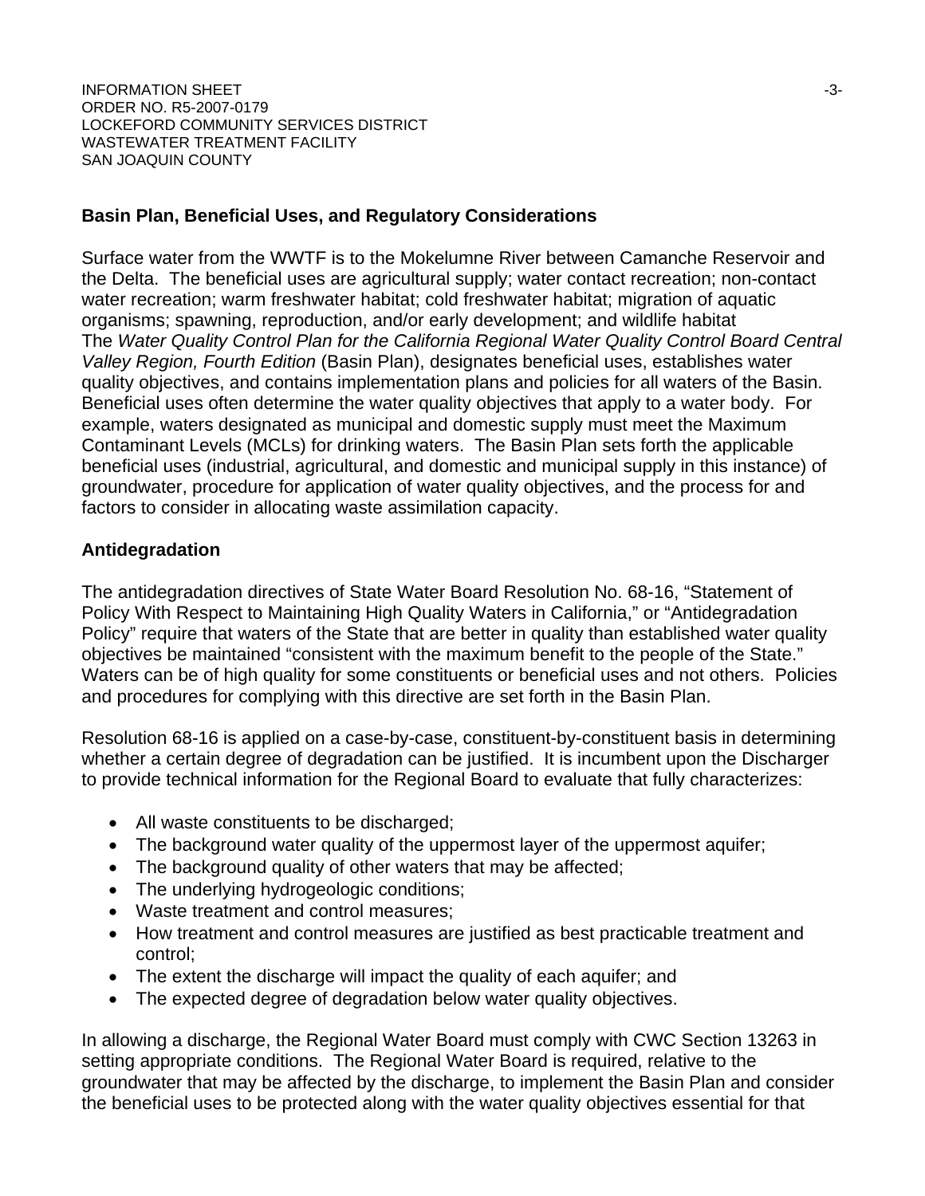## Basin Plan, Beneficial Uses, and Regulatory Considerations

Surface water from the WWTF is to the Mokelumne River between Camanche Reservoir and the Delta. The beneficial uses are agricultural supply; water contact recreation; non-contact water recreation; warm freshwater habitat; cold freshwater habitat; migration of aquatic organisms; spawning, reproduction, and/or early development; and wildlife habitat The *Water Quality Control Plan for the California Regional Water Quality Control Board Central Valley Region, Fourth Edition* (Basin Plan), designates beneficial uses, establishes water quality objectives, and contains implementation plans and policies for all waters of the Basin. Beneficial uses often determine the water quality objectives that apply to a water body. For example, waters designated as municipal and domestic supply must meet the Maximum Contaminant Levels (MCLs) for drinking waters. The Basin Plan sets forth the applicable beneficial uses (industrial, agricultural, and domestic and municipal supply in this instance) of groundwater, procedure for application of water quality objectives, and the process for and factors to consider in allocating waste assimilation capacity.

## Antidegradation

The antidegradation directives of State Water Board Resolution No. 68-16, "Statement of Policy With Respect to Maintaining High Quality Waters in California," or "Antidegradation Policy" require that waters of the State that are better in quality than established water quality objectives be maintained "consistent with the maximum benefit to the people of the State." Waters can be of high quality for some constituents or beneficial uses and not others. Policies and procedures for complying with this directive are set forth in the Basin Plan.

Resolution 68-16 is applied on a case-by-case, constituent-by-constituent basis in determining whether a certain degree of degradation can be justified. It is incumbent upon the Discharger to provide technical information for the Regional Board to evaluate that fully characterizes:

- All waste constituents to be discharged;
- The background water quality of the uppermost layer of the uppermost aquifer;
- The background quality of other waters that may be affected;
- The underlying hydrogeologic conditions;
- Waste treatment and control measures;
- How treatment and control measures are justified as best practicable treatment and control;
- The extent the discharge will impact the quality of each aquifer; and
- The expected degree of degradation below water quality objectives.

In allowing a discharge, the Regional Water Board must comply with CWC Section 13263 in setting appropriate conditions. The Regional Water Board is required, relative to the groundwater that may be affected by the discharge, to implement the Basin Plan and consider the beneficial uses to be protected along with the water quality objectives essential for that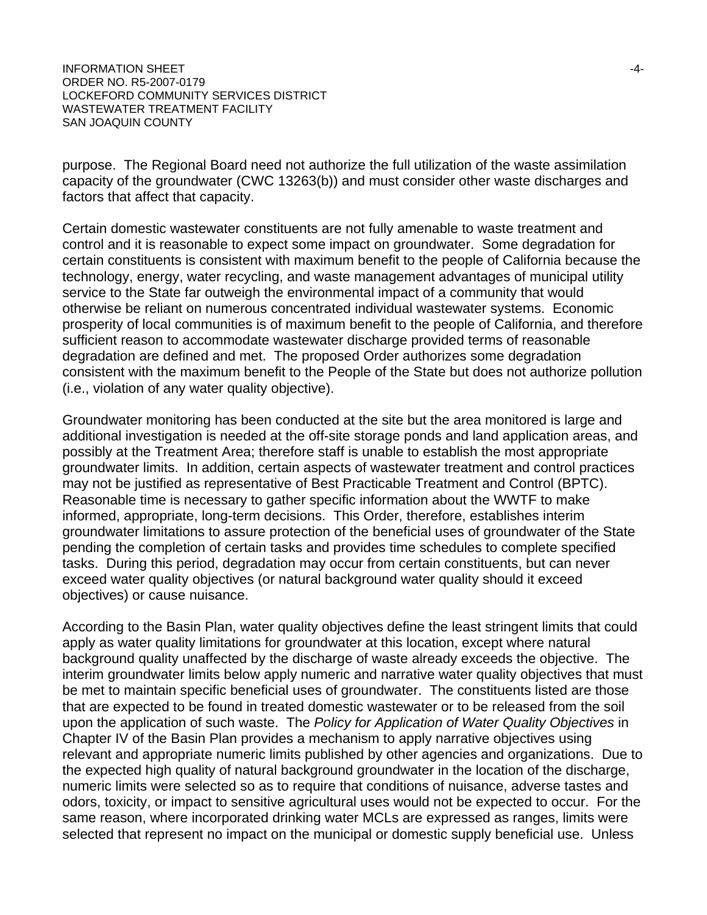purpose. The Regional Board need not authorize the full utilization of the waste assimilation capacity of the groundwater (CWC 13263(b)) and must consider other waste discharges and factors that affect that capacity.

Certain domestic wastewater constituents are not fully amenable to waste treatment and control and it is reasonable to expect some impact on groundwater. Some degradation for certain constituents is consistent with maximum benefit to the people of California because the technology, energy, water recycling, and waste management advantages of municipal utility service to the State far outweigh the environmental impact of a community that would otherwise be reliant on numerous concentrated individual wastewater systems. Economic prosperity of local communities is of maximum benefit to the people of California, and therefore sufficient reason to accommodate wastewater discharge provided terms of reasonable degradation are defined and met. The proposed Order authorizes some degradation consistent with the maximum benefit to the People of the State but does not authorize pollution (i.e., violation of any water quality objective).

Groundwater monitoring has been conducted at the site but the area monitored is large and additional investigation is needed at the off-site storage ponds and land application areas, and possibly at the Treatment Area; therefore staff is unable to establish the most appropriate groundwater limits. In addition, certain aspects of wastewater treatment and control practices may not be justified as representative of Best Practicable Treatment and Control (BPTC). Reasonable time is necessary to gather specific information about the WWTF to make informed, appropriate, long-term decisions. This Order, therefore, establishes interim groundwater limitations to assure protection of the beneficial uses of groundwater of the State pending the completion of certain tasks and provides time schedules to complete specified tasks. During this period, degradation may occur from certain constituents, but can never exceed water quality objectives (or natural background water quality should it exceed objectives) or cause nuisance.

According to the Basin Plan, water quality objectives define the least stringent limits that could apply as water quality limitations for groundwater at this location, except where natural background quality unaffected by the discharge of waste already exceeds the objective. The interim groundwater limits below apply numeric and narrative water quality objectives that must be met to maintain specific beneficial uses of groundwater. The constituents listed are those that are expected to be found in treated domestic wastewater or to be released from the soil upon the application of such waste. The *Policy for Application of Water Quality Objectives* in Chapter IV of the Basin Plan provides a mechanism to apply narrative objectives using relevant and appropriate numeric limits published by other agencies and organizations. Due to the expected high quality of natural background groundwater in the location of the discharge, numeric limits were selected so as to require that conditions of nuisance, adverse tastes and odors, toxicity, or impact to sensitive agricultural uses would not be expected to occur. For the same reason, where incorporated drinking water MCLs are expressed as ranges, limits were selected that represent no impact on the municipal or domestic supply beneficial use. Unless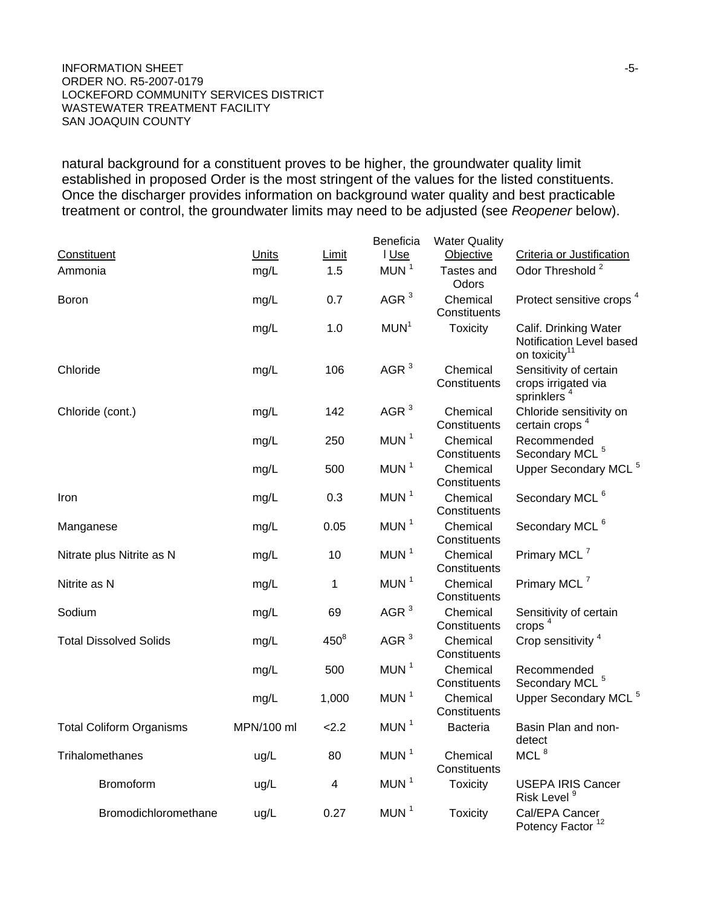natural background for a constituent proves to be higher, the groundwater quality limit established in proposed Order is the most stringent of the values for the listed constituents. Once the discharger provides information on background water quality and best practicable treatment or control, the groundwater limits may need to be adjusted (see *Reopener* below).

| Constituent | Units | Limit | Beneficial Use | Water Quality Objective | Criteria or Justification |
|---|---|---|---|---|---|
| Ammonia | mg/L | 1.5 | MUN [1] | Tastes and Odors | Odor Threshold [2] |
| Boron | mg/L | 0.7 | AGR [3] | Chemical Constituents | Protect sensitive crops [4] |
| | mg/L | 1.0 | MUN[1] | Toxicity | Calif. Drinking Water Notification Level based on toxicity[11] |
| Chloride | mg/L | 106 | AGR [3] | Chemical Constituents | Sensitivity of certain crops irrigated via sprinklers [4] |
| Chloride (cont.) | mg/L | 142 | AGR [3] | Chemical Constituents | Chloride sensitivity on certain crops [4] |
| | mg/L | 250 | MUN [1] | Chemical Constituents | Recommended Secondary MCL [5] |
| | mg/L | 500 | MUN [1] | Chemical Constituents | Upper Secondary MCL [5] |
| Iron | mg/L | 0.3 | MUN [1] | Chemical Constituents | Secondary MCL [6] |
| Manganese | mg/L | 0.05 | MUN [1] | Chemical Constituents | Secondary MCL [6] |
| Nitrate plus Nitrite as N | mg/L | 10 | MUN [1] | Chemical Constituents | Primary MCL [7] |
| Nitrite as N | mg/L | 1 | MUN [1] | Chemical Constituents | Primary MCL [7] |
| Sodium | mg/L | 69 | AGR [3] | Chemical Constituents | Sensitivity of certain crops [4] |
| Total Dissolved Solids | mg/L | 450[8] | AGR [3] | Chemical Constituents | Crop sensitivity [4] |
| | mg/L | 500 | MUN [1] | Chemical Constituents | Recommended Secondary MCL [5] |
| | mg/L | 1,000 | MUN [1] | Chemical Constituents | Upper Secondary MCL [5] |
| Total Coliform Organisms | MPN/100 ml | <2.2 | MUN [1] | Bacteria | Basin Plan and non-detect |
| Trihalomethanes | ug/L | 80 | MUN [1] | Chemical Constituents | MCL [8] |
| Bromoform | ug/L | 4 | MUN [1] | Toxicity | USEPA IRIS Cancer Risk Level [9] |
| Bromodichloromethane | ug/L | 0.27 | MUN [1] | Toxicity | Cal/EPA Cancer Potency Factor [12] |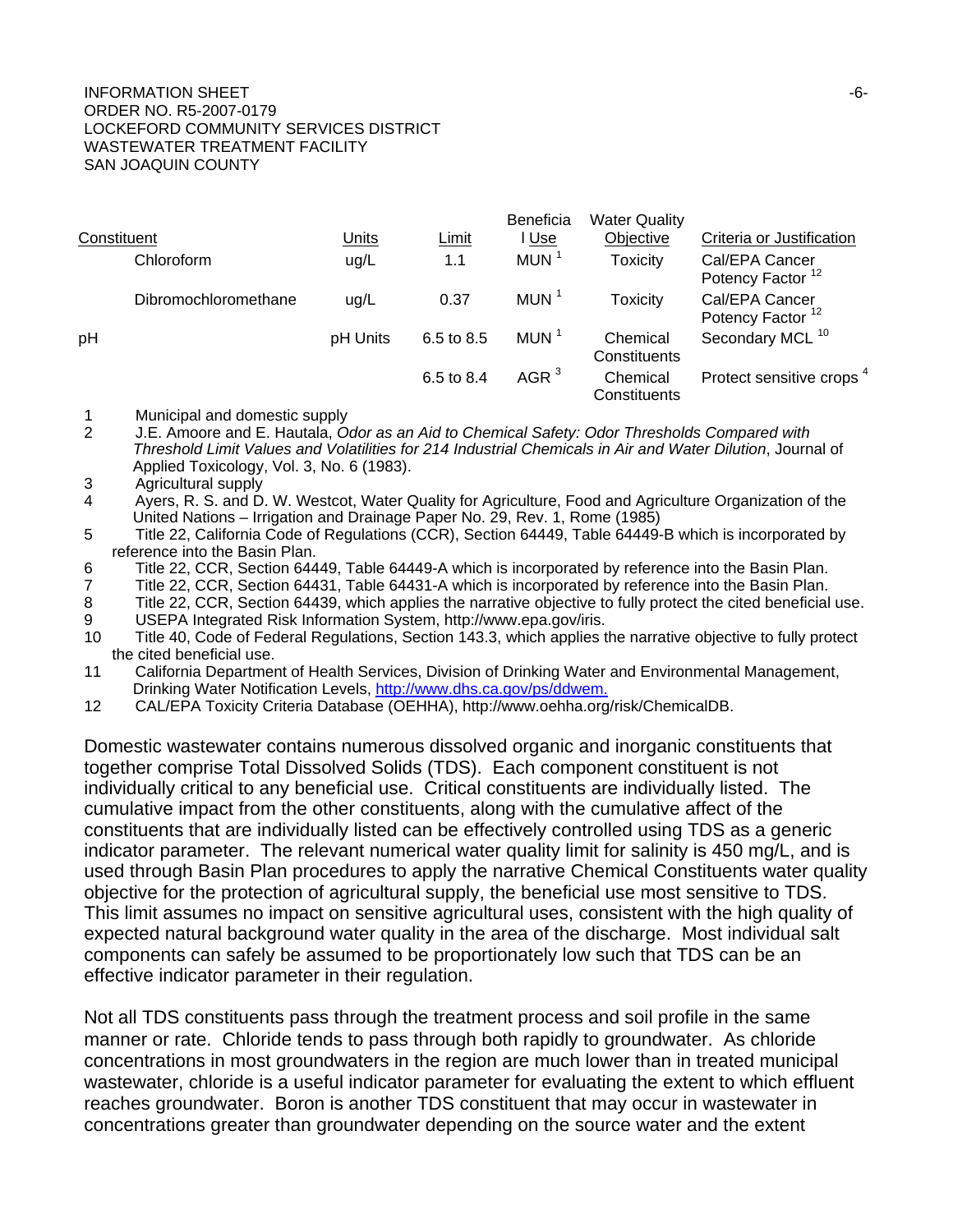| Constituent | Units | Limit | Beneficial Use | Water Quality Objective | Criteria or Justification |
|---|---|---|---|---|---|
| Chloroform | ug/L | 1.1 | MUN [1] | Toxicity | Cal/EPA Cancer Potency Factor [12] |
| Dibromochloromethane | ug/L | 0.37 | MUN [1] | Toxicity | Cal/EPA Cancer Potency Factor [12] |
| pH | pH Units | 6.5 to 8.5 | MUN [1] | Chemical Constituents | Secondary MCL [10] |
| | | 6.5 to 8.4 | AGR [3] | Chemical Constituents | Protect sensitive crops [4] |

1 Municipal and domestic supply
2 J.E. Amoore and E. Hautala, *Odor as an Aid to Chemical Safety: Odor Thresholds Compared with Threshold Limit Values and Volatilities for 214 Industrial Chemicals in Air and Water Dilution*, Journal of Applied Toxicology, Vol. 3, No. 6 (1983).
3 Agricultural supply
4 Ayers, R. S. and D. W. Westcot, Water Quality for Agriculture, Food and Agriculture Organization of the United Nations – Irrigation and Drainage Paper No. 29, Rev. 1, Rome (1985)
5 Title 22, California Code of Regulations (CCR), Section 64449, Table 64449-B which is incorporated by reference into the Basin Plan.
6 Title 22, CCR, Section 64449, Table 64449-A which is incorporated by reference into the Basin Plan.
7 Title 22, CCR, Section 64431, Table 64431-A which is incorporated by reference into the Basin Plan.
8 Title 22, CCR, Section 64439, which applies the narrative objective to fully protect the cited beneficial use.
9 USEPA Integrated Risk Information System, http://www.epa.gov/iris.
10 Title 40, Code of Federal Regulations, Section 143.3, which applies the narrative objective to fully protect the cited beneficial use.
11 California Department of Health Services, Division of Drinking Water and Environmental Management, Drinking Water Notification Levels, http://www.dhs.ca.gov/ps/ddwem.
12 CAL/EPA Toxicity Criteria Database (OEHHA), http://www.oehha.org/risk/ChemicalDB.

Domestic wastewater contains numerous dissolved organic and inorganic constituents that together comprise Total Dissolved Solids (TDS). Each component constituent is not individually critical to any beneficial use. Critical constituents are individually listed. The cumulative impact from the other constituents, along with the cumulative affect of the constituents that are individually listed can be effectively controlled using TDS as a generic indicator parameter. The relevant numerical water quality limit for salinity is 450 mg/L, and is used through Basin Plan procedures to apply the narrative Chemical Constituents water quality objective for the protection of agricultural supply, the beneficial use most sensitive to TDS. This limit assumes no impact on sensitive agricultural uses, consistent with the high quality of expected natural background water quality in the area of the discharge. Most individual salt components can safely be assumed to be proportionately low such that TDS can be an effective indicator parameter in their regulation.

Not all TDS constituents pass through the treatment process and soil profile in the same manner or rate. Chloride tends to pass through both rapidly to groundwater. As chloride concentrations in most groundwaters in the region are much lower than in treated municipal wastewater, chloride is a useful indicator parameter for evaluating the extent to which effluent reaches groundwater. Boron is another TDS constituent that may occur in wastewater in concentrations greater than groundwater depending on the source water and the extent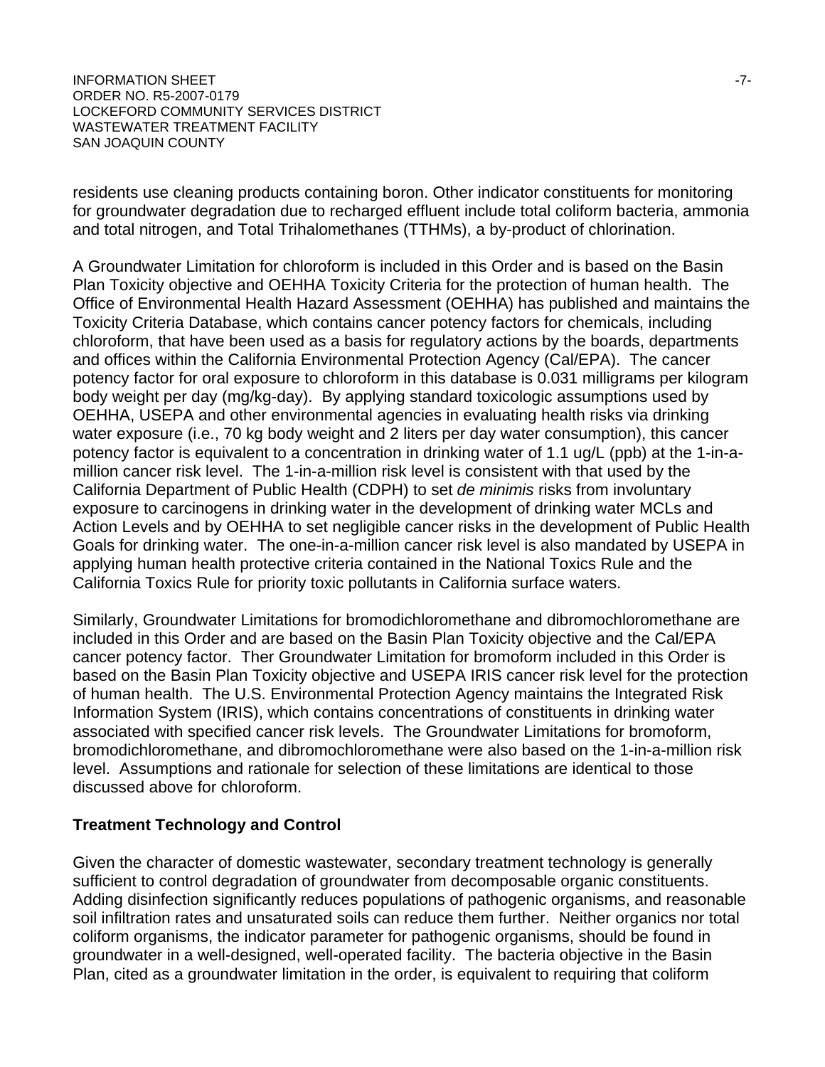residents use cleaning products containing boron. Other indicator constituents for monitoring for groundwater degradation due to recharged effluent include total coliform bacteria, ammonia and total nitrogen, and Total Trihalomethanes (TTHMs), a by-product of chlorination.

A Groundwater Limitation for chloroform is included in this Order and is based on the Basin Plan Toxicity objective and OEHHA Toxicity Criteria for the protection of human health. The Office of Environmental Health Hazard Assessment (OEHHA) has published and maintains the Toxicity Criteria Database, which contains cancer potency factors for chemicals, including chloroform, that have been used as a basis for regulatory actions by the boards, departments and offices within the California Environmental Protection Agency (Cal/EPA). The cancer potency factor for oral exposure to chloroform in this database is 0.031 milligrams per kilogram body weight per day (mg/kg-day). By applying standard toxicologic assumptions used by OEHHA, USEPA and other environmental agencies in evaluating health risks via drinking water exposure (i.e., 70 kg body weight and 2 liters per day water consumption), this cancer potency factor is equivalent to a concentration in drinking water of 1.1 ug/L (ppb) at the 1-in-a-million cancer risk level. The 1-in-a-million risk level is consistent with that used by the California Department of Public Health (CDPH) to set *de minimis* risks from involuntary exposure to carcinogens in drinking water in the development of drinking water MCLs and Action Levels and by OEHHA to set negligible cancer risks in the development of Public Health Goals for drinking water. The one-in-a-million cancer risk level is also mandated by USEPA in applying human health protective criteria contained in the National Toxics Rule and the California Toxics Rule for priority toxic pollutants in California surface waters.

Similarly, Groundwater Limitations for bromodichloromethane and dibromochloromethane are included in this Order and are based on the Basin Plan Toxicity objective and the Cal/EPA cancer potency factor. Ther Groundwater Limitation for bromoform included in this Order is based on the Basin Plan Toxicity objective and USEPA IRIS cancer risk level for the protection of human health. The U.S. Environmental Protection Agency maintains the Integrated Risk Information System (IRIS), which contains concentrations of constituents in drinking water associated with specified cancer risk levels. The Groundwater Limitations for bromoform, bromodichloromethane, and dibromochloromethane were also based on the 1-in-a-million risk level. Assumptions and rationale for selection of these limitations are identical to those discussed above for chloroform.

**Treatment Technology and Control**

Given the character of domestic wastewater, secondary treatment technology is generally sufficient to control degradation of groundwater from decomposable organic constituents. Adding disinfection significantly reduces populations of pathogenic organisms, and reasonable soil infiltration rates and unsaturated soils can reduce them further. Neither organics nor total coliform organisms, the indicator parameter for pathogenic organisms, should be found in groundwater in a well-designed, well-operated facility. The bacteria objective in the Basin Plan, cited as a groundwater limitation in the order, is equivalent to requiring that coliform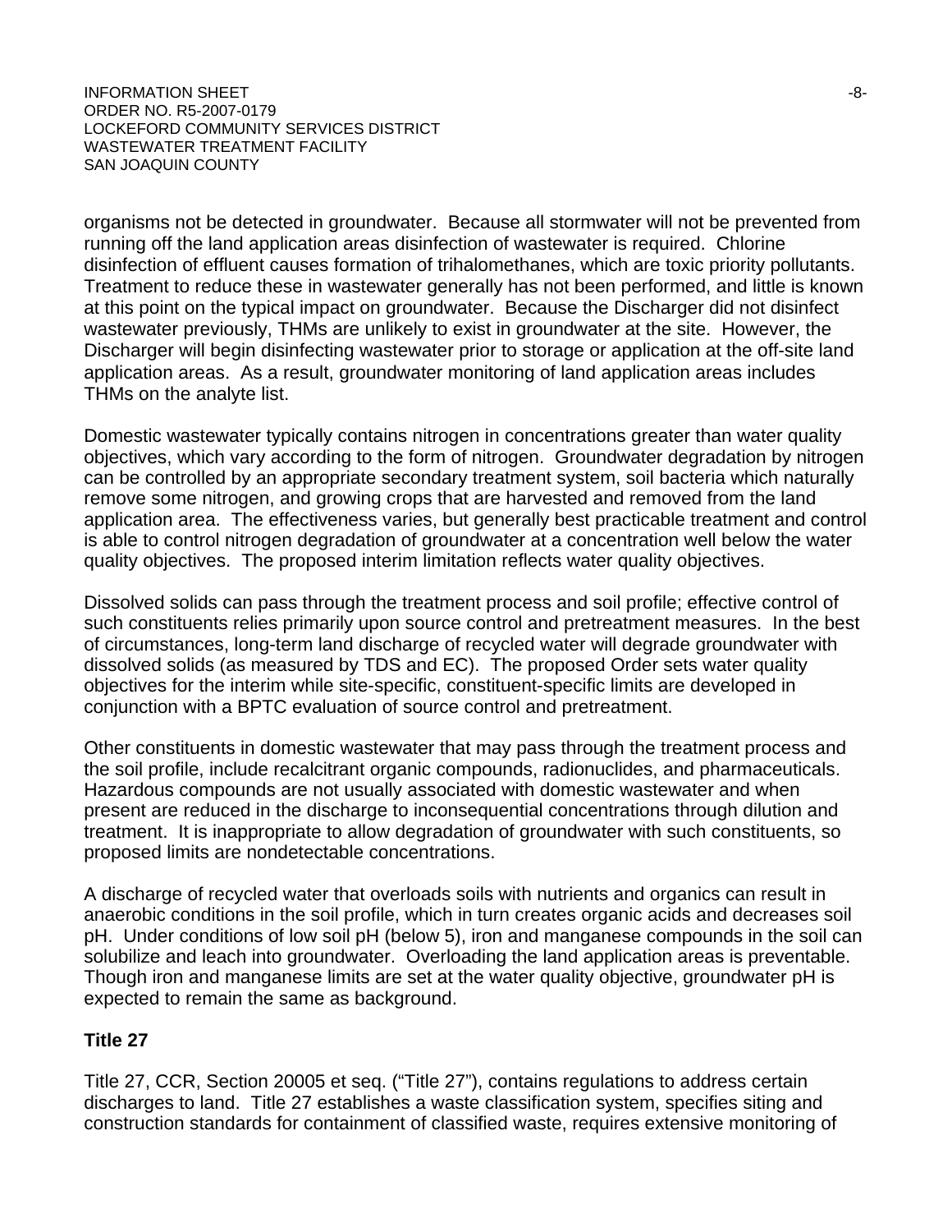organisms not be detected in groundwater. Because all stormwater will not be prevented from running off the land application areas disinfection of wastewater is required. Chlorine disinfection of effluent causes formation of trihalomethanes, which are toxic priority pollutants. Treatment to reduce these in wastewater generally has not been performed, and little is known at this point on the typical impact on groundwater. Because the Discharger did not disinfect wastewater previously, THMs are unlikely to exist in groundwater at the site. However, the Discharger will begin disinfecting wastewater prior to storage or application at the off-site land application areas. As a result, groundwater monitoring of land application areas includes THMs on the analyte list.

Domestic wastewater typically contains nitrogen in concentrations greater than water quality objectives, which vary according to the form of nitrogen. Groundwater degradation by nitrogen can be controlled by an appropriate secondary treatment system, soil bacteria which naturally remove some nitrogen, and growing crops that are harvested and removed from the land application area. The effectiveness varies, but generally best practicable treatment and control is able to control nitrogen degradation of groundwater at a concentration well below the water quality objectives. The proposed interim limitation reflects water quality objectives.

Dissolved solids can pass through the treatment process and soil profile; effective control of such constituents relies primarily upon source control and pretreatment measures. In the best of circumstances, long-term land discharge of recycled water will degrade groundwater with dissolved solids (as measured by TDS and EC). The proposed Order sets water quality objectives for the interim while site-specific, constituent-specific limits are developed in conjunction with a BPTC evaluation of source control and pretreatment.

Other constituents in domestic wastewater that may pass through the treatment process and the soil profile, include recalcitrant organic compounds, radionuclides, and pharmaceuticals. Hazardous compounds are not usually associated with domestic wastewater and when present are reduced in the discharge to inconsequential concentrations through dilution and treatment. It is inappropriate to allow degradation of groundwater with such constituents, so proposed limits are nondetectable concentrations.

A discharge of recycled water that overloads soils with nutrients and organics can result in anaerobic conditions in the soil profile, which in turn creates organic acids and decreases soil pH. Under conditions of low soil pH (below 5), iron and manganese compounds in the soil can solubilize and leach into groundwater. Overloading the land application areas is preventable. Though iron and manganese limits are set at the water quality objective, groundwater pH is expected to remain the same as background.

**Title 27**

Title 27, CCR, Section 20005 et seq. ("Title 27"), contains regulations to address certain discharges to land. Title 27 establishes a waste classification system, specifies siting and construction standards for containment of classified waste, requires extensive monitoring of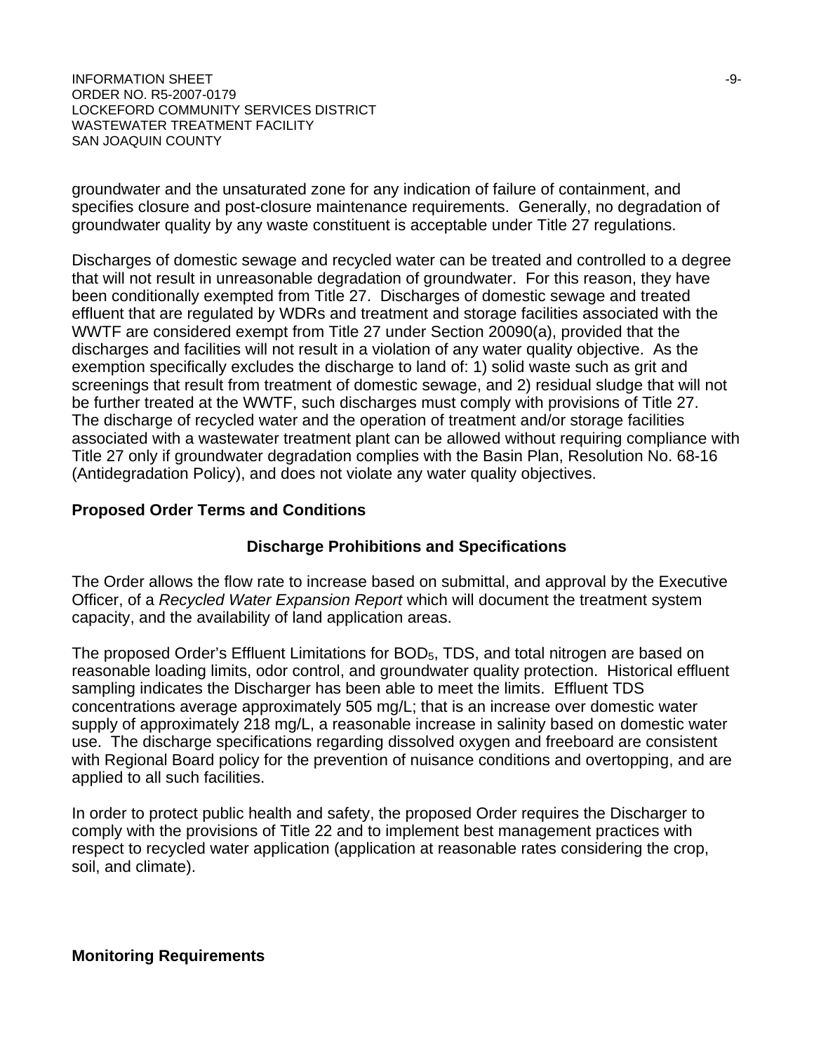groundwater and the unsaturated zone for any indication of failure of containment, and specifies closure and post-closure maintenance requirements. Generally, no degradation of groundwater quality by any waste constituent is acceptable under Title 27 regulations.

Discharges of domestic sewage and recycled water can be treated and controlled to a degree that will not result in unreasonable degradation of groundwater. For this reason, they have been conditionally exempted from Title 27. Discharges of domestic sewage and treated effluent that are regulated by WDRs and treatment and storage facilities associated with the WWTF are considered exempt from Title 27 under Section 20090(a), provided that the discharges and facilities will not result in a violation of any water quality objective. As the exemption specifically excludes the discharge to land of: 1) solid waste such as grit and screenings that result from treatment of domestic sewage, and 2) residual sludge that will not be further treated at the WWTF, such discharges must comply with provisions of Title 27. The discharge of recycled water and the operation of treatment and/or storage facilities associated with a wastewater treatment plant can be allowed without requiring compliance with Title 27 only if groundwater degradation complies with the Basin Plan, Resolution No. 68-16 (Antidegradation Policy), and does not violate any water quality objectives.

**Proposed Order Terms and Conditions**

**Discharge Prohibitions and Specifications**

The Order allows the flow rate to increase based on submittal, and approval by the Executive Officer, of a *Recycled Water Expansion Report* which will document the treatment system capacity, and the availability of land application areas.

The proposed Order's Effluent Limitations for $BOD_5$, TDS, and total nitrogen are based on reasonable loading limits, odor control, and groundwater quality protection. Historical effluent sampling indicates the Discharger has been able to meet the limits. Effluent TDS concentrations average approximately 505 mg/L; that is an increase over domestic water supply of approximately 218 mg/L, a reasonable increase in salinity based on domestic water use. The discharge specifications regarding dissolved oxygen and freeboard are consistent with Regional Board policy for the prevention of nuisance conditions and overtopping, and are applied to all such facilities.

In order to protect public health and safety, the proposed Order requires the Discharger to comply with the provisions of Title 22 and to implement best management practices with respect to recycled water application (application at reasonable rates considering the crop, soil, and climate).

**Monitoring Requirements**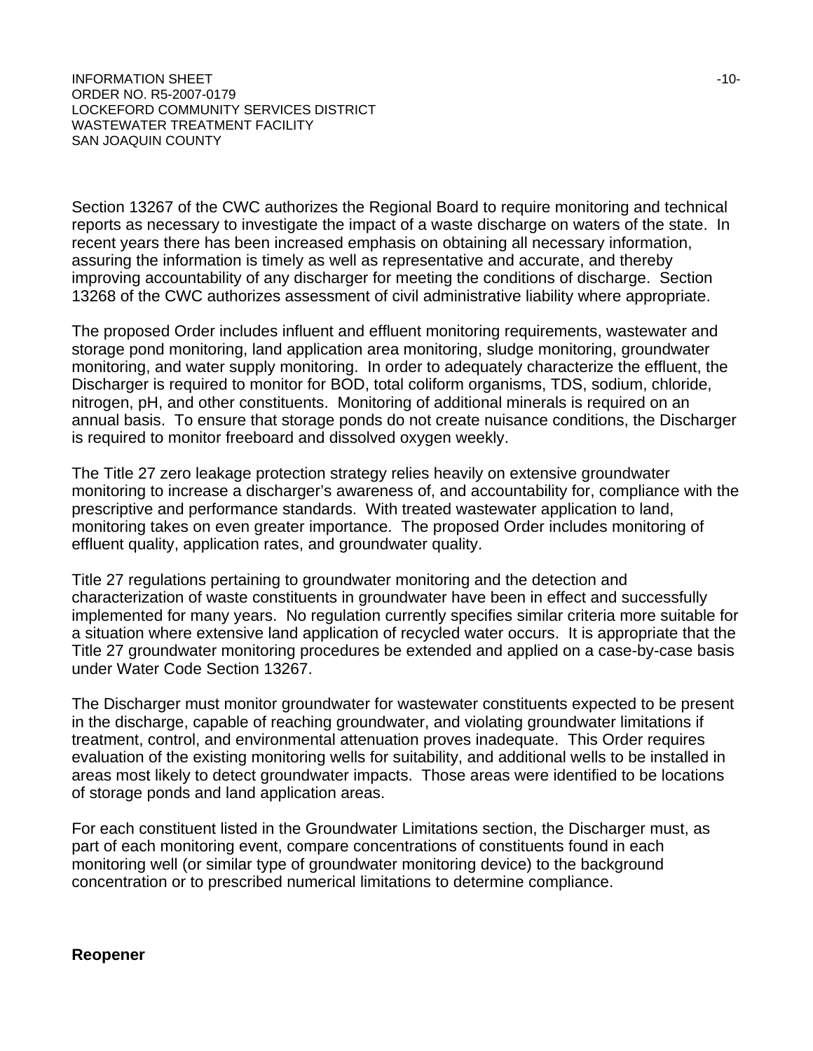Section 13267 of the CWC authorizes the Regional Board to require monitoring and technical reports as necessary to investigate the impact of a waste discharge on waters of the state. In recent years there has been increased emphasis on obtaining all necessary information, assuring the information is timely as well as representative and accurate, and thereby improving accountability of any discharger for meeting the conditions of discharge. Section 13268 of the CWC authorizes assessment of civil administrative liability where appropriate.

The proposed Order includes influent and effluent monitoring requirements, wastewater and storage pond monitoring, land application area monitoring, sludge monitoring, groundwater monitoring, and water supply monitoring. In order to adequately characterize the effluent, the Discharger is required to monitor for BOD, total coliform organisms, TDS, sodium, chloride, nitrogen, pH, and other constituents. Monitoring of additional minerals is required on an annual basis. To ensure that storage ponds do not create nuisance conditions, the Discharger is required to monitor freeboard and dissolved oxygen weekly.

The Title 27 zero leakage protection strategy relies heavily on extensive groundwater monitoring to increase a discharger's awareness of, and accountability for, compliance with the prescriptive and performance standards. With treated wastewater application to land, monitoring takes on even greater importance. The proposed Order includes monitoring of effluent quality, application rates, and groundwater quality.

Title 27 regulations pertaining to groundwater monitoring and the detection and characterization of waste constituents in groundwater have been in effect and successfully implemented for many years. No regulation currently specifies similar criteria more suitable for a situation where extensive land application of recycled water occurs. It is appropriate that the Title 27 groundwater monitoring procedures be extended and applied on a case-by-case basis under Water Code Section 13267.

The Discharger must monitor groundwater for wastewater constituents expected to be present in the discharge, capable of reaching groundwater, and violating groundwater limitations if treatment, control, and environmental attenuation proves inadequate. This Order requires evaluation of the existing monitoring wells for suitability, and additional wells to be installed in areas most likely to detect groundwater impacts. Those areas were identified to be locations of storage ponds and land application areas.

For each constituent listed in the Groundwater Limitations section, the Discharger must, as part of each monitoring event, compare concentrations of constituents found in each monitoring well (or similar type of groundwater monitoring device) to the background concentration or to prescribed numerical limitations to determine compliance.

**Reopener**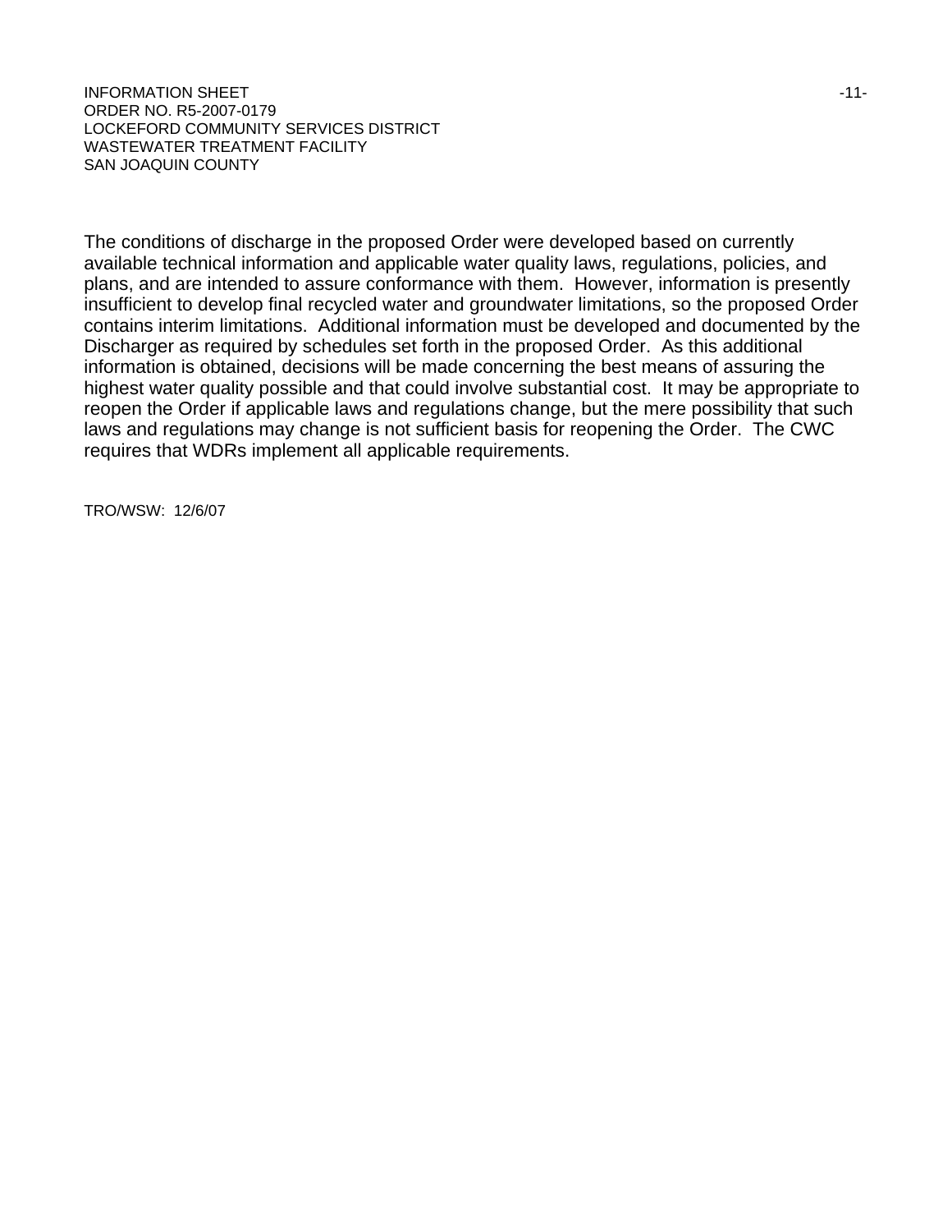The conditions of discharge in the proposed Order were developed based on currently available technical information and applicable water quality laws, regulations, policies, and plans, and are intended to assure conformance with them. However, information is presently insufficient to develop final recycled water and groundwater limitations, so the proposed Order contains interim limitations. Additional information must be developed and documented by the Discharger as required by schedules set forth in the proposed Order. As this additional information is obtained, decisions will be made concerning the best means of assuring the highest water quality possible and that could involve substantial cost. It may be appropriate to reopen the Order if applicable laws and regulations change, but the mere possibility that such laws and regulations may change is not sufficient basis for reopening the Order. The CWC requires that WDRs implement all applicable requirements.

TRO/WSW: 12/6/07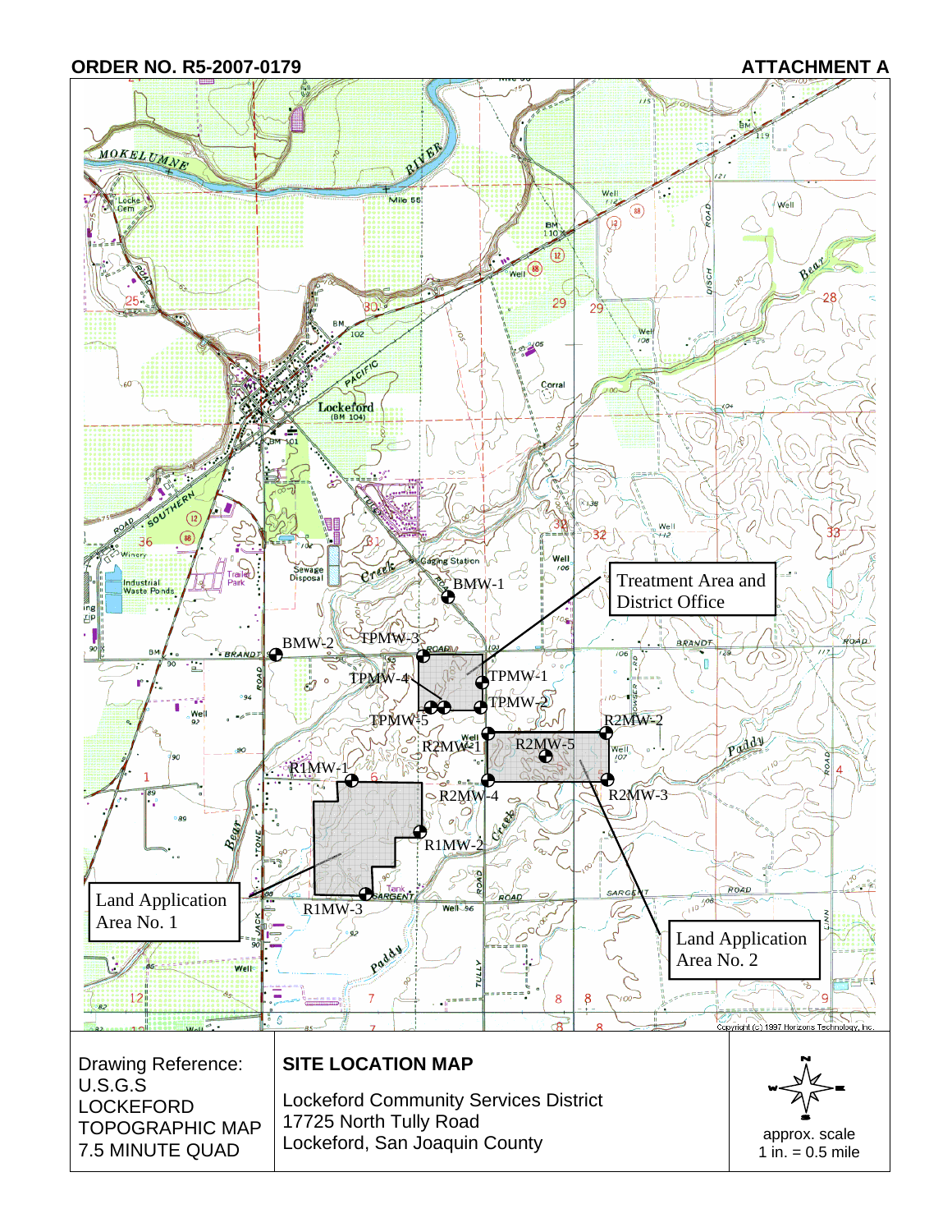**ORDER NO. R5-2007-0179** **ATTACHMENT A**

Treatment Area and District Office

Land Application Area No. 1

Land Application Area No. 2

BMW-1, BMW-2, TPMW-1, TPMW-2, TPMW-3, TPMW-4, TPMW-5, R2MW-1, R2MW-2, R2MW-3, R2MW-4, R2MW-5, R1MW-1, R1MW-2, R1MW-3

Copyright (c) 1997 Horizons Technology, Inc.

| Drawing Reference: U.S.G.S LOCKEFORD TOPOGRAPHIC MAP 7.5 MINUTE QUAD | **SITE LOCATION MAP**<br>Lockeford Community Services District<br>17725 North Tully Road<br>Lockeford, San Joaquin County | approx. scale 1 in. = 0.5 mile |
|---|---|---|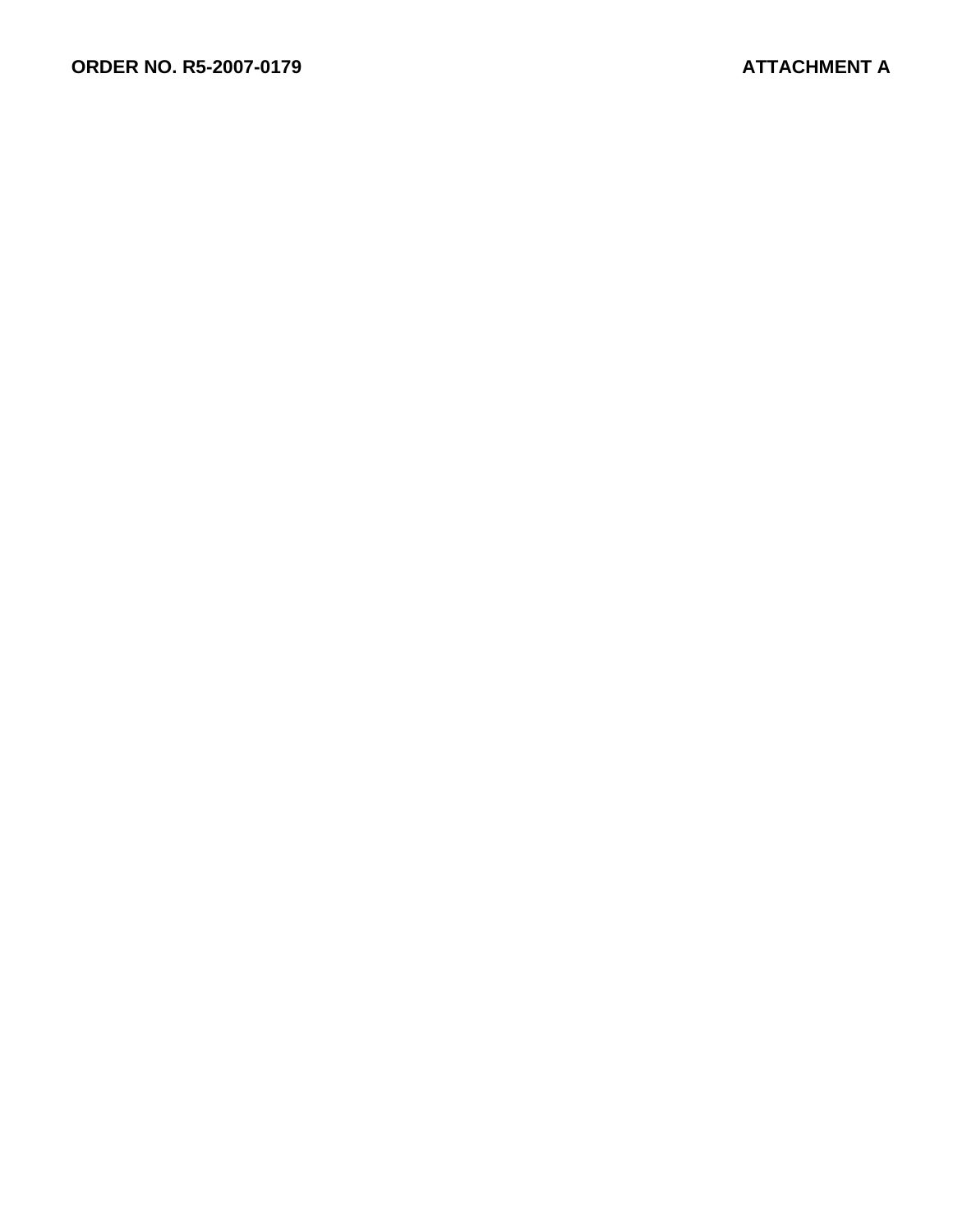ATTACHMENT A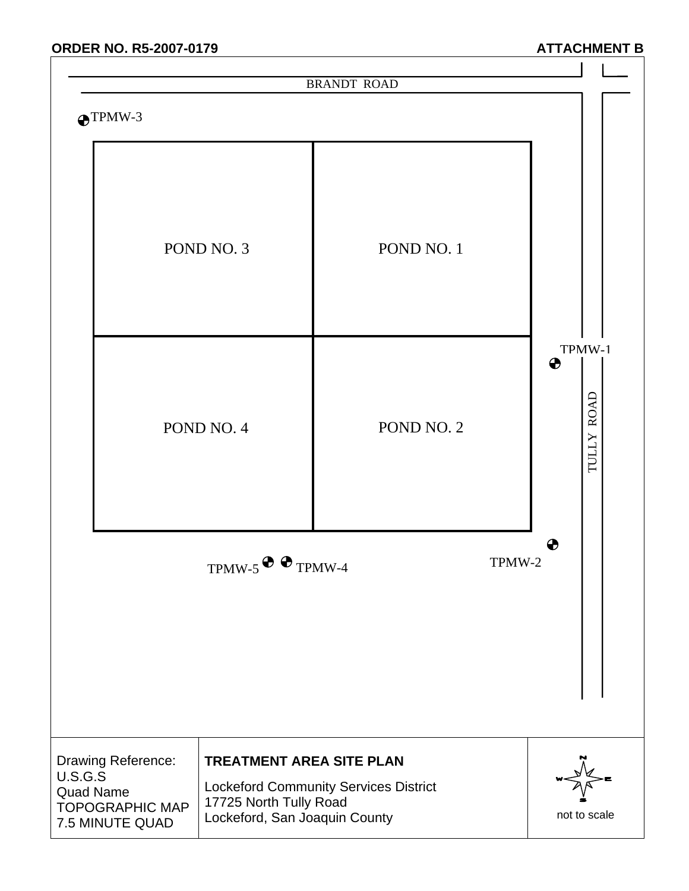**ORDER NO. R5-2007-0179** **ATTACHMENT B**

BRANDT ROAD

TPMW-3

POND NO. 3

POND NO. 1

TPMW-1

POND NO. 4

POND NO. 2

TULLY ROAD

TPMW-5 TPMW-4

TPMW-2

| Drawing Reference: U.S.G.S Quad Name TOPOGRAPHIC MAP 7.5 MINUTE QUAD | **TREATMENT AREA SITE PLAN** Lockeford Community Services District 17725 North Tully Road Lockeford, San Joaquin County | N W E S not to scale |
|---|---|---|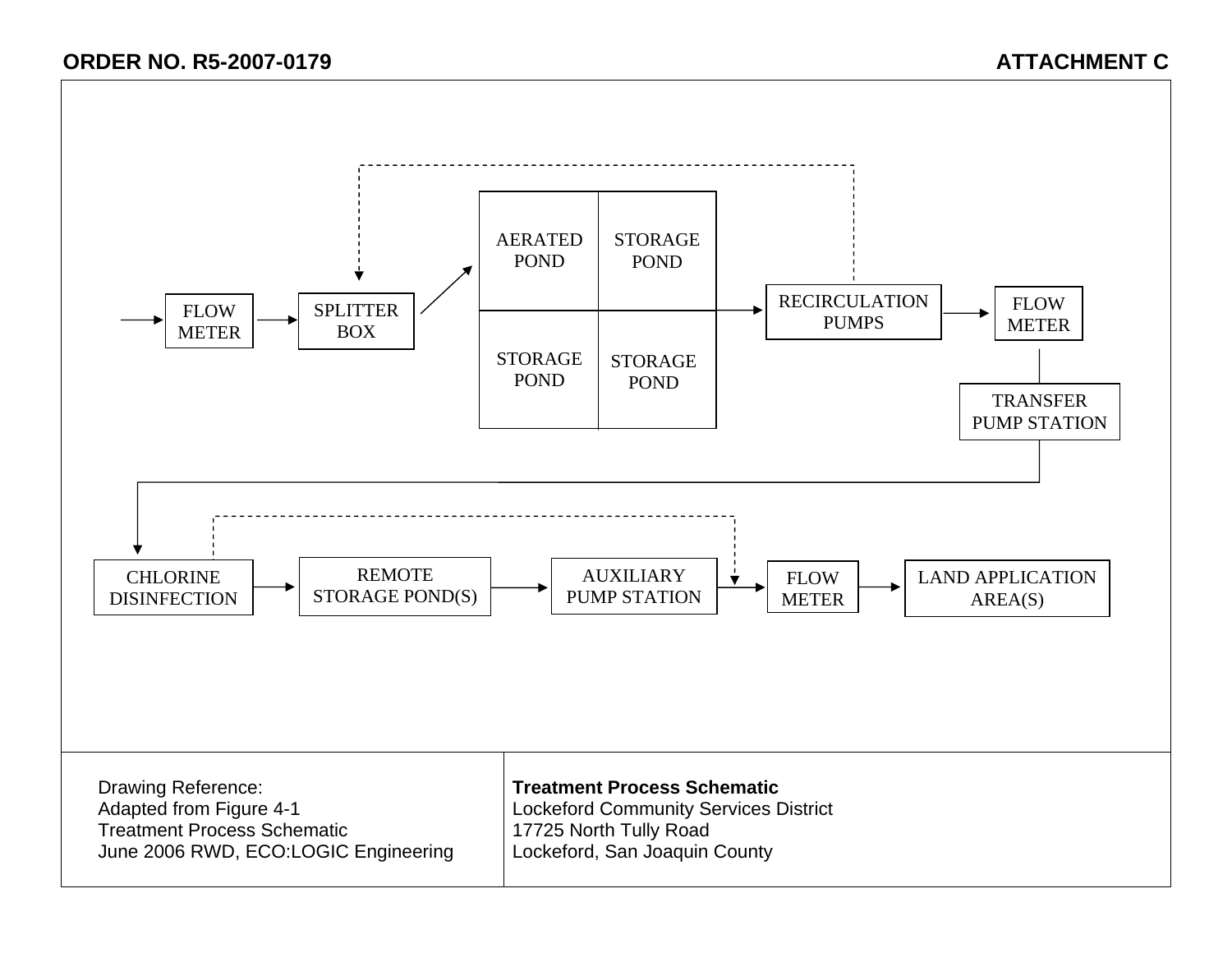**ORDER NO. R5-2007-0179** **ATTACHMENT C**

FLOW METER → SPLITTER BOX → AERATED POND / STORAGE POND / STORAGE POND / STORAGE POND → RECIRCULATION PUMPS → FLOW METER → TRANSFER PUMP STATION → CHLORINE DISINFECTION → REMOTE STORAGE POND(S) → AUXILIARY PUMP STATION → FLOW METER → LAND APPLICATION AREA(S)

Drawing Reference:
Adapted from Figure 4-1
Treatment Process Schematic
June 2006 RWD, ECO:LOGIC Engineering

**Treatment Process Schematic**
Lockeford Community Services District
17725 North Tully Road
Lockeford, San Joaquin County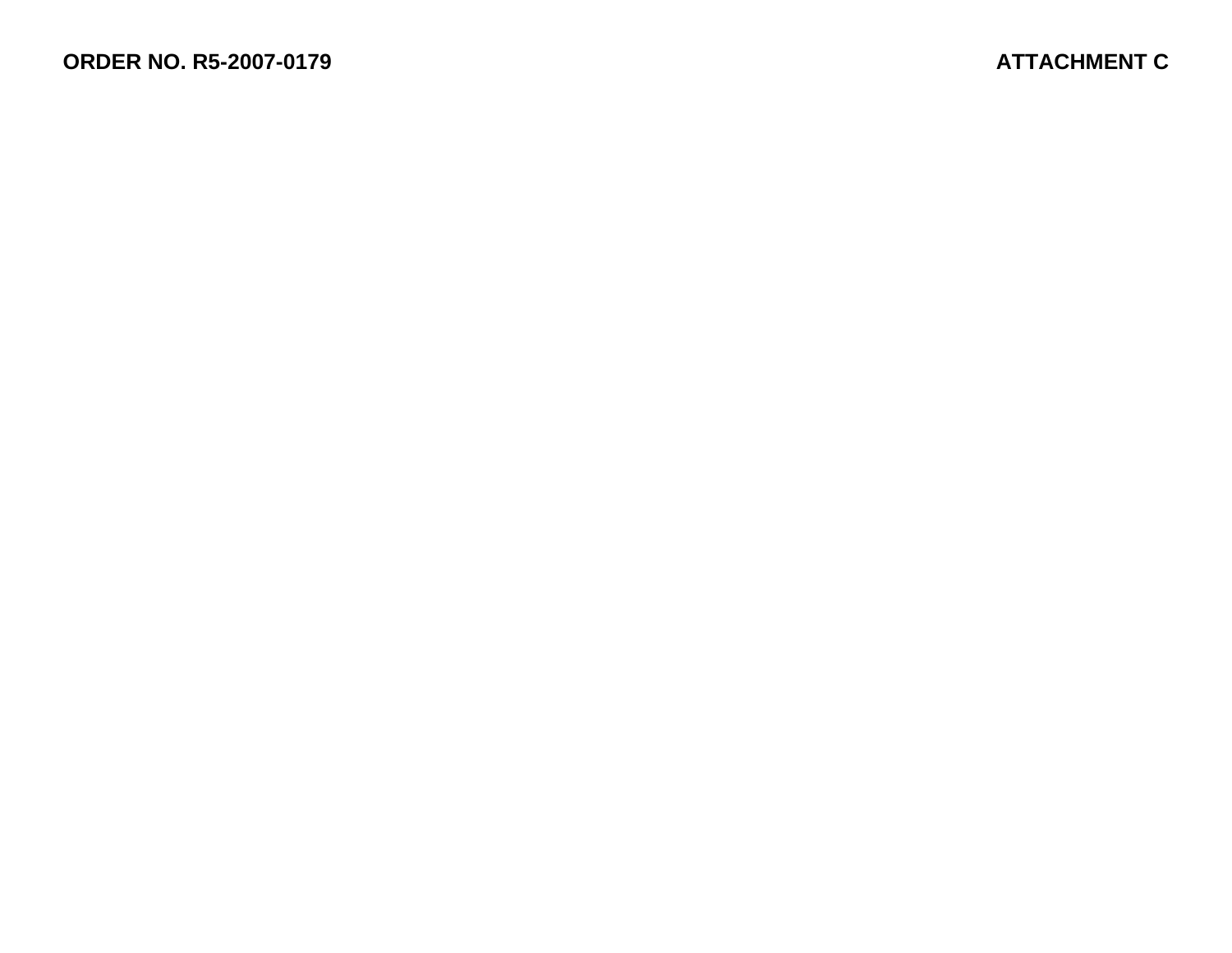**ORDER NO. R5-2007-0179**

**ATTACHMENT C**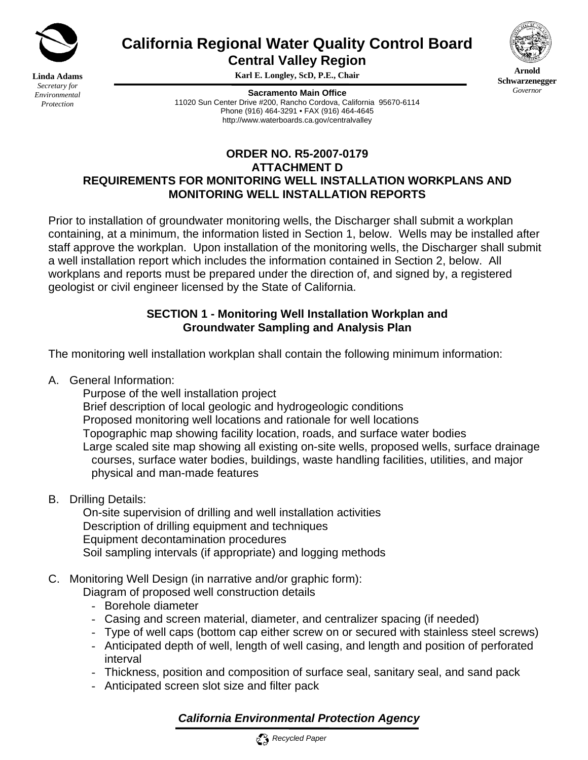**California Regional Water Quality Control Board**
**Central Valley Region**
**Karl E. Longley, ScD, P.E., Chair**

**Linda Adams**
*Secretary for Environmental Protection*

**Arnold Schwarzenegger**
*Governor*

**Sacramento Main Office**
11020 Sun Center Drive #200, Rancho Cordova, California 95670-6114
Phone (916) 464-3291 • FAX (916) 464-4645
http://www.waterboards.ca.gov/centralvalley

# ORDER NO. R5-2007-0179
# ATTACHMENT D
# REQUIREMENTS FOR MONITORING WELL INSTALLATION WORKPLANS AND MONITORING WELL INSTALLATION REPORTS

Prior to installation of groundwater monitoring wells, the Discharger shall submit a workplan containing, at a minimum, the information listed in Section 1, below. Wells may be installed after staff approve the workplan. Upon installation of the monitoring wells, the Discharger shall submit a well installation report which includes the information contained in Section 2, below. All workplans and reports must be prepared under the direction of, and signed by, a registered geologist or civil engineer licensed by the State of California.

## SECTION 1 - Monitoring Well Installation Workplan and Groundwater Sampling and Analysis Plan

The monitoring well installation workplan shall contain the following minimum information:

A. General Information:

Purpose of the well installation project
Brief description of local geologic and hydrogeologic conditions
Proposed monitoring well locations and rationale for well locations
Topographic map showing facility location, roads, and surface water bodies
Large scaled site map showing all existing on-site wells, proposed wells, surface drainage courses, surface water bodies, buildings, waste handling facilities, utilities, and major physical and man-made features

B. Drilling Details:

On-site supervision of drilling and well installation activities
Description of drilling equipment and techniques
Equipment decontamination procedures
Soil sampling intervals (if appropriate) and logging methods

C. Monitoring Well Design (in narrative and/or graphic form):

Diagram of proposed well construction details

- Borehole diameter
- Casing and screen material, diameter, and centralizer spacing (if needed)
- Type of well caps (bottom cap either screw on or secured with stainless steel screws)
- Anticipated depth of well, length of well casing, and length and position of perforated interval
- Thickness, position and composition of surface seal, sanitary seal, and sand pack
- Anticipated screen slot size and filter pack

*California Environmental Protection Agency*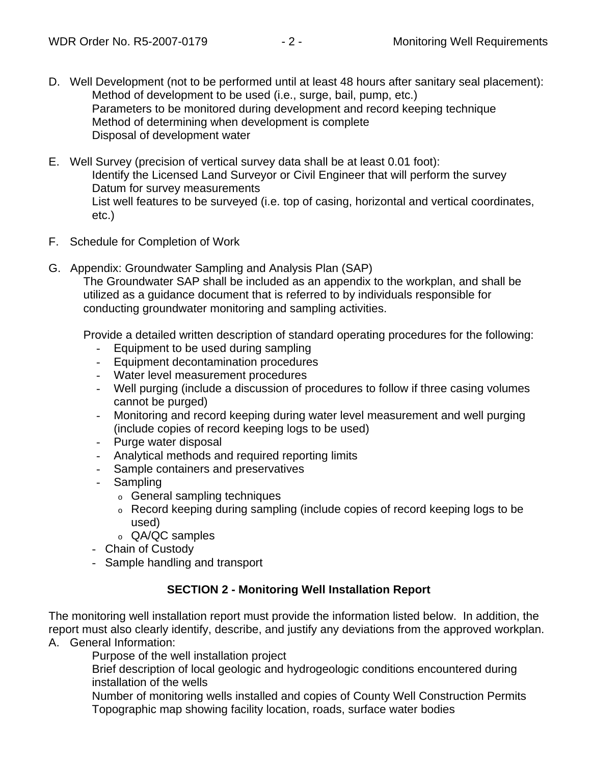D. Well Development (not to be performed until at least 48 hours after sanitary seal placement):
    Method of development to be used (i.e., surge, bail, pump, etc.)
    Parameters to be monitored during development and record keeping technique
    Method of determining when development is complete
    Disposal of development water

E. Well Survey (precision of vertical survey data shall be at least 0.01 foot):
    Identify the Licensed Land Surveyor or Civil Engineer that will perform the survey
    Datum for survey measurements
    List well features to be surveyed (i.e. top of casing, horizontal and vertical coordinates, etc.)

F. Schedule for Completion of Work

G. Appendix: Groundwater Sampling and Analysis Plan (SAP)
    The Groundwater SAP shall be included as an appendix to the workplan, and shall be utilized as a guidance document that is referred to by individuals responsible for conducting groundwater monitoring and sampling activities.

    Provide a detailed written description of standard operating procedures for the following:
    - Equipment to be used during sampling
    - Equipment decontamination procedures
    - Water level measurement procedures
    - Well purging (include a discussion of procedures to follow if three casing volumes cannot be purged)
    - Monitoring and record keeping during water level measurement and well purging (include copies of record keeping logs to be used)
    - Purge water disposal
    - Analytical methods and required reporting limits
    - Sample containers and preservatives
    - Sampling
        - General sampling techniques
        - Record keeping during sampling (include copies of record keeping logs to be used)
        - QA/QC samples
    - Chain of Custody
    - Sample handling and transport

## SECTION 2 - Monitoring Well Installation Report

The monitoring well installation report must provide the information listed below. In addition, the report must also clearly identify, describe, and justify any deviations from the approved workplan.

A. General Information:
    Purpose of the well installation project
    Brief description of local geologic and hydrogeologic conditions encountered during installation of the wells
    Number of monitoring wells installed and copies of County Well Construction Permits
    Topographic map showing facility location, roads, surface water bodies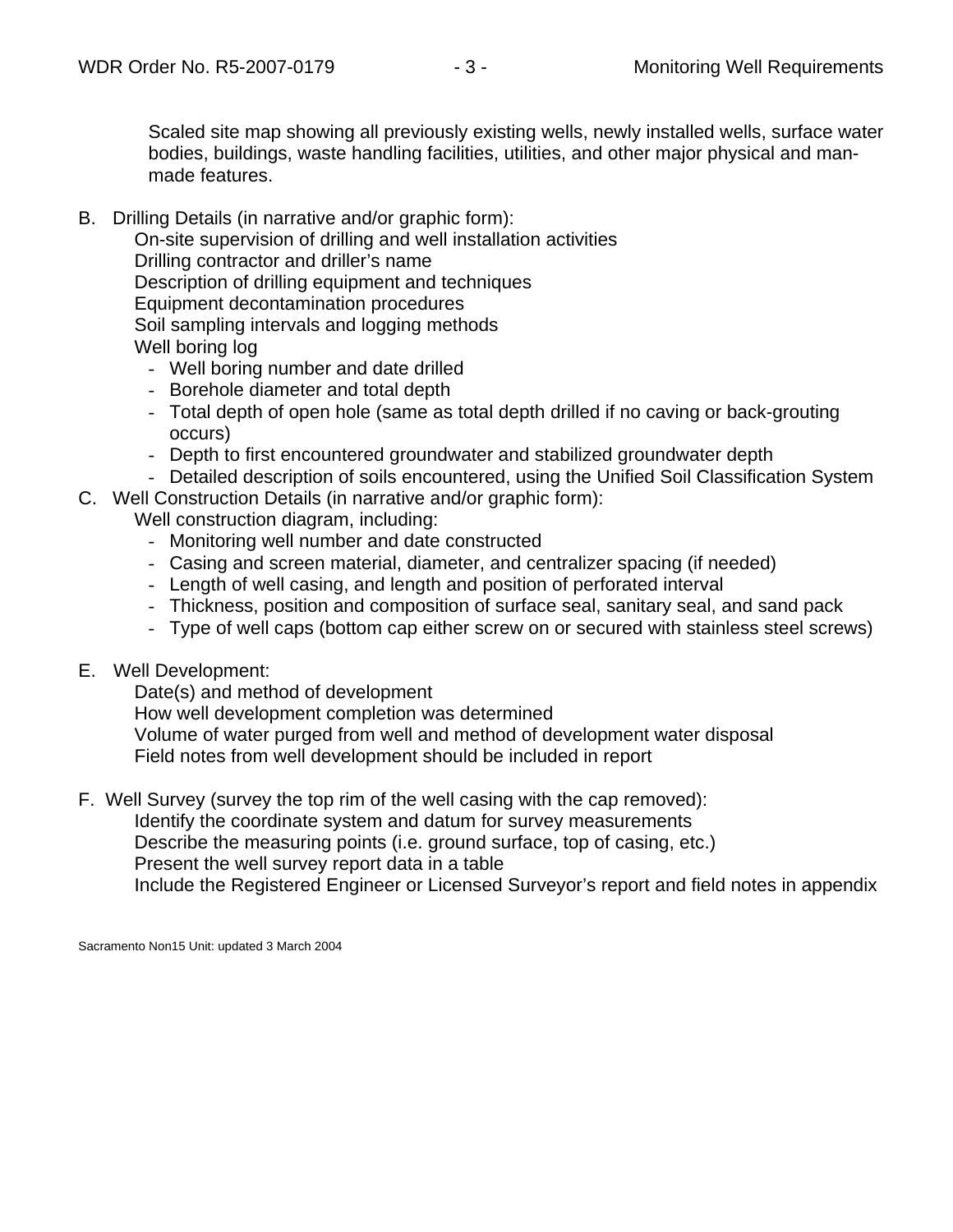Scaled site map showing all previously existing wells, newly installed wells, surface water bodies, buildings, waste handling facilities, utilities, and other major physical and man-made features.

B. Drilling Details (in narrative and/or graphic form):

On-site supervision of drilling and well installation activities
Drilling contractor and driller's name
Description of drilling equipment and techniques
Equipment decontamination procedures
Soil sampling intervals and logging methods
Well boring log

- Well boring number and date drilled
- Borehole diameter and total depth
- Total depth of open hole (same as total depth drilled if no caving or back-grouting occurs)
- Depth to first encountered groundwater and stabilized groundwater depth
- Detailed description of soils encountered, using the Unified Soil Classification System

C. Well Construction Details (in narrative and/or graphic form):

Well construction diagram, including:

- Monitoring well number and date constructed
- Casing and screen material, diameter, and centralizer spacing (if needed)
- Length of well casing, and length and position of perforated interval
- Thickness, position and composition of surface seal, sanitary seal, and sand pack
- Type of well caps (bottom cap either screw on or secured with stainless steel screws)

E. Well Development:

Date(s) and method of development
How well development completion was determined
Volume of water purged from well and method of development water disposal
Field notes from well development should be included in report

F. Well Survey (survey the top rim of the well casing with the cap removed):

Identify the coordinate system and datum for survey measurements
Describe the measuring points (i.e. ground surface, top of casing, etc.)
Present the well survey report data in a table
Include the Registered Engineer or Licensed Surveyor's report and field notes in appendix

Sacramento Non15 Unit: updated 3 March 2004